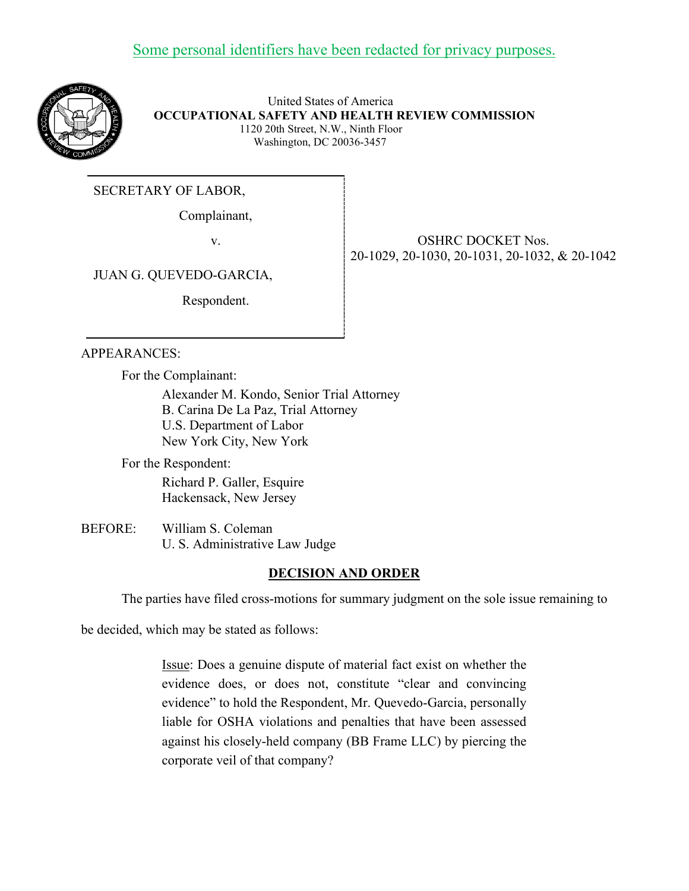Some personal identifiers have been redacted for privacy purposes.

United States of America
**OCCUPATIONAL SAFETY AND HEALTH REVIEW COMMISSION**
1120 20th Street, N.W., Ninth Floor
Washington, DC 20036-3457

| | |
|---|---|
| SECRETARY OF LABOR,<br><br>Complainant,<br><br>v.<br><br>JUAN G. QUEVEDO-GARCIA,<br><br>Respondent. | OSHRC DOCKET Nos.<br>20-1029, 20-1030, 20-1031, 20-1032, & 20-1042 |

APPEARANCES:

For the Complainant:

Alexander M. Kondo, Senior Trial Attorney
B. Carina De La Paz, Trial Attorney
U.S. Department of Labor
New York City, New York

For the Respondent:

Richard P. Galler, Esquire
Hackensack, New Jersey

BEFORE: William S. Coleman
U. S. Administrative Law Judge

## DECISION AND ORDER

The parties have filed cross-motions for summary judgment on the sole issue remaining to be decided, which may be stated as follows:

> Issue: Does a genuine dispute of material fact exist on whether the evidence does, or does not, constitute "clear and convincing evidence" to hold the Respondent, Mr. Quevedo-Garcia, personally liable for OSHA violations and penalties that have been assessed against his closely-held company (BB Frame LLC) by piercing the corporate veil of that company?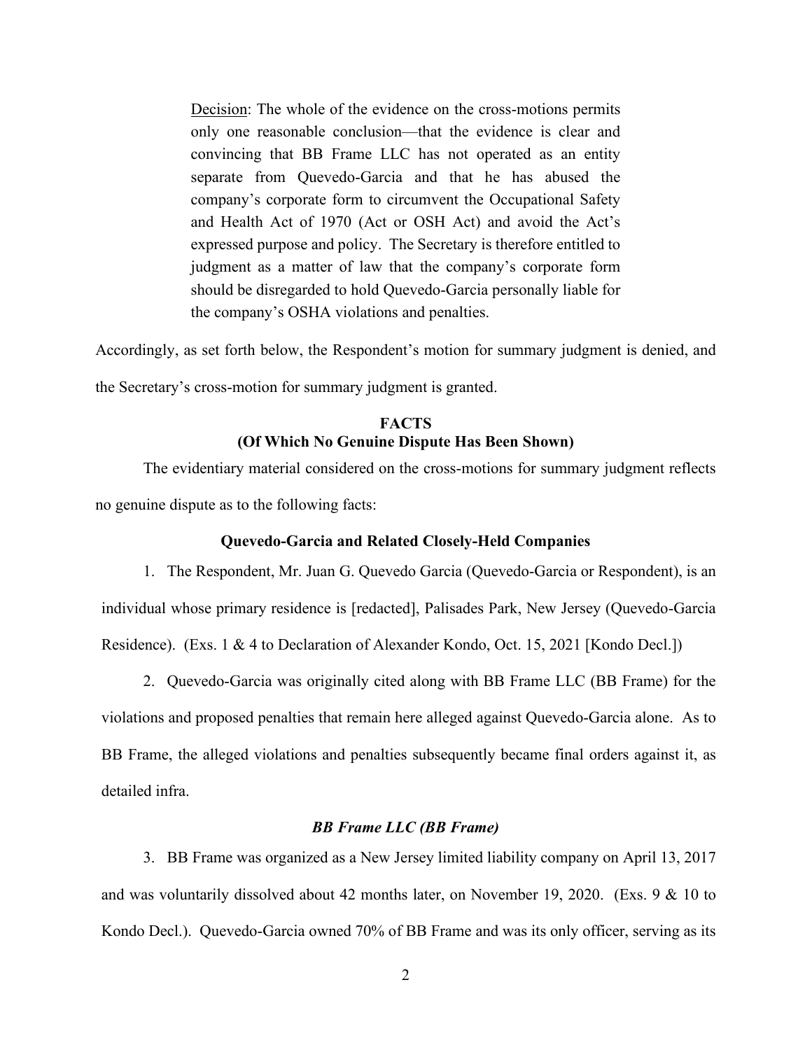> Decision: The whole of the evidence on the cross-motions permits only one reasonable conclusion—that the evidence is clear and convincing that BB Frame LLC has not operated as an entity separate from Quevedo-Garcia and that he has abused the company's corporate form to circumvent the Occupational Safety and Health Act of 1970 (Act or OSH Act) and avoid the Act's expressed purpose and policy. The Secretary is therefore entitled to judgment as a matter of law that the company's corporate form should be disregarded to hold Quevedo-Garcia personally liable for the company's OSHA violations and penalties.

Accordingly, as set forth below, the Respondent's motion for summary judgment is denied, and the Secretary's cross-motion for summary judgment is granted.

## FACTS
### (Of Which No Genuine Dispute Has Been Shown)

The evidentiary material considered on the cross-motions for summary judgment reflects no genuine dispute as to the following facts:

### Quevedo-Garcia and Related Closely-Held Companies

1. The Respondent, Mr. Juan G. Quevedo Garcia (Quevedo-Garcia or Respondent), is an individual whose primary residence is [redacted], Palisades Park, New Jersey (Quevedo-Garcia Residence). (Exs. 1 & 4 to Declaration of Alexander Kondo, Oct. 15, 2021 [Kondo Decl.])

2. Quevedo-Garcia was originally cited along with BB Frame LLC (BB Frame) for the violations and proposed penalties that remain here alleged against Quevedo-Garcia alone. As to BB Frame, the alleged violations and penalties subsequently became final orders against it, as detailed infra.

#### *BB Frame LLC (BB Frame)*

3. BB Frame was organized as a New Jersey limited liability company on April 13, 2017 and was voluntarily dissolved about 42 months later, on November 19, 2020. (Exs. 9 & 10 to Kondo Decl.). Quevedo-Garcia owned 70% of BB Frame and was its only officer, serving as its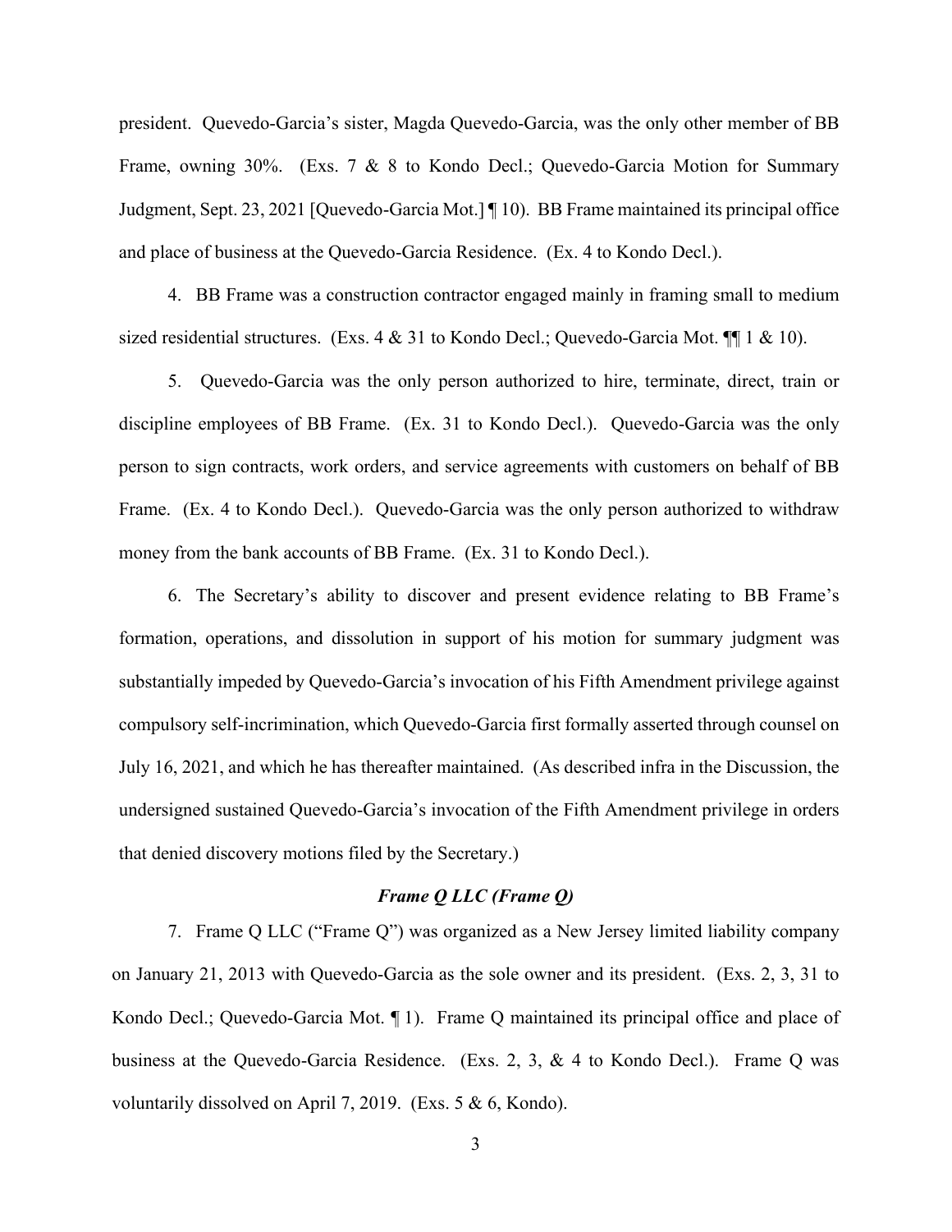president. Quevedo-Garcia's sister, Magda Quevedo-Garcia, was the only other member of BB Frame, owning 30%. (Exs. 7 & 8 to Kondo Decl.; Quevedo-Garcia Motion for Summary Judgment, Sept. 23, 2021 [Quevedo-Garcia Mot.] ¶ 10). BB Frame maintained its principal office and place of business at the Quevedo-Garcia Residence. (Ex. 4 to Kondo Decl.).

4. BB Frame was a construction contractor engaged mainly in framing small to medium sized residential structures. (Exs. 4 & 31 to Kondo Decl.; Quevedo-Garcia Mot. ¶¶ 1 & 10).

5. Quevedo-Garcia was the only person authorized to hire, terminate, direct, train or discipline employees of BB Frame. (Ex. 31 to Kondo Decl.). Quevedo-Garcia was the only person to sign contracts, work orders, and service agreements with customers on behalf of BB Frame. (Ex. 4 to Kondo Decl.). Quevedo-Garcia was the only person authorized to withdraw money from the bank accounts of BB Frame. (Ex. 31 to Kondo Decl.).

6. The Secretary's ability to discover and present evidence relating to BB Frame's formation, operations, and dissolution in support of his motion for summary judgment was substantially impeded by Quevedo-Garcia's invocation of his Fifth Amendment privilege against compulsory self-incrimination, which Quevedo-Garcia first formally asserted through counsel on July 16, 2021, and which he has thereafter maintained. (As described infra in the Discussion, the undersigned sustained Quevedo-Garcia's invocation of the Fifth Amendment privilege in orders that denied discovery motions filed by the Secretary.)

***Frame Q LLC (Frame Q)***

7. Frame Q LLC ("Frame Q") was organized as a New Jersey limited liability company on January 21, 2013 with Quevedo-Garcia as the sole owner and its president. (Exs. 2, 3, 31 to Kondo Decl.; Quevedo-Garcia Mot. ¶ 1). Frame Q maintained its principal office and place of business at the Quevedo-Garcia Residence. (Exs. 2, 3, & 4 to Kondo Decl.). Frame Q was voluntarily dissolved on April 7, 2019. (Exs. 5 & 6, Kondo).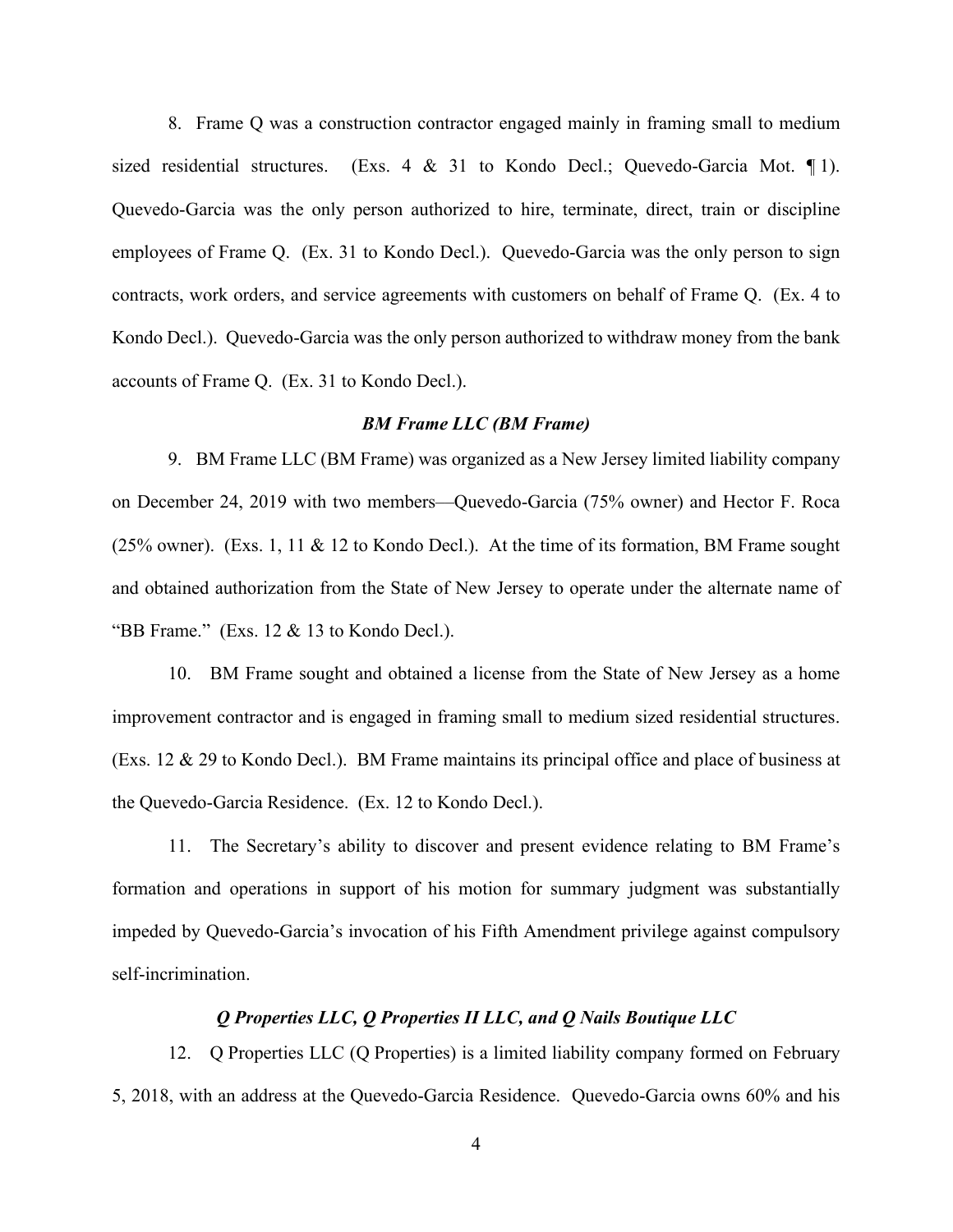8. Frame Q was a construction contractor engaged mainly in framing small to medium sized residential structures. (Exs. 4 & 31 to Kondo Decl.; Quevedo-Garcia Mot. ¶ 1). Quevedo-Garcia was the only person authorized to hire, terminate, direct, train or discipline employees of Frame Q. (Ex. 31 to Kondo Decl.). Quevedo-Garcia was the only person to sign contracts, work orders, and service agreements with customers on behalf of Frame Q. (Ex. 4 to Kondo Decl.). Quevedo-Garcia was the only person authorized to withdraw money from the bank accounts of Frame Q. (Ex. 31 to Kondo Decl.).

***BM Frame LLC (BM Frame)***

9. BM Frame LLC (BM Frame) was organized as a New Jersey limited liability company on December 24, 2019 with two members—Quevedo-Garcia (75% owner) and Hector F. Roca (25% owner). (Exs. 1, 11 & 12 to Kondo Decl.). At the time of its formation, BM Frame sought and obtained authorization from the State of New Jersey to operate under the alternate name of "BB Frame." (Exs. 12 & 13 to Kondo Decl.).

10. BM Frame sought and obtained a license from the State of New Jersey as a home improvement contractor and is engaged in framing small to medium sized residential structures. (Exs. 12 & 29 to Kondo Decl.). BM Frame maintains its principal office and place of business at the Quevedo-Garcia Residence. (Ex. 12 to Kondo Decl.).

11. The Secretary's ability to discover and present evidence relating to BM Frame's formation and operations in support of his motion for summary judgment was substantially impeded by Quevedo-Garcia's invocation of his Fifth Amendment privilege against compulsory self-incrimination.

***Q Properties LLC, Q Properties II LLC, and Q Nails Boutique LLC***

12. Q Properties LLC (Q Properties) is a limited liability company formed on February 5, 2018, with an address at the Quevedo-Garcia Residence. Quevedo-Garcia owns 60% and his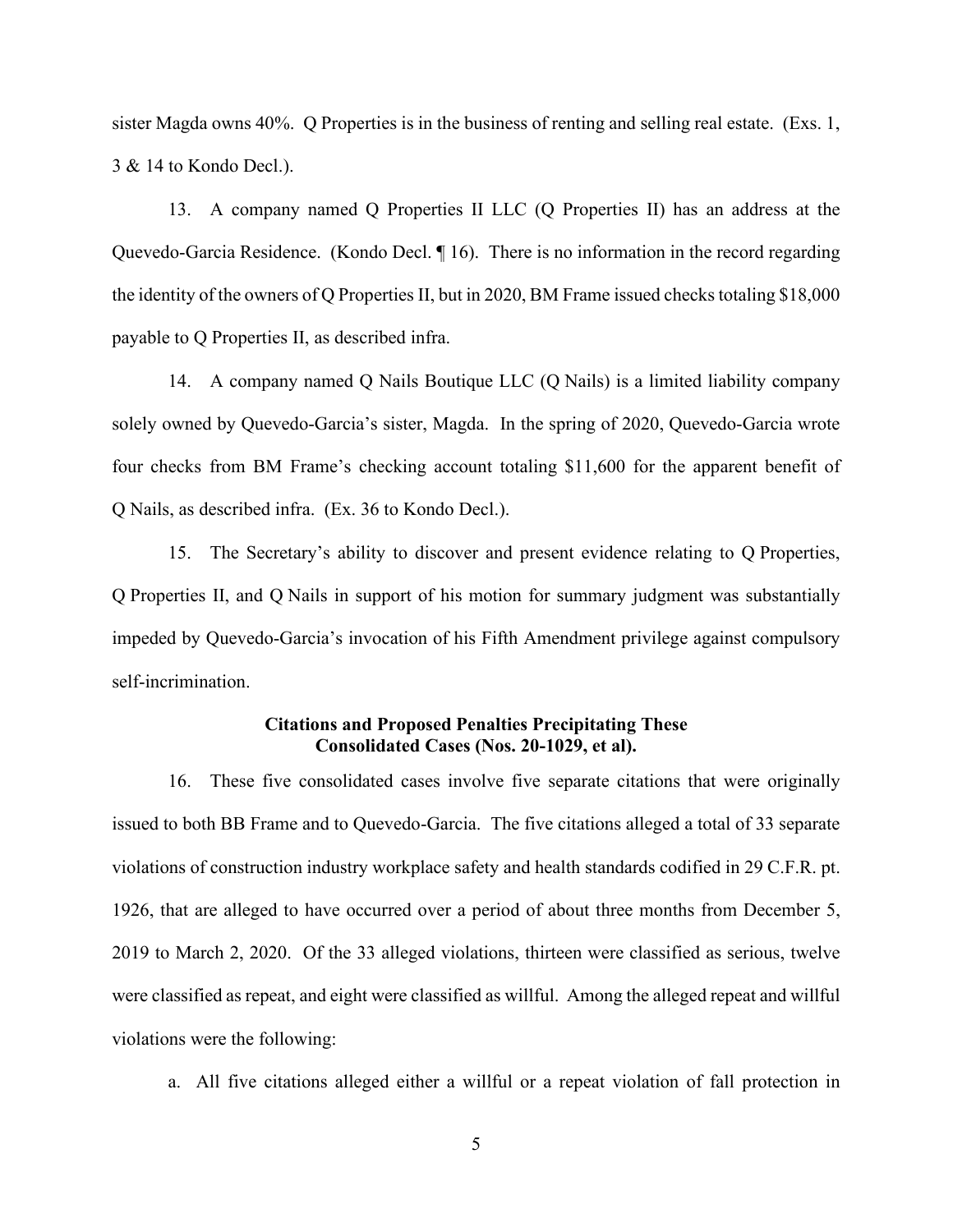sister Magda owns 40%. Q Properties is in the business of renting and selling real estate. (Exs. 1, 3 & 14 to Kondo Decl.).

13. A company named Q Properties II LLC (Q Properties II) has an address at the Quevedo-Garcia Residence. (Kondo Decl. ¶ 16). There is no information in the record regarding the identity of the owners of Q Properties II, but in 2020, BM Frame issued checks totaling $18,000 payable to Q Properties II, as described infra.

14. A company named Q Nails Boutique LLC (Q Nails) is a limited liability company solely owned by Quevedo-Garcia's sister, Magda. In the spring of 2020, Quevedo-Garcia wrote four checks from BM Frame's checking account totaling $11,600 for the apparent benefit of Q Nails, as described infra. (Ex. 36 to Kondo Decl.).

15. The Secretary's ability to discover and present evidence relating to Q Properties, Q Properties II, and Q Nails in support of his motion for summary judgment was substantially impeded by Quevedo-Garcia's invocation of his Fifth Amendment privilege against compulsory self-incrimination.

**Citations and Proposed Penalties Precipitating These Consolidated Cases (Nos. 20-1029, et al).**

16. These five consolidated cases involve five separate citations that were originally issued to both BB Frame and to Quevedo-Garcia. The five citations alleged a total of 33 separate violations of construction industry workplace safety and health standards codified in 29 C.F.R. pt. 1926, that are alleged to have occurred over a period of about three months from December 5, 2019 to March 2, 2020. Of the 33 alleged violations, thirteen were classified as serious, twelve were classified as repeat, and eight were classified as willful. Among the alleged repeat and willful violations were the following:

a. All five citations alleged either a willful or a repeat violation of fall protection in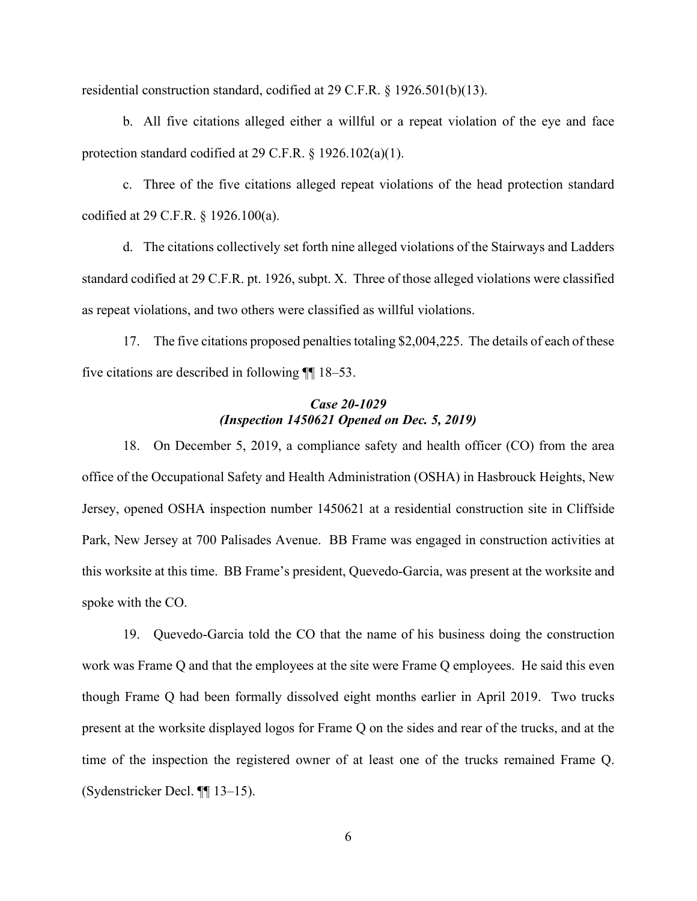residential construction standard, codified at 29 C.F.R. § 1926.501(b)(13).

b. All five citations alleged either a willful or a repeat violation of the eye and face protection standard codified at 29 C.F.R. § 1926.102(a)(1).

c. Three of the five citations alleged repeat violations of the head protection standard codified at 29 C.F.R. § 1926.100(a).

d. The citations collectively set forth nine alleged violations of the Stairways and Ladders standard codified at 29 C.F.R. pt. 1926, subpt. X. Three of those alleged violations were classified as repeat violations, and two others were classified as willful violations.

17. The five citations proposed penalties totaling $2,004,225. The details of each of these five citations are described in following ¶¶ 18–53.

### *Case 20-1029*
### *(Inspection 1450621 Opened on Dec. 5, 2019)*

18. On December 5, 2019, a compliance safety and health officer (CO) from the area office of the Occupational Safety and Health Administration (OSHA) in Hasbrouck Heights, New Jersey, opened OSHA inspection number 1450621 at a residential construction site in Cliffside Park, New Jersey at 700 Palisades Avenue. BB Frame was engaged in construction activities at this worksite at this time. BB Frame's president, Quevedo-Garcia, was present at the worksite and spoke with the CO.

19. Quevedo-Garcia told the CO that the name of his business doing the construction work was Frame Q and that the employees at the site were Frame Q employees. He said this even though Frame Q had been formally dissolved eight months earlier in April 2019. Two trucks present at the worksite displayed logos for Frame Q on the sides and rear of the trucks, and at the time of the inspection the registered owner of at least one of the trucks remained Frame Q. (Sydenstricker Decl. ¶¶ 13–15).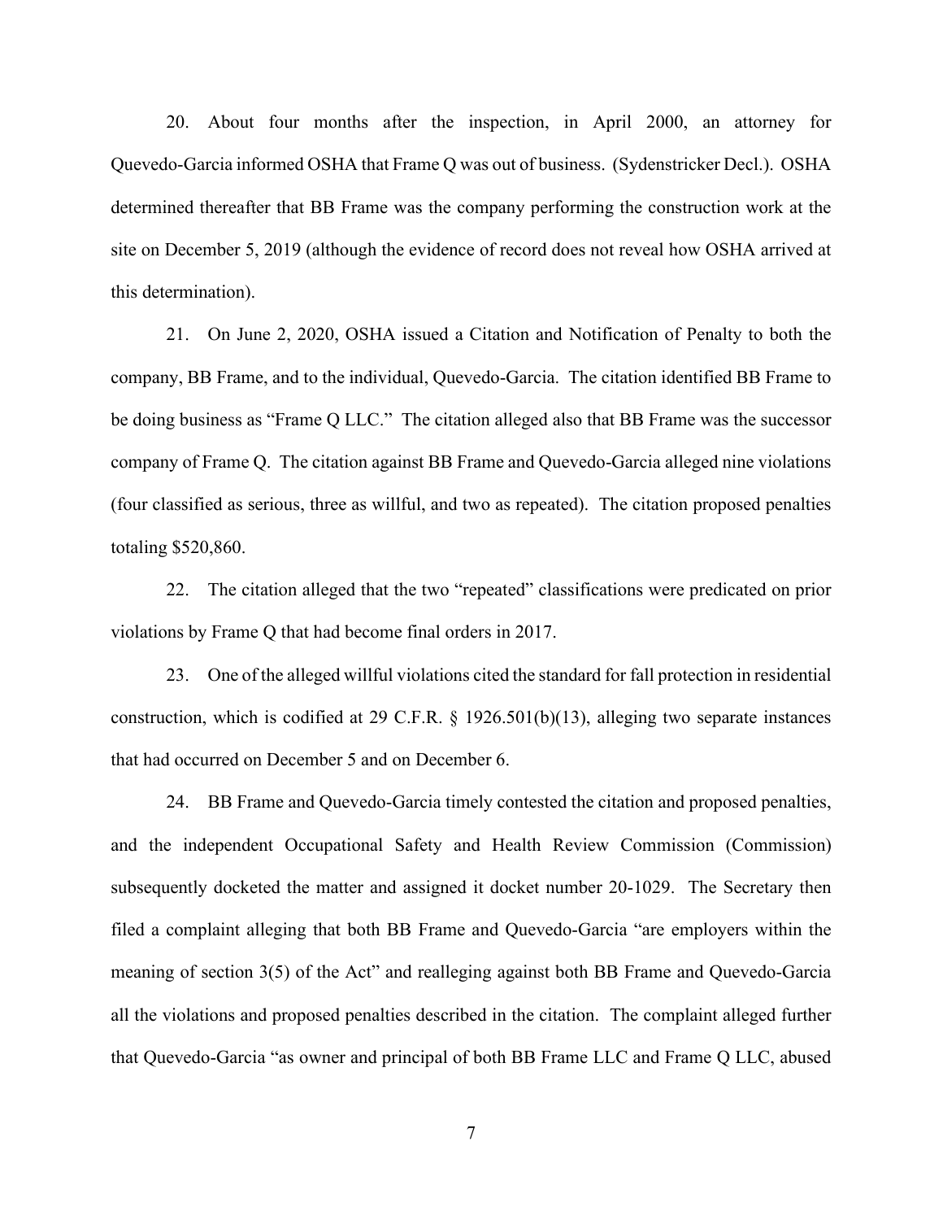20. About four months after the inspection, in April 2000, an attorney for Quevedo-Garcia informed OSHA that Frame Q was out of business. (Sydenstricker Decl.). OSHA determined thereafter that BB Frame was the company performing the construction work at the site on December 5, 2019 (although the evidence of record does not reveal how OSHA arrived at this determination).

21. On June 2, 2020, OSHA issued a Citation and Notification of Penalty to both the company, BB Frame, and to the individual, Quevedo-Garcia. The citation identified BB Frame to be doing business as "Frame Q LLC." The citation alleged also that BB Frame was the successor company of Frame Q. The citation against BB Frame and Quevedo-Garcia alleged nine violations (four classified as serious, three as willful, and two as repeated). The citation proposed penalties totaling $520,860.

22. The citation alleged that the two "repeated" classifications were predicated on prior violations by Frame Q that had become final orders in 2017.

23. One of the alleged willful violations cited the standard for fall protection in residential construction, which is codified at 29 C.F.R. § 1926.501(b)(13), alleging two separate instances that had occurred on December 5 and on December 6.

24. BB Frame and Quevedo-Garcia timely contested the citation and proposed penalties, and the independent Occupational Safety and Health Review Commission (Commission) subsequently docketed the matter and assigned it docket number 20-1029. The Secretary then filed a complaint alleging that both BB Frame and Quevedo-Garcia "are employers within the meaning of section 3(5) of the Act" and realleging against both BB Frame and Quevedo-Garcia all the violations and proposed penalties described in the citation. The complaint alleged further that Quevedo-Garcia "as owner and principal of both BB Frame LLC and Frame Q LLC, abused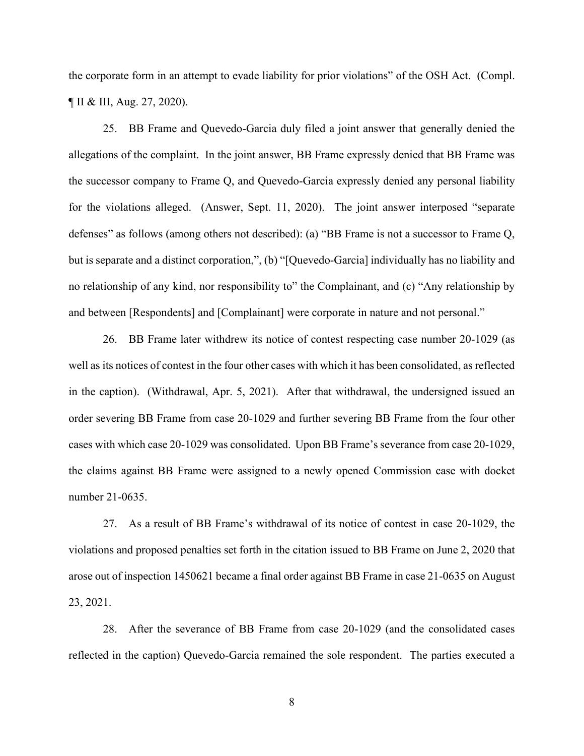the corporate form in an attempt to evade liability for prior violations" of the OSH Act. (Compl. ¶ II & III, Aug. 27, 2020).

25. BB Frame and Quevedo-Garcia duly filed a joint answer that generally denied the allegations of the complaint. In the joint answer, BB Frame expressly denied that BB Frame was the successor company to Frame Q, and Quevedo-Garcia expressly denied any personal liability for the violations alleged. (Answer, Sept. 11, 2020). The joint answer interposed "separate defenses" as follows (among others not described): (a) "BB Frame is not a successor to Frame Q, but is separate and a distinct corporation,", (b) "[Quevedo-Garcia] individually has no liability and no relationship of any kind, nor responsibility to" the Complainant, and (c) "Any relationship by and between [Respondents] and [Complainant] were corporate in nature and not personal."

26. BB Frame later withdrew its notice of contest respecting case number 20-1029 (as well as its notices of contest in the four other cases with which it has been consolidated, as reflected in the caption). (Withdrawal, Apr. 5, 2021). After that withdrawal, the undersigned issued an order severing BB Frame from case 20-1029 and further severing BB Frame from the four other cases with which case 20-1029 was consolidated. Upon BB Frame's severance from case 20-1029, the claims against BB Frame were assigned to a newly opened Commission case with docket number 21-0635.

27. As a result of BB Frame's withdrawal of its notice of contest in case 20-1029, the violations and proposed penalties set forth in the citation issued to BB Frame on June 2, 2020 that arose out of inspection 1450621 became a final order against BB Frame in case 21-0635 on August 23, 2021.

28. After the severance of BB Frame from case 20-1029 (and the consolidated cases reflected in the caption) Quevedo-Garcia remained the sole respondent. The parties executed a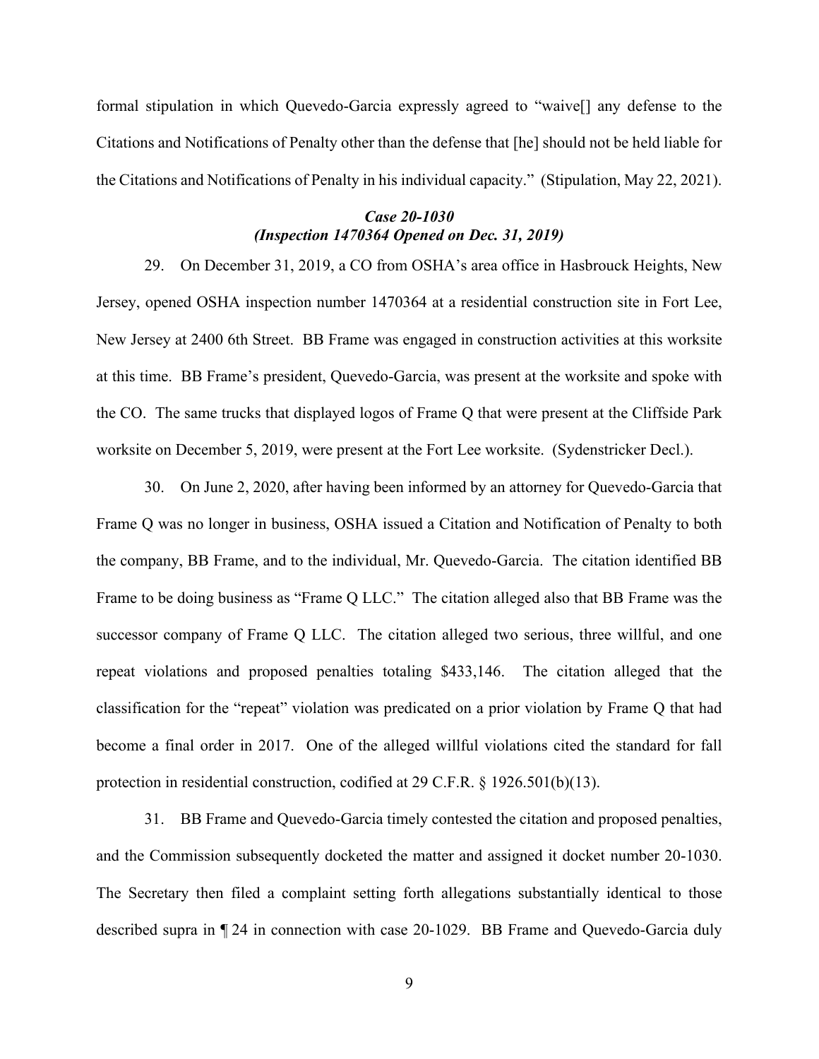formal stipulation in which Quevedo-Garcia expressly agreed to "waive[] any defense to the Citations and Notifications of Penalty other than the defense that [he] should not be held liable for the Citations and Notifications of Penalty in his individual capacity." (Stipulation, May 22, 2021).

### *Case 20-1030*
### *(Inspection 1470364 Opened on Dec. 31, 2019)*

29. On December 31, 2019, a CO from OSHA's area office in Hasbrouck Heights, New Jersey, opened OSHA inspection number 1470364 at a residential construction site in Fort Lee, New Jersey at 2400 6th Street. BB Frame was engaged in construction activities at this worksite at this time. BB Frame's president, Quevedo-Garcia, was present at the worksite and spoke with the CO. The same trucks that displayed logos of Frame Q that were present at the Cliffside Park worksite on December 5, 2019, were present at the Fort Lee worksite. (Sydenstricker Decl.).

30. On June 2, 2020, after having been informed by an attorney for Quevedo-Garcia that Frame Q was no longer in business, OSHA issued a Citation and Notification of Penalty to both the company, BB Frame, and to the individual, Mr. Quevedo-Garcia. The citation identified BB Frame to be doing business as "Frame Q LLC." The citation alleged also that BB Frame was the successor company of Frame Q LLC. The citation alleged two serious, three willful, and one repeat violations and proposed penalties totaling $433,146. The citation alleged that the classification for the "repeat" violation was predicated on a prior violation by Frame Q that had become a final order in 2017. One of the alleged willful violations cited the standard for fall protection in residential construction, codified at 29 C.F.R. § 1926.501(b)(13).

31. BB Frame and Quevedo-Garcia timely contested the citation and proposed penalties, and the Commission subsequently docketed the matter and assigned it docket number 20-1030. The Secretary then filed a complaint setting forth allegations substantially identical to those described supra in ¶ 24 in connection with case 20-1029. BB Frame and Quevedo-Garcia duly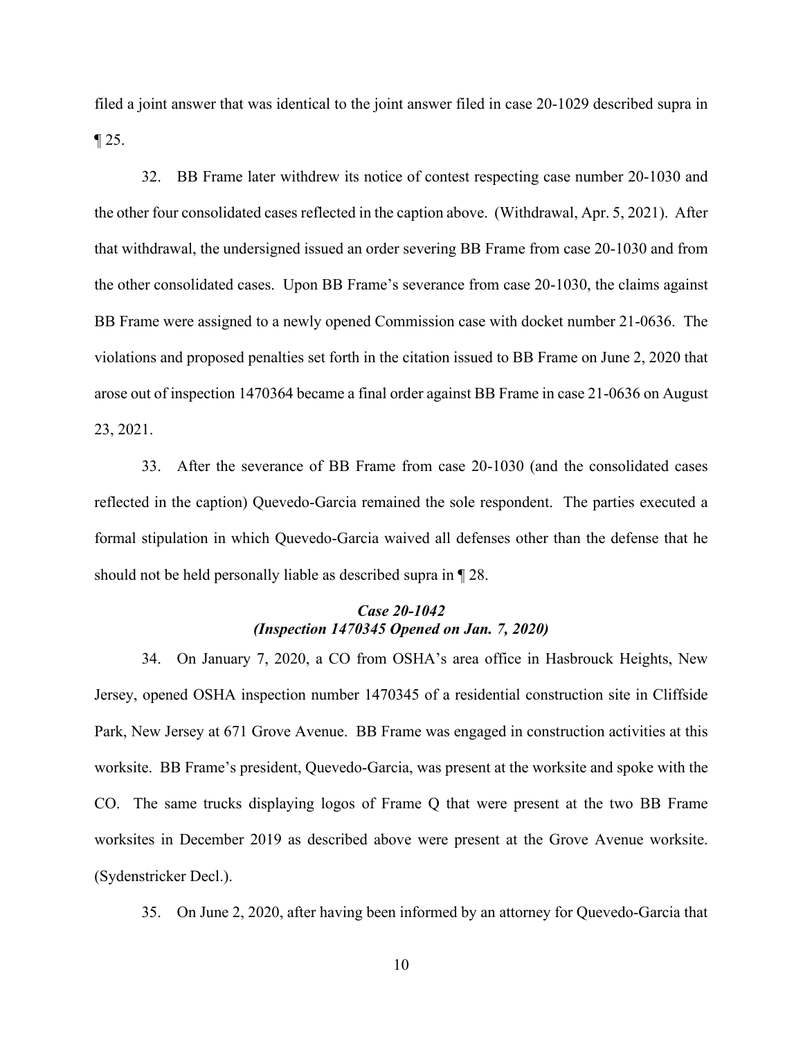filed a joint answer that was identical to the joint answer filed in case 20-1029 described supra in ¶ 25.

32. BB Frame later withdrew its notice of contest respecting case number 20-1030 and the other four consolidated cases reflected in the caption above. (Withdrawal, Apr. 5, 2021). After that withdrawal, the undersigned issued an order severing BB Frame from case 20-1030 and from the other consolidated cases. Upon BB Frame's severance from case 20-1030, the claims against BB Frame were assigned to a newly opened Commission case with docket number 21-0636. The violations and proposed penalties set forth in the citation issued to BB Frame on June 2, 2020 that arose out of inspection 1470364 became a final order against BB Frame in case 21-0636 on August 23, 2021.

33. After the severance of BB Frame from case 20-1030 (and the consolidated cases reflected in the caption) Quevedo-Garcia remained the sole respondent. The parties executed a formal stipulation in which Quevedo-Garcia waived all defenses other than the defense that he should not be held personally liable as described supra in ¶ 28.

### *Case 20-1042*
### *(Inspection 1470345 Opened on Jan. 7, 2020)*

34. On January 7, 2020, a CO from OSHA's area office in Hasbrouck Heights, New Jersey, opened OSHA inspection number 1470345 of a residential construction site in Cliffside Park, New Jersey at 671 Grove Avenue. BB Frame was engaged in construction activities at this worksite. BB Frame's president, Quevedo-Garcia, was present at the worksite and spoke with the CO. The same trucks displaying logos of Frame Q that were present at the two BB Frame worksites in December 2019 as described above were present at the Grove Avenue worksite. (Sydenstricker Decl.).

35. On June 2, 2020, after having been informed by an attorney for Quevedo-Garcia that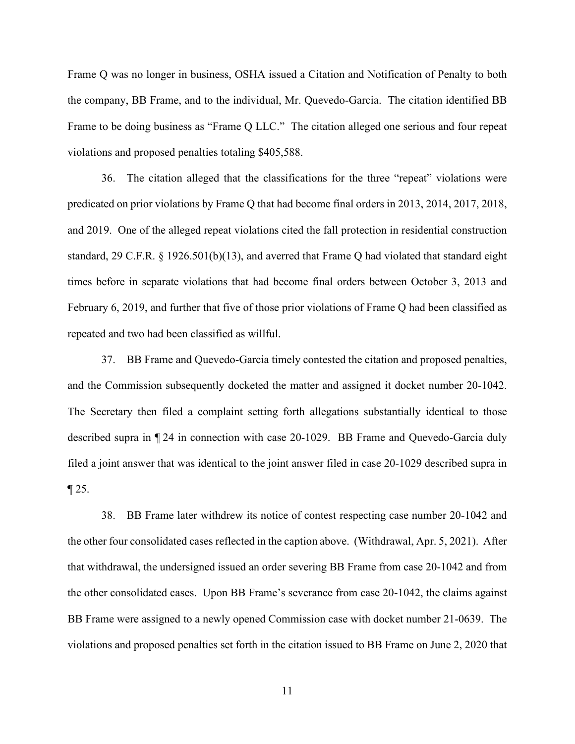Frame Q was no longer in business, OSHA issued a Citation and Notification of Penalty to both the company, BB Frame, and to the individual, Mr. Quevedo-Garcia. The citation identified BB Frame to be doing business as "Frame Q LLC." The citation alleged one serious and four repeat violations and proposed penalties totaling $405,588.

36. The citation alleged that the classifications for the three "repeat" violations were predicated on prior violations by Frame Q that had become final orders in 2013, 2014, 2017, 2018, and 2019. One of the alleged repeat violations cited the fall protection in residential construction standard, 29 C.F.R. § 1926.501(b)(13), and averred that Frame Q had violated that standard eight times before in separate violations that had become final orders between October 3, 2013 and February 6, 2019, and further that five of those prior violations of Frame Q had been classified as repeated and two had been classified as willful.

37. BB Frame and Quevedo-Garcia timely contested the citation and proposed penalties, and the Commission subsequently docketed the matter and assigned it docket number 20-1042. The Secretary then filed a complaint setting forth allegations substantially identical to those described supra in ¶ 24 in connection with case 20-1029. BB Frame and Quevedo-Garcia duly filed a joint answer that was identical to the joint answer filed in case 20-1029 described supra in ¶ 25.

38. BB Frame later withdrew its notice of contest respecting case number 20-1042 and the other four consolidated cases reflected in the caption above. (Withdrawal, Apr. 5, 2021). After that withdrawal, the undersigned issued an order severing BB Frame from case 20-1042 and from the other consolidated cases. Upon BB Frame's severance from case 20-1042, the claims against BB Frame were assigned to a newly opened Commission case with docket number 21-0639. The violations and proposed penalties set forth in the citation issued to BB Frame on June 2, 2020 that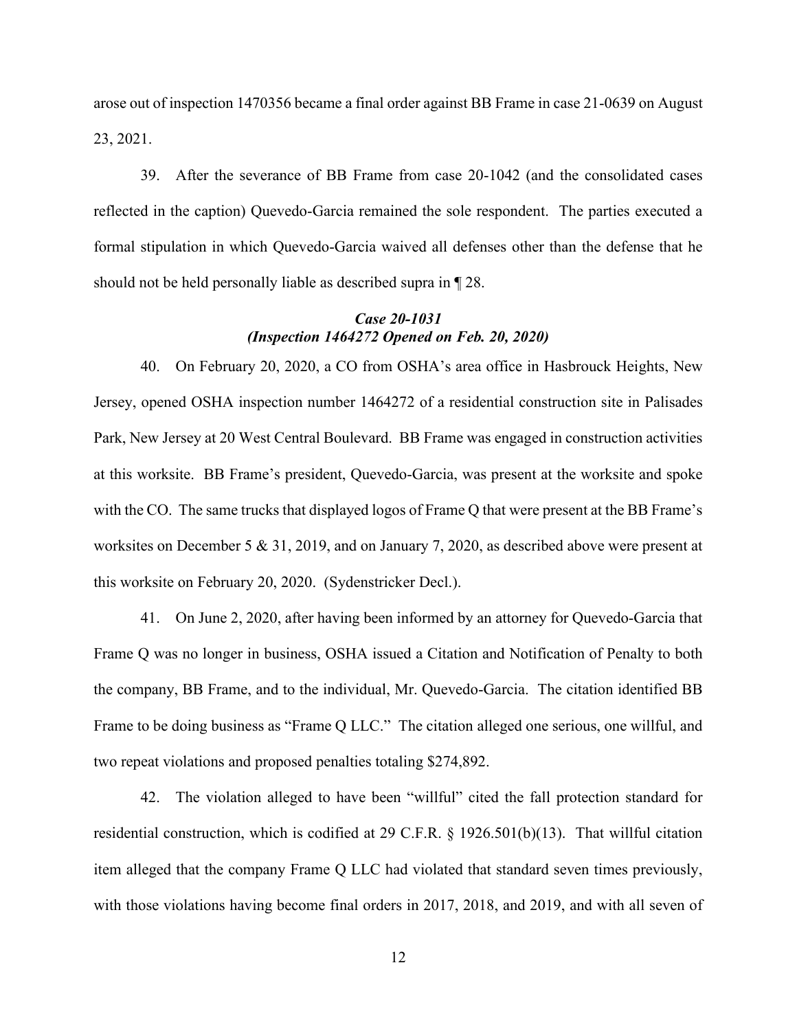arose out of inspection 1470356 became a final order against BB Frame in case 21-0639 on August 23, 2021.

39. After the severance of BB Frame from case 20-1042 (and the consolidated cases reflected in the caption) Quevedo-Garcia remained the sole respondent. The parties executed a formal stipulation in which Quevedo-Garcia waived all defenses other than the defense that he should not be held personally liable as described supra in ¶ 28.

***Case 20-1031***
***(Inspection 1464272 Opened on Feb. 20, 2020)***

40. On February 20, 2020, a CO from OSHA's area office in Hasbrouck Heights, New Jersey, opened OSHA inspection number 1464272 of a residential construction site in Palisades Park, New Jersey at 20 West Central Boulevard. BB Frame was engaged in construction activities at this worksite. BB Frame's president, Quevedo-Garcia, was present at the worksite and spoke with the CO. The same trucks that displayed logos of Frame Q that were present at the BB Frame's worksites on December 5 & 31, 2019, and on January 7, 2020, as described above were present at this worksite on February 20, 2020. (Sydenstricker Decl.).

41. On June 2, 2020, after having been informed by an attorney for Quevedo-Garcia that Frame Q was no longer in business, OSHA issued a Citation and Notification of Penalty to both the company, BB Frame, and to the individual, Mr. Quevedo-Garcia. The citation identified BB Frame to be doing business as "Frame Q LLC." The citation alleged one serious, one willful, and two repeat violations and proposed penalties totaling $274,892.

42. The violation alleged to have been "willful" cited the fall protection standard for residential construction, which is codified at 29 C.F.R. § 1926.501(b)(13). That willful citation item alleged that the company Frame Q LLC had violated that standard seven times previously, with those violations having become final orders in 2017, 2018, and 2019, and with all seven of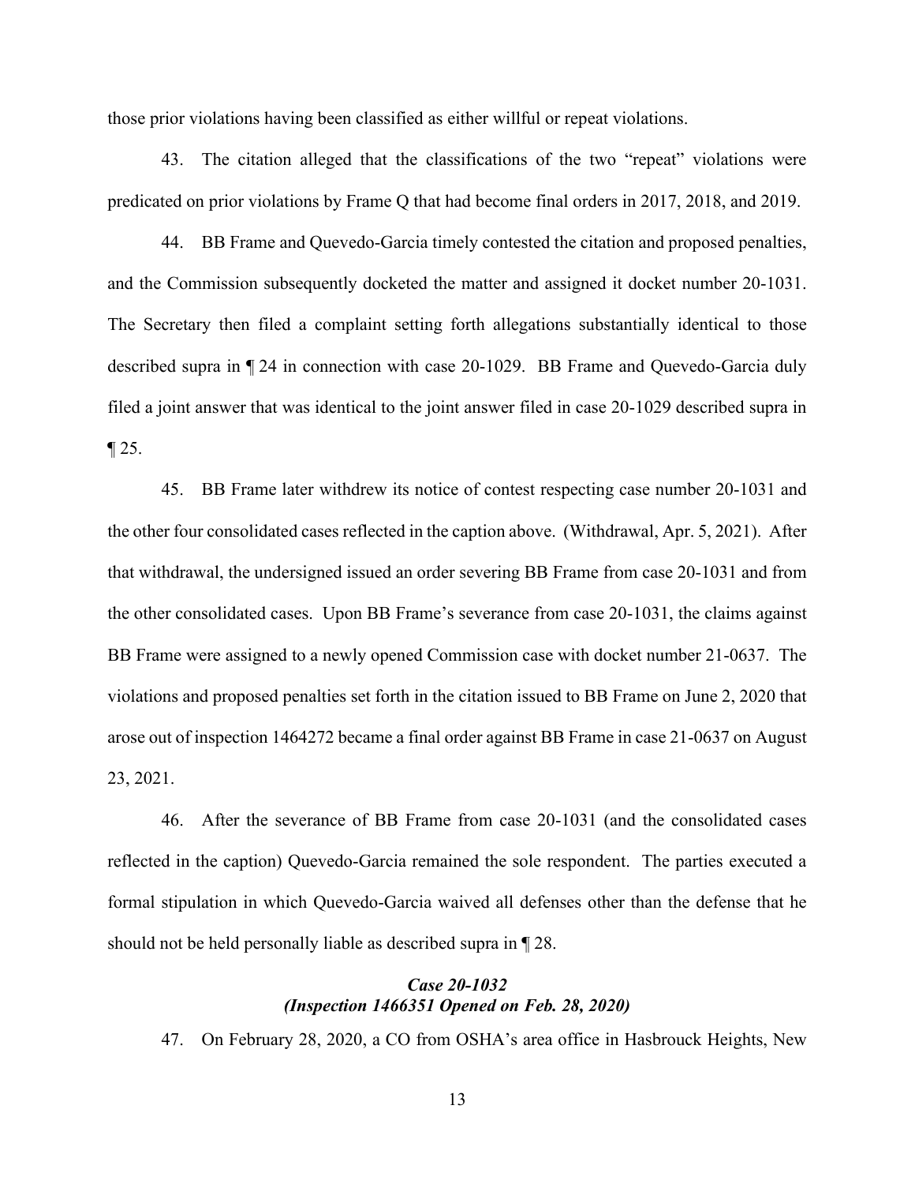those prior violations having been classified as either willful or repeat violations.

43. The citation alleged that the classifications of the two "repeat" violations were predicated on prior violations by Frame Q that had become final orders in 2017, 2018, and 2019.

44. BB Frame and Quevedo-Garcia timely contested the citation and proposed penalties, and the Commission subsequently docketed the matter and assigned it docket number 20-1031. The Secretary then filed a complaint setting forth allegations substantially identical to those described supra in ¶ 24 in connection with case 20-1029. BB Frame and Quevedo-Garcia duly filed a joint answer that was identical to the joint answer filed in case 20-1029 described supra in ¶ 25.

45. BB Frame later withdrew its notice of contest respecting case number 20-1031 and the other four consolidated cases reflected in the caption above. (Withdrawal, Apr. 5, 2021). After that withdrawal, the undersigned issued an order severing BB Frame from case 20-1031 and from the other consolidated cases. Upon BB Frame's severance from case 20-1031, the claims against BB Frame were assigned to a newly opened Commission case with docket number 21-0637. The violations and proposed penalties set forth in the citation issued to BB Frame on June 2, 2020 that arose out of inspection 1464272 became a final order against BB Frame in case 21-0637 on August 23, 2021.

46. After the severance of BB Frame from case 20-1031 (and the consolidated cases reflected in the caption) Quevedo-Garcia remained the sole respondent. The parties executed a formal stipulation in which Quevedo-Garcia waived all defenses other than the defense that he should not be held personally liable as described supra in ¶ 28.

### *Case 20-1032*
### *(Inspection 1466351 Opened on Feb. 28, 2020)*

47. On February 28, 2020, a CO from OSHA's area office in Hasbrouck Heights, New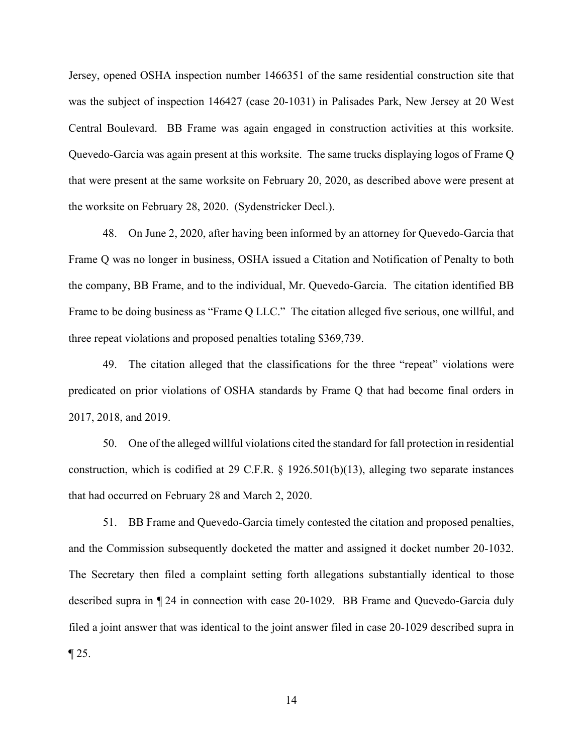Jersey, opened OSHA inspection number 1466351 of the same residential construction site that was the subject of inspection 146427 (case 20-1031) in Palisades Park, New Jersey at 20 West Central Boulevard. BB Frame was again engaged in construction activities at this worksite. Quevedo-Garcia was again present at this worksite. The same trucks displaying logos of Frame Q that were present at the same worksite on February 20, 2020, as described above were present at the worksite on February 28, 2020. (Sydenstricker Decl.).

48. On June 2, 2020, after having been informed by an attorney for Quevedo-Garcia that Frame Q was no longer in business, OSHA issued a Citation and Notification of Penalty to both the company, BB Frame, and to the individual, Mr. Quevedo-Garcia. The citation identified BB Frame to be doing business as "Frame Q LLC." The citation alleged five serious, one willful, and three repeat violations and proposed penalties totaling $369,739.

49. The citation alleged that the classifications for the three "repeat" violations were predicated on prior violations of OSHA standards by Frame Q that had become final orders in 2017, 2018, and 2019.

50. One of the alleged willful violations cited the standard for fall protection in residential construction, which is codified at 29 C.F.R. § 1926.501(b)(13), alleging two separate instances that had occurred on February 28 and March 2, 2020.

51. BB Frame and Quevedo-Garcia timely contested the citation and proposed penalties, and the Commission subsequently docketed the matter and assigned it docket number 20-1032. The Secretary then filed a complaint setting forth allegations substantially identical to those described supra in ¶ 24 in connection with case 20-1029. BB Frame and Quevedo-Garcia duly filed a joint answer that was identical to the joint answer filed in case 20-1029 described supra in ¶ 25.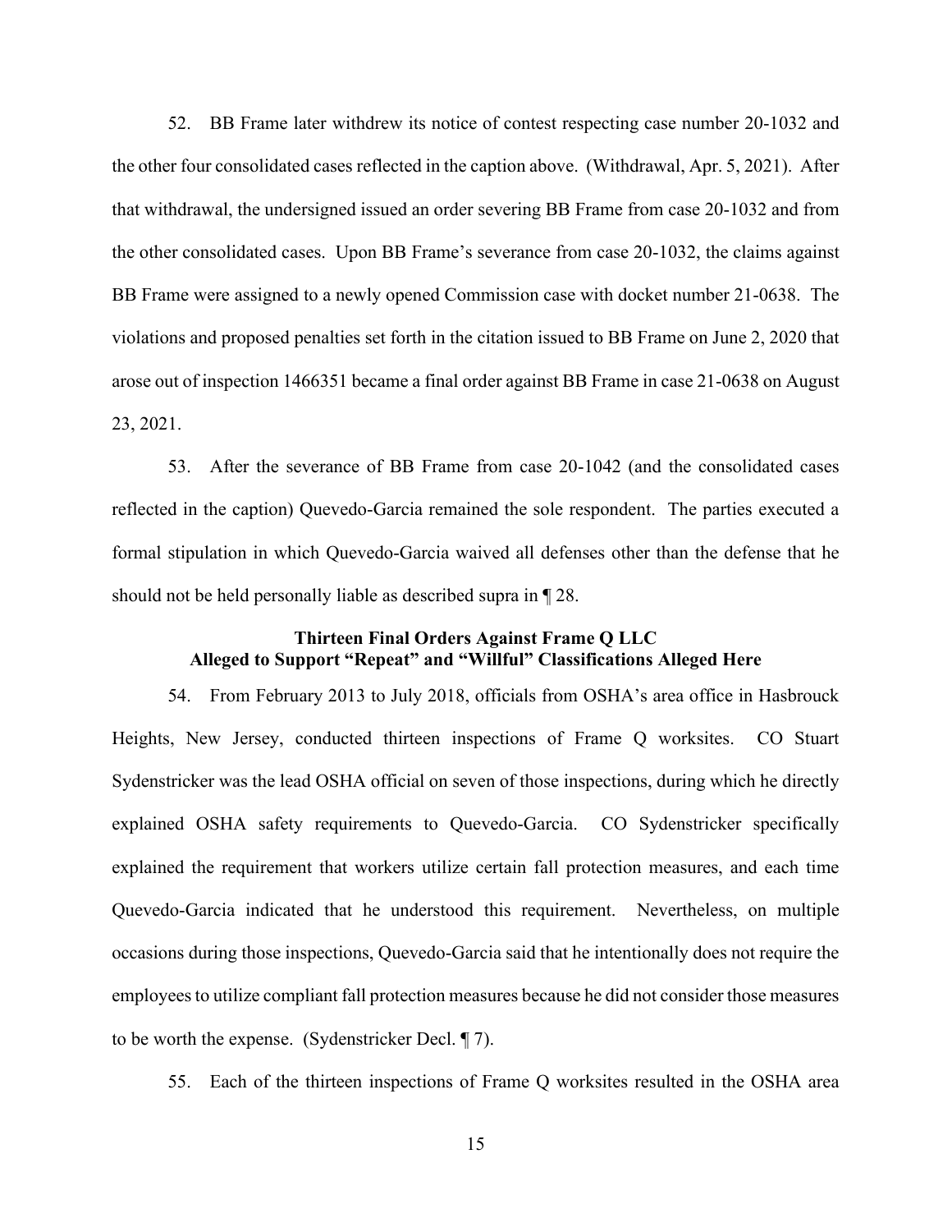52. BB Frame later withdrew its notice of contest respecting case number 20-1032 and the other four consolidated cases reflected in the caption above. (Withdrawal, Apr. 5, 2021). After that withdrawal, the undersigned issued an order severing BB Frame from case 20-1032 and from the other consolidated cases. Upon BB Frame's severance from case 20-1032, the claims against BB Frame were assigned to a newly opened Commission case with docket number 21-0638. The violations and proposed penalties set forth in the citation issued to BB Frame on June 2, 2020 that arose out of inspection 1466351 became a final order against BB Frame in case 21-0638 on August 23, 2021.

53. After the severance of BB Frame from case 20-1042 (and the consolidated cases reflected in the caption) Quevedo-Garcia remained the sole respondent. The parties executed a formal stipulation in which Quevedo-Garcia waived all defenses other than the defense that he should not be held personally liable as described supra in ¶ 28.

**Thirteen Final Orders Against Frame Q LLC**
**Alleged to Support "Repeat" and "Willful" Classifications Alleged Here**

54. From February 2013 to July 2018, officials from OSHA's area office in Hasbrouck Heights, New Jersey, conducted thirteen inspections of Frame Q worksites. CO Stuart Sydenstricker was the lead OSHA official on seven of those inspections, during which he directly explained OSHA safety requirements to Quevedo-Garcia. CO Sydenstricker specifically explained the requirement that workers utilize certain fall protection measures, and each time Quevedo-Garcia indicated that he understood this requirement. Nevertheless, on multiple occasions during those inspections, Quevedo-Garcia said that he intentionally does not require the employees to utilize compliant fall protection measures because he did not consider those measures to be worth the expense. (Sydenstricker Decl. ¶ 7).

55. Each of the thirteen inspections of Frame Q worksites resulted in the OSHA area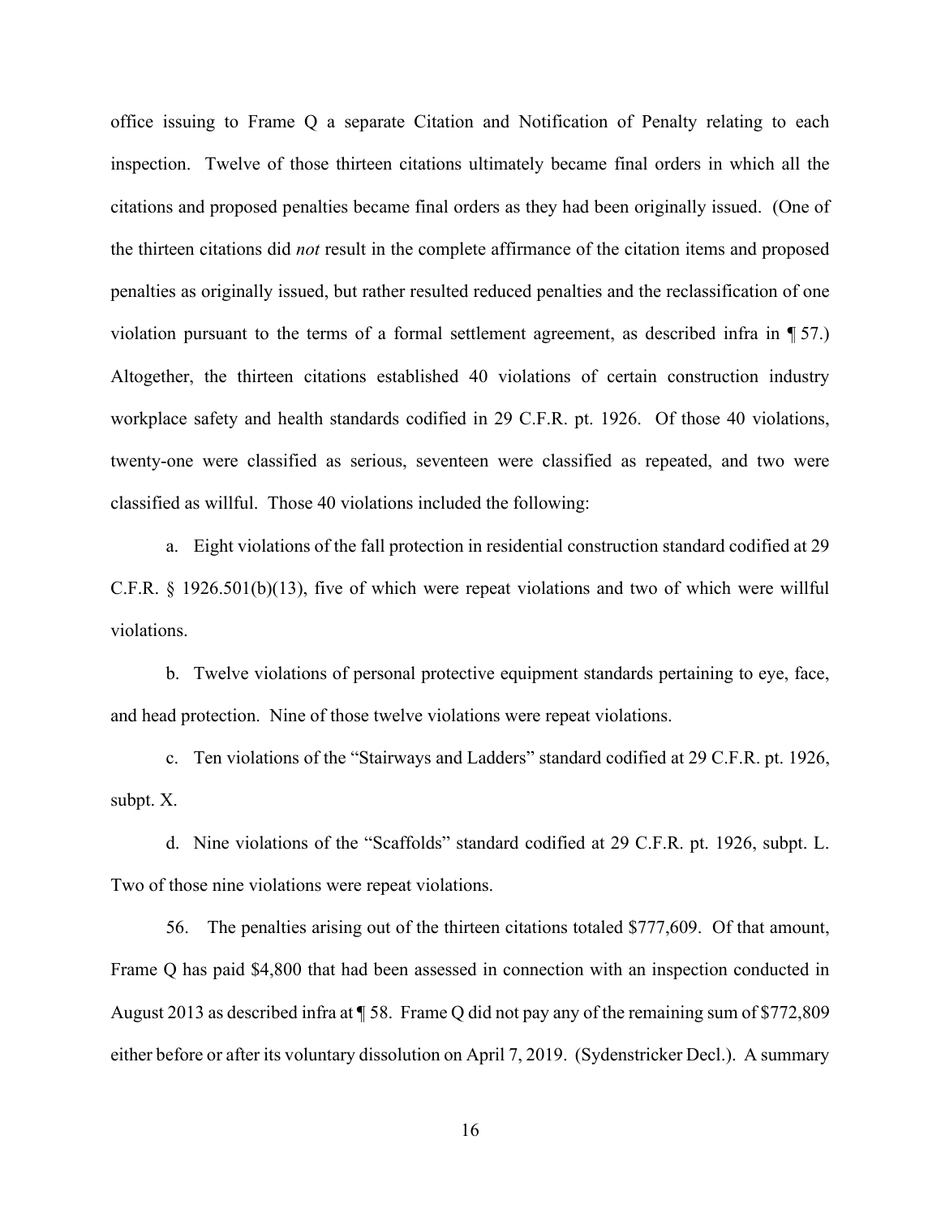office issuing to Frame Q a separate Citation and Notification of Penalty relating to each inspection. Twelve of those thirteen citations ultimately became final orders in which all the citations and proposed penalties became final orders as they had been originally issued. (One of the thirteen citations did *not* result in the complete affirmance of the citation items and proposed penalties as originally issued, but rather resulted reduced penalties and the reclassification of one violation pursuant to the terms of a formal settlement agreement, as described infra in ¶ 57.) Altogether, the thirteen citations established 40 violations of certain construction industry workplace safety and health standards codified in 29 C.F.R. pt. 1926. Of those 40 violations, twenty-one were classified as serious, seventeen were classified as repeated, and two were classified as willful. Those 40 violations included the following:

a. Eight violations of the fall protection in residential construction standard codified at 29 C.F.R. § 1926.501(b)(13), five of which were repeat violations and two of which were willful violations.

b. Twelve violations of personal protective equipment standards pertaining to eye, face, and head protection. Nine of those twelve violations were repeat violations.

c. Ten violations of the "Stairways and Ladders" standard codified at 29 C.F.R. pt. 1926, subpt. X.

d. Nine violations of the "Scaffolds" standard codified at 29 C.F.R. pt. 1926, subpt. L. Two of those nine violations were repeat violations.

56. The penalties arising out of the thirteen citations totaled $777,609. Of that amount, Frame Q has paid $4,800 that had been assessed in connection with an inspection conducted in August 2013 as described infra at ¶ 58. Frame Q did not pay any of the remaining sum of $772,809 either before or after its voluntary dissolution on April 7, 2019. (Sydenstricker Decl.). A summary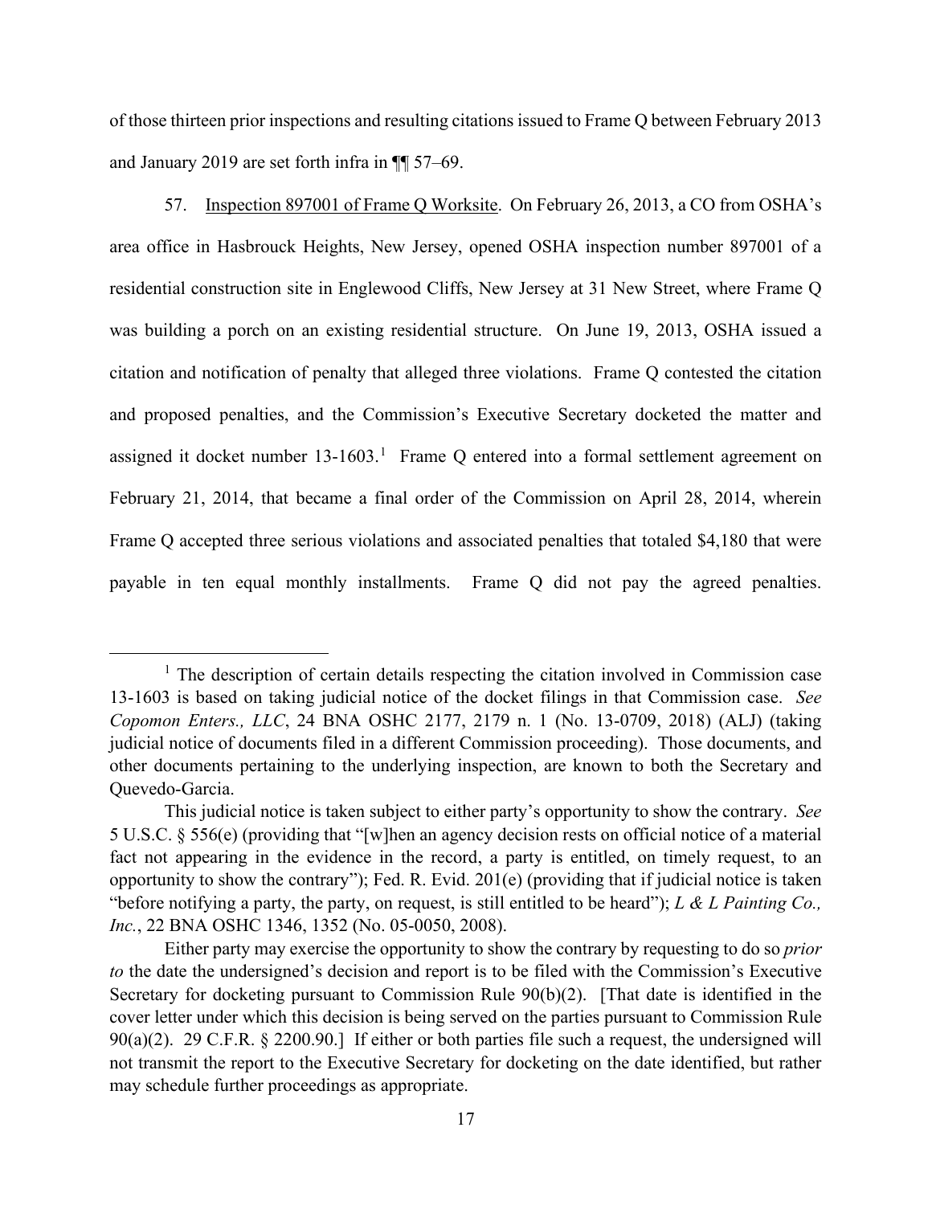of those thirteen prior inspections and resulting citations issued to Frame Q between February 2013 and January 2019 are set forth infra in ¶¶ 57–69.

57. Inspection 897001 of Frame Q Worksite. On February 26, 2013, a CO from OSHA's area office in Hasbrouck Heights, New Jersey, opened OSHA inspection number 897001 of a residential construction site in Englewood Cliffs, New Jersey at 31 New Street, where Frame Q was building a porch on an existing residential structure. On June 19, 2013, OSHA issued a citation and notification of penalty that alleged three violations. Frame Q contested the citation and proposed penalties, and the Commission's Executive Secretary docketed the matter and assigned it docket number 13-1603.[1] Frame Q entered into a formal settlement agreement on February 21, 2014, that became a final order of the Commission on April 28, 2014, wherein Frame Q accepted three serious violations and associated penalties that totaled $4,180 that were payable in ten equal monthly installments. Frame Q did not pay the agreed penalties.

---

[1] The description of certain details respecting the citation involved in Commission case 13-1603 is based on taking judicial notice of the docket filings in that Commission case. *See Copomon Enters., LLC*, 24 BNA OSHC 2177, 2179 n. 1 (No. 13-0709, 2018) (ALJ) (taking judicial notice of documents filed in a different Commission proceeding). Those documents, and other documents pertaining to the underlying inspection, are known to both the Secretary and Quevedo-Garcia.

This judicial notice is taken subject to either party's opportunity to show the contrary. *See* 5 U.S.C. § 556(e) (providing that "[w]hen an agency decision rests on official notice of a material fact not appearing in the evidence in the record, a party is entitled, on timely request, to an opportunity to show the contrary"); Fed. R. Evid. 201(e) (providing that if judicial notice is taken "before notifying a party, the party, on request, is still entitled to be heard"); *L & L Painting Co., Inc.*, 22 BNA OSHC 1346, 1352 (No. 05-0050, 2008).

Either party may exercise the opportunity to show the contrary by requesting to do so *prior to* the date the undersigned's decision and report is to be filed with the Commission's Executive Secretary for docketing pursuant to Commission Rule 90(b)(2). [That date is identified in the cover letter under which this decision is being served on the parties pursuant to Commission Rule 90(a)(2). 29 C.F.R. § 2200.90.] If either or both parties file such a request, the undersigned will not transmit the report to the Executive Secretary for docketing on the date identified, but rather may schedule further proceedings as appropriate.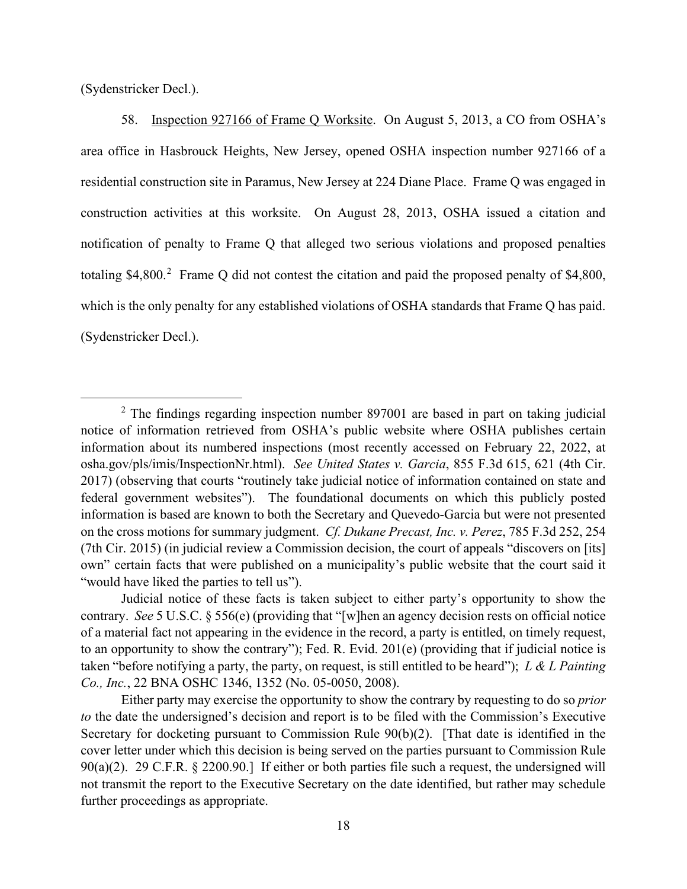(Sydenstricker Decl.).

58. Inspection 927166 of Frame Q Worksite. On August 5, 2013, a CO from OSHA's area office in Hasbrouck Heights, New Jersey, opened OSHA inspection number 927166 of a residential construction site in Paramus, New Jersey at 224 Diane Place. Frame Q was engaged in construction activities at this worksite. On August 28, 2013, OSHA issued a citation and notification of penalty to Frame Q that alleged two serious violations and proposed penalties totaling $4,800.[2] Frame Q did not contest the citation and paid the proposed penalty of $4,800, which is the only penalty for any established violations of OSHA standards that Frame Q has paid. (Sydenstricker Decl.).

---

[2] The findings regarding inspection number 897001 are based in part on taking judicial notice of information retrieved from OSHA's public website where OSHA publishes certain information about its numbered inspections (most recently accessed on February 22, 2022, at osha.gov/pls/imis/InspectionNr.html). *See United States v. Garcia*, 855 F.3d 615, 621 (4th Cir. 2017) (observing that courts "routinely take judicial notice of information contained on state and federal government websites"). The foundational documents on which this publicly posted information is based are known to both the Secretary and Quevedo-Garcia but were not presented on the cross motions for summary judgment. *Cf. Dukane Precast, Inc. v. Perez*, 785 F.3d 252, 254 (7th Cir. 2015) (in judicial review a Commission decision, the court of appeals "discovers on [its] own" certain facts that were published on a municipality's public website that the court said it "would have liked the parties to tell us").

Judicial notice of these facts is taken subject to either party's opportunity to show the contrary. *See* 5 U.S.C. § 556(e) (providing that "[w]hen an agency decision rests on official notice of a material fact not appearing in the evidence in the record, a party is entitled, on timely request, to an opportunity to show the contrary"); Fed. R. Evid. 201(e) (providing that if judicial notice is taken "before notifying a party, the party, on request, is still entitled to be heard"); *L & L Painting Co., Inc.*, 22 BNA OSHC 1346, 1352 (No. 05-0050, 2008).

Either party may exercise the opportunity to show the contrary by requesting to do so *prior to* the date the undersigned's decision and report is to be filed with the Commission's Executive Secretary for docketing pursuant to Commission Rule 90(b)(2). [That date is identified in the cover letter under which this decision is being served on the parties pursuant to Commission Rule 90(a)(2). 29 C.F.R. § 2200.90.] If either or both parties file such a request, the undersigned will not transmit the report to the Executive Secretary on the date identified, but rather may schedule further proceedings as appropriate.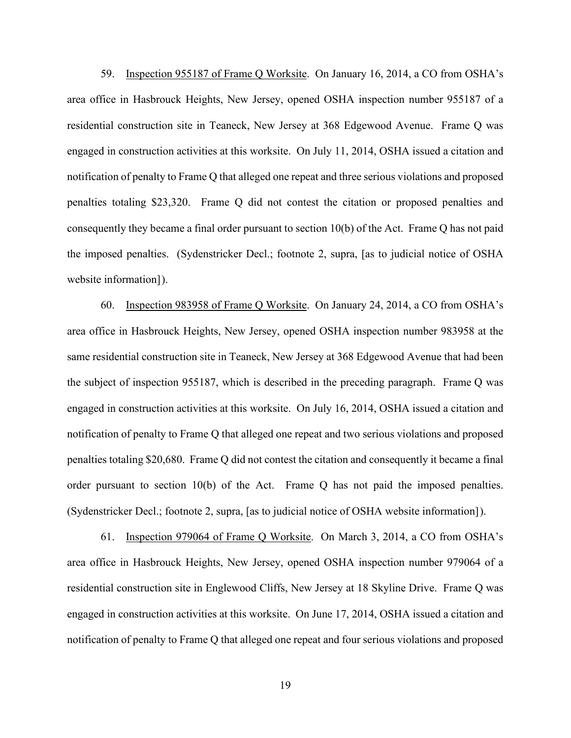59. Inspection 955187 of Frame Q Worksite. On January 16, 2014, a CO from OSHA's area office in Hasbrouck Heights, New Jersey, opened OSHA inspection number 955187 of a residential construction site in Teaneck, New Jersey at 368 Edgewood Avenue. Frame Q was engaged in construction activities at this worksite. On July 11, 2014, OSHA issued a citation and notification of penalty to Frame Q that alleged one repeat and three serious violations and proposed penalties totaling $23,320. Frame Q did not contest the citation or proposed penalties and consequently they became a final order pursuant to section 10(b) of the Act. Frame Q has not paid the imposed penalties. (Sydenstricker Decl.; footnote 2, supra, [as to judicial notice of OSHA website information]).

60. Inspection 983958 of Frame Q Worksite. On January 24, 2014, a CO from OSHA's area office in Hasbrouck Heights, New Jersey, opened OSHA inspection number 983958 at the same residential construction site in Teaneck, New Jersey at 368 Edgewood Avenue that had been the subject of inspection 955187, which is described in the preceding paragraph. Frame Q was engaged in construction activities at this worksite. On July 16, 2014, OSHA issued a citation and notification of penalty to Frame Q that alleged one repeat and two serious violations and proposed penalties totaling $20,680. Frame Q did not contest the citation and consequently it became a final order pursuant to section 10(b) of the Act. Frame Q has not paid the imposed penalties. (Sydenstricker Decl.; footnote 2, supra, [as to judicial notice of OSHA website information]).

61. Inspection 979064 of Frame Q Worksite. On March 3, 2014, a CO from OSHA's area office in Hasbrouck Heights, New Jersey, opened OSHA inspection number 979064 of a residential construction site in Englewood Cliffs, New Jersey at 18 Skyline Drive. Frame Q was engaged in construction activities at this worksite. On June 17, 2014, OSHA issued a citation and notification of penalty to Frame Q that alleged one repeat and four serious violations and proposed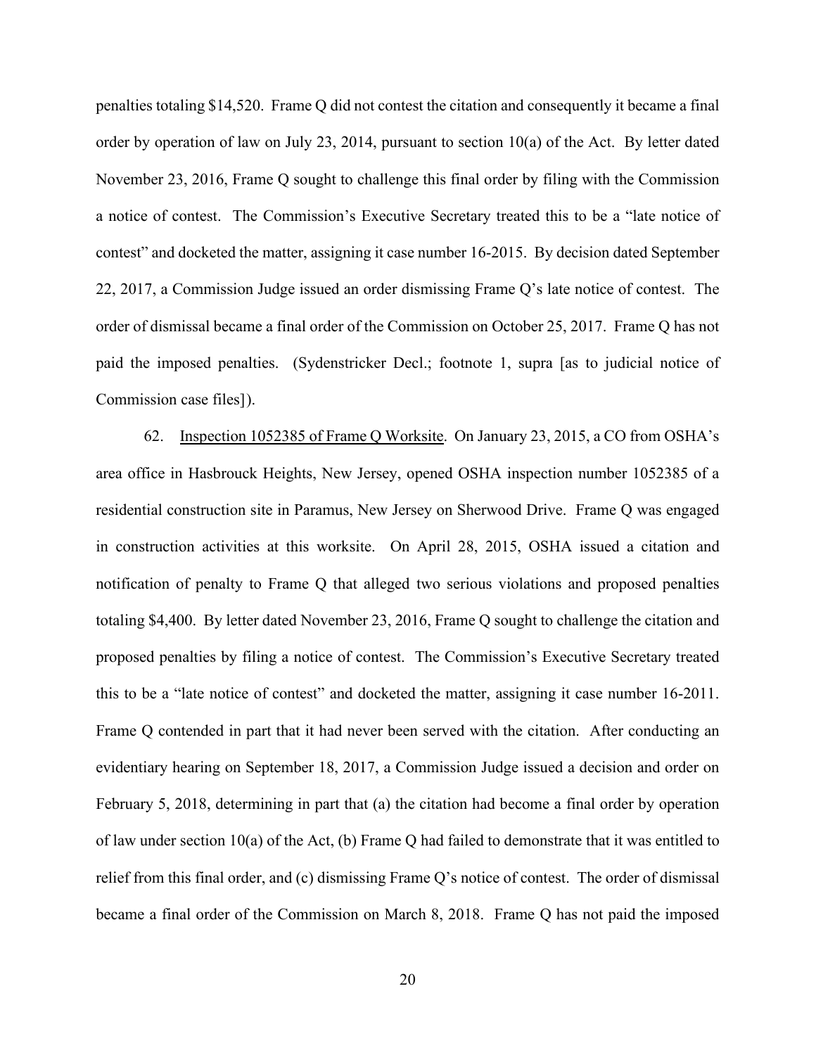penalties totaling $14,520. Frame Q did not contest the citation and consequently it became a final order by operation of law on July 23, 2014, pursuant to section 10(a) of the Act. By letter dated November 23, 2016, Frame Q sought to challenge this final order by filing with the Commission a notice of contest. The Commission's Executive Secretary treated this to be a "late notice of contest" and docketed the matter, assigning it case number 16-2015. By decision dated September 22, 2017, a Commission Judge issued an order dismissing Frame Q's late notice of contest. The order of dismissal became a final order of the Commission on October 25, 2017. Frame Q has not paid the imposed penalties. (Sydenstricker Decl.; footnote 1, supra [as to judicial notice of Commission case files]).

62. Inspection 1052385 of Frame Q Worksite. On January 23, 2015, a CO from OSHA's area office in Hasbrouck Heights, New Jersey, opened OSHA inspection number 1052385 of a residential construction site in Paramus, New Jersey on Sherwood Drive. Frame Q was engaged in construction activities at this worksite. On April 28, 2015, OSHA issued a citation and notification of penalty to Frame Q that alleged two serious violations and proposed penalties totaling $4,400. By letter dated November 23, 2016, Frame Q sought to challenge the citation and proposed penalties by filing a notice of contest. The Commission's Executive Secretary treated this to be a "late notice of contest" and docketed the matter, assigning it case number 16-2011. Frame Q contended in part that it had never been served with the citation. After conducting an evidentiary hearing on September 18, 2017, a Commission Judge issued a decision and order on February 5, 2018, determining in part that (a) the citation had become a final order by operation of law under section 10(a) of the Act, (b) Frame Q had failed to demonstrate that it was entitled to relief from this final order, and (c) dismissing Frame Q's notice of contest. The order of dismissal became a final order of the Commission on March 8, 2018. Frame Q has not paid the imposed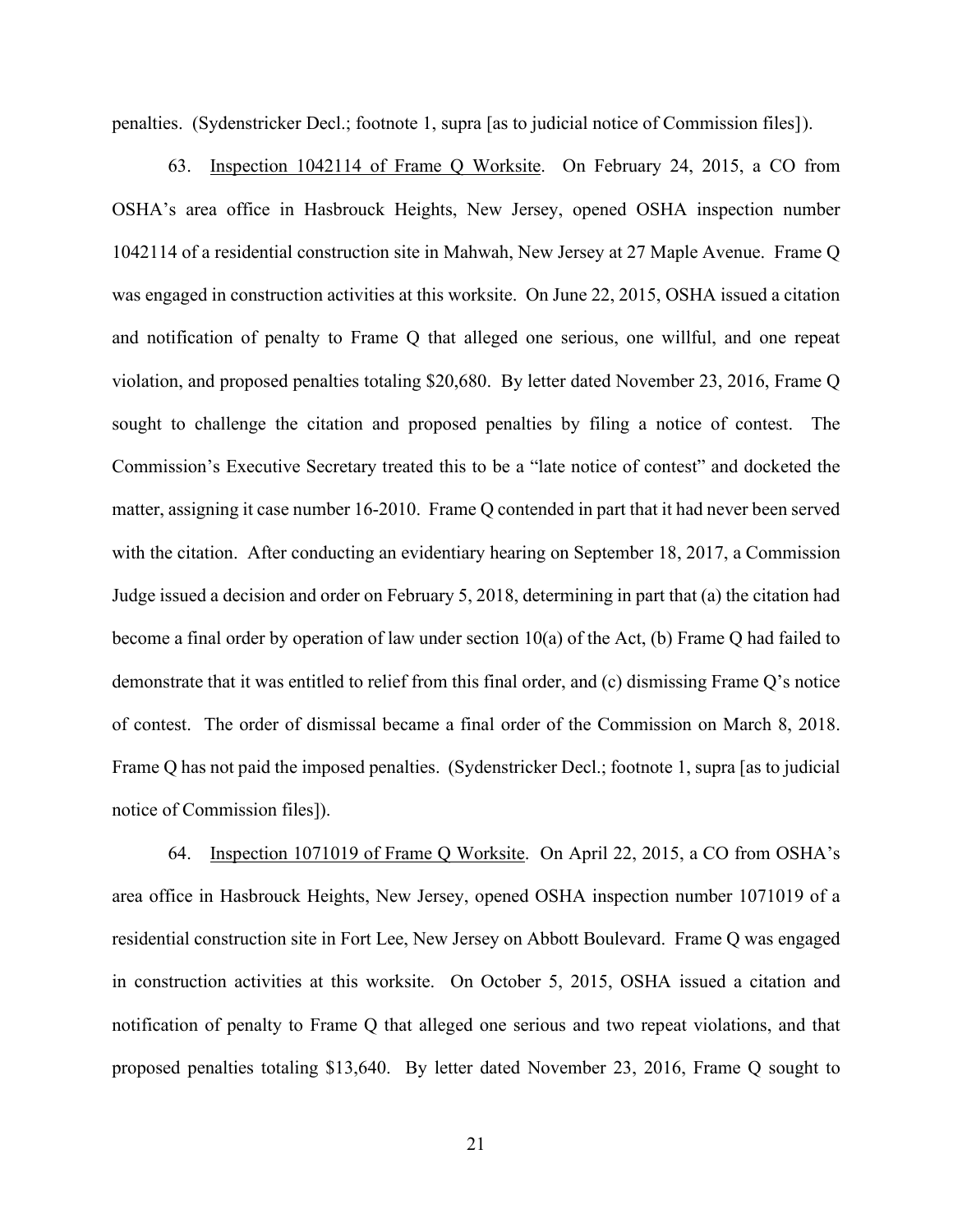penalties. (Sydenstricker Decl.; footnote 1, supra [as to judicial notice of Commission files]).

63. Inspection 1042114 of Frame Q Worksite. On February 24, 2015, a CO from OSHA's area office in Hasbrouck Heights, New Jersey, opened OSHA inspection number 1042114 of a residential construction site in Mahwah, New Jersey at 27 Maple Avenue. Frame Q was engaged in construction activities at this worksite. On June 22, 2015, OSHA issued a citation and notification of penalty to Frame Q that alleged one serious, one willful, and one repeat violation, and proposed penalties totaling $20,680. By letter dated November 23, 2016, Frame Q sought to challenge the citation and proposed penalties by filing a notice of contest. The Commission's Executive Secretary treated this to be a "late notice of contest" and docketed the matter, assigning it case number 16-2010. Frame Q contended in part that it had never been served with the citation. After conducting an evidentiary hearing on September 18, 2017, a Commission Judge issued a decision and order on February 5, 2018, determining in part that (a) the citation had become a final order by operation of law under section 10(a) of the Act, (b) Frame Q had failed to demonstrate that it was entitled to relief from this final order, and (c) dismissing Frame Q's notice of contest. The order of dismissal became a final order of the Commission on March 8, 2018. Frame Q has not paid the imposed penalties. (Sydenstricker Decl.; footnote 1, supra [as to judicial notice of Commission files]).

64. Inspection 1071019 of Frame Q Worksite. On April 22, 2015, a CO from OSHA's area office in Hasbrouck Heights, New Jersey, opened OSHA inspection number 1071019 of a residential construction site in Fort Lee, New Jersey on Abbott Boulevard. Frame Q was engaged in construction activities at this worksite. On October 5, 2015, OSHA issued a citation and notification of penalty to Frame Q that alleged one serious and two repeat violations, and that proposed penalties totaling $13,640. By letter dated November 23, 2016, Frame Q sought to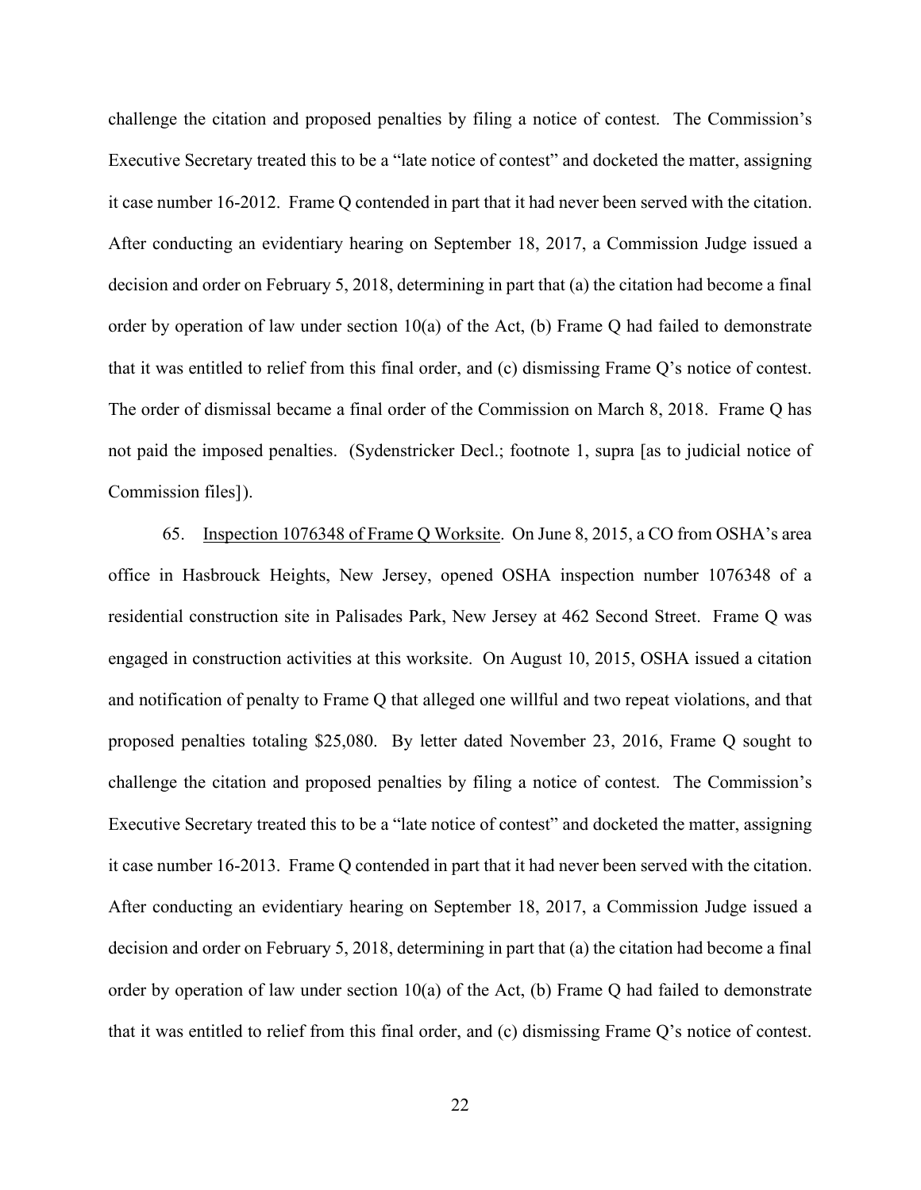challenge the citation and proposed penalties by filing a notice of contest. The Commission's Executive Secretary treated this to be a "late notice of contest" and docketed the matter, assigning it case number 16-2012. Frame Q contended in part that it had never been served with the citation. After conducting an evidentiary hearing on September 18, 2017, a Commission Judge issued a decision and order on February 5, 2018, determining in part that (a) the citation had become a final order by operation of law under section 10(a) of the Act, (b) Frame Q had failed to demonstrate that it was entitled to relief from this final order, and (c) dismissing Frame Q's notice of contest. The order of dismissal became a final order of the Commission on March 8, 2018. Frame Q has not paid the imposed penalties. (Sydenstricker Decl.; footnote 1, supra [as to judicial notice of Commission files]).

65. Inspection 1076348 of Frame Q Worksite. On June 8, 2015, a CO from OSHA's area office in Hasbrouck Heights, New Jersey, opened OSHA inspection number 1076348 of a residential construction site in Palisades Park, New Jersey at 462 Second Street. Frame Q was engaged in construction activities at this worksite. On August 10, 2015, OSHA issued a citation and notification of penalty to Frame Q that alleged one willful and two repeat violations, and that proposed penalties totaling $25,080. By letter dated November 23, 2016, Frame Q sought to challenge the citation and proposed penalties by filing a notice of contest. The Commission's Executive Secretary treated this to be a "late notice of contest" and docketed the matter, assigning it case number 16-2013. Frame Q contended in part that it had never been served with the citation. After conducting an evidentiary hearing on September 18, 2017, a Commission Judge issued a decision and order on February 5, 2018, determining in part that (a) the citation had become a final order by operation of law under section 10(a) of the Act, (b) Frame Q had failed to demonstrate that it was entitled to relief from this final order, and (c) dismissing Frame Q's notice of contest.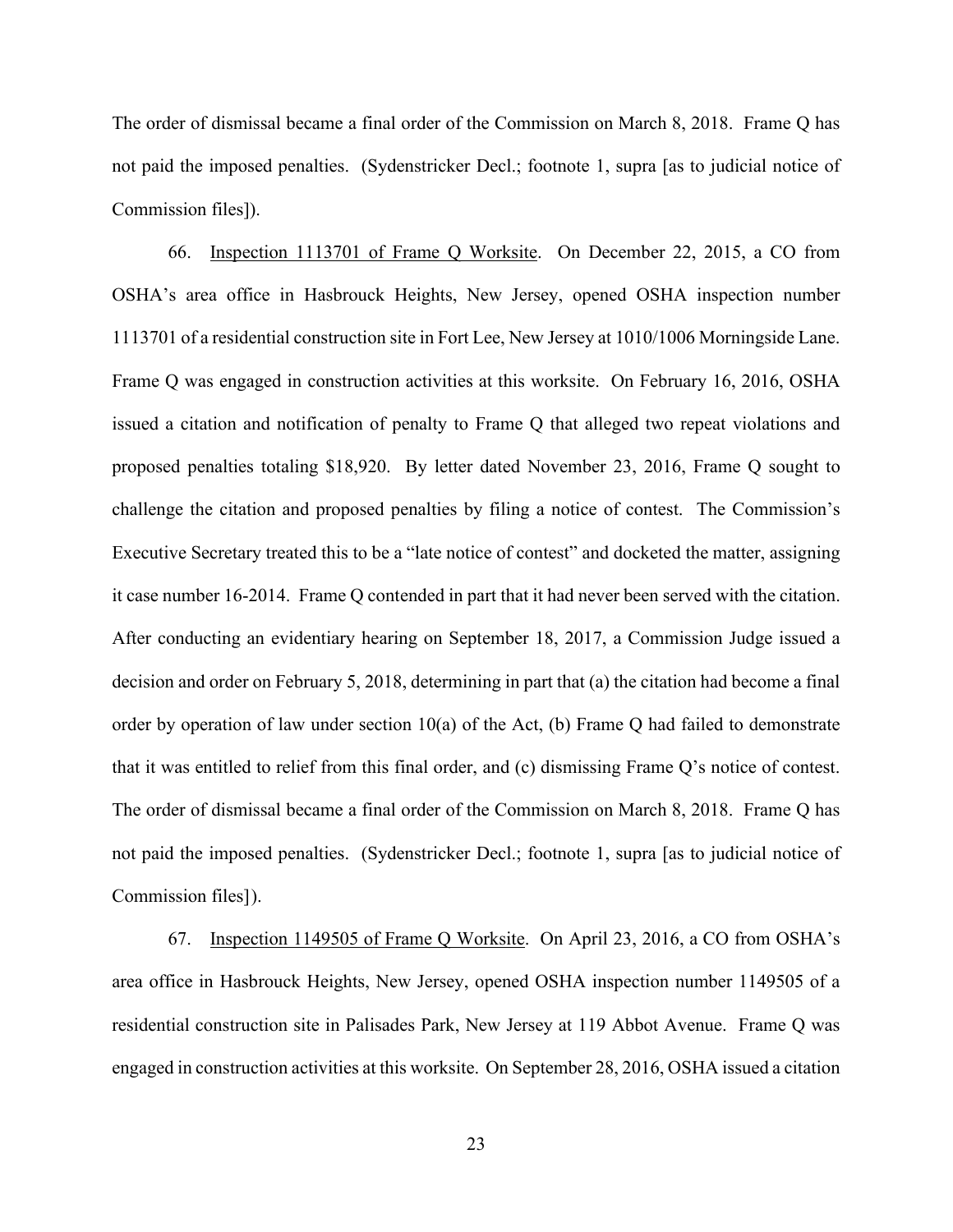The order of dismissal became a final order of the Commission on March 8, 2018. Frame Q has not paid the imposed penalties. (Sydenstricker Decl.; footnote 1, supra [as to judicial notice of Commission files]).

66. Inspection 1113701 of Frame Q Worksite. On December 22, 2015, a CO from OSHA's area office in Hasbrouck Heights, New Jersey, opened OSHA inspection number 1113701 of a residential construction site in Fort Lee, New Jersey at 1010/1006 Morningside Lane. Frame Q was engaged in construction activities at this worksite. On February 16, 2016, OSHA issued a citation and notification of penalty to Frame Q that alleged two repeat violations and proposed penalties totaling $18,920. By letter dated November 23, 2016, Frame Q sought to challenge the citation and proposed penalties by filing a notice of contest. The Commission's Executive Secretary treated this to be a "late notice of contest" and docketed the matter, assigning it case number 16-2014. Frame Q contended in part that it had never been served with the citation. After conducting an evidentiary hearing on September 18, 2017, a Commission Judge issued a decision and order on February 5, 2018, determining in part that (a) the citation had become a final order by operation of law under section 10(a) of the Act, (b) Frame Q had failed to demonstrate that it was entitled to relief from this final order, and (c) dismissing Frame Q's notice of contest. The order of dismissal became a final order of the Commission on March 8, 2018. Frame Q has not paid the imposed penalties. (Sydenstricker Decl.; footnote 1, supra [as to judicial notice of Commission files]).

67. Inspection 1149505 of Frame Q Worksite. On April 23, 2016, a CO from OSHA's area office in Hasbrouck Heights, New Jersey, opened OSHA inspection number 1149505 of a residential construction site in Palisades Park, New Jersey at 119 Abbot Avenue. Frame Q was engaged in construction activities at this worksite. On September 28, 2016, OSHA issued a citation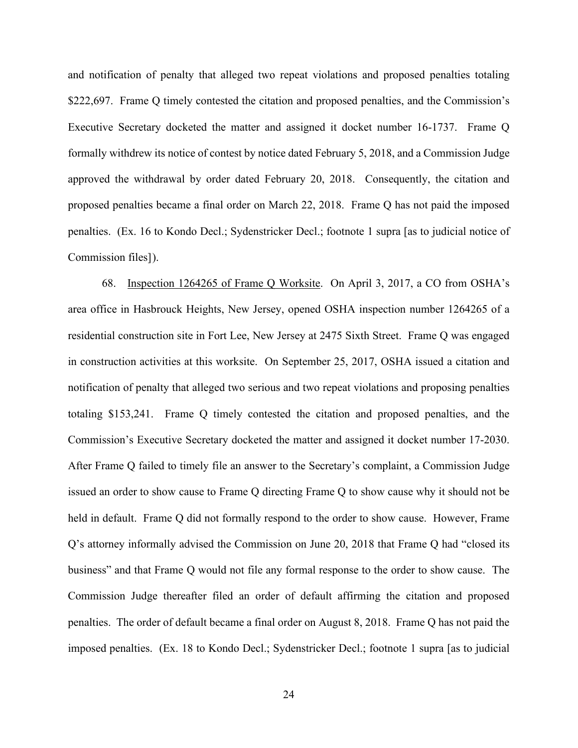and notification of penalty that alleged two repeat violations and proposed penalties totaling $222,697. Frame Q timely contested the citation and proposed penalties, and the Commission's Executive Secretary docketed the matter and assigned it docket number 16-1737. Frame Q formally withdrew its notice of contest by notice dated February 5, 2018, and a Commission Judge approved the withdrawal by order dated February 20, 2018. Consequently, the citation and proposed penalties became a final order on March 22, 2018. Frame Q has not paid the imposed penalties. (Ex. 16 to Kondo Decl.; Sydenstricker Decl.; footnote 1 supra [as to judicial notice of Commission files]).

68. Inspection 1264265 of Frame Q Worksite. On April 3, 2017, a CO from OSHA's area office in Hasbrouck Heights, New Jersey, opened OSHA inspection number 1264265 of a residential construction site in Fort Lee, New Jersey at 2475 Sixth Street. Frame Q was engaged in construction activities at this worksite. On September 25, 2017, OSHA issued a citation and notification of penalty that alleged two serious and two repeat violations and proposing penalties totaling $153,241. Frame Q timely contested the citation and proposed penalties, and the Commission's Executive Secretary docketed the matter and assigned it docket number 17-2030. After Frame Q failed to timely file an answer to the Secretary's complaint, a Commission Judge issued an order to show cause to Frame Q directing Frame Q to show cause why it should not be held in default. Frame Q did not formally respond to the order to show cause. However, Frame Q's attorney informally advised the Commission on June 20, 2018 that Frame Q had "closed its business" and that Frame Q would not file any formal response to the order to show cause. The Commission Judge thereafter filed an order of default affirming the citation and proposed penalties. The order of default became a final order on August 8, 2018. Frame Q has not paid the imposed penalties. (Ex. 18 to Kondo Decl.; Sydenstricker Decl.; footnote 1 supra [as to judicial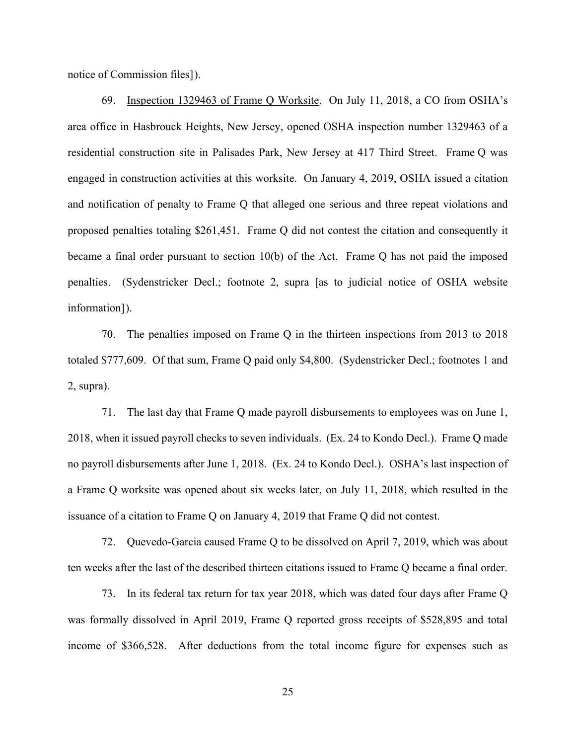notice of Commission files]).

69. Inspection 1329463 of Frame Q Worksite. On July 11, 2018, a CO from OSHA's area office in Hasbrouck Heights, New Jersey, opened OSHA inspection number 1329463 of a residential construction site in Palisades Park, New Jersey at 417 Third Street. Frame Q was engaged in construction activities at this worksite. On January 4, 2019, OSHA issued a citation and notification of penalty to Frame Q that alleged one serious and three repeat violations and proposed penalties totaling $261,451. Frame Q did not contest the citation and consequently it became a final order pursuant to section 10(b) of the Act. Frame Q has not paid the imposed penalties. (Sydenstricker Decl.; footnote 2, supra [as to judicial notice of OSHA website information]).

70. The penalties imposed on Frame Q in the thirteen inspections from 2013 to 2018 totaled $777,609. Of that sum, Frame Q paid only $4,800. (Sydenstricker Decl.; footnotes 1 and 2, supra).

71. The last day that Frame Q made payroll disbursements to employees was on June 1, 2018, when it issued payroll checks to seven individuals. (Ex. 24 to Kondo Decl.). Frame Q made no payroll disbursements after June 1, 2018. (Ex. 24 to Kondo Decl.). OSHA's last inspection of a Frame Q worksite was opened about six weeks later, on July 11, 2018, which resulted in the issuance of a citation to Frame Q on January 4, 2019 that Frame Q did not contest.

72. Quevedo-Garcia caused Frame Q to be dissolved on April 7, 2019, which was about ten weeks after the last of the described thirteen citations issued to Frame Q became a final order.

73. In its federal tax return for tax year 2018, which was dated four days after Frame Q was formally dissolved in April 2019, Frame Q reported gross receipts of $528,895 and total income of $366,528. After deductions from the total income figure for expenses such as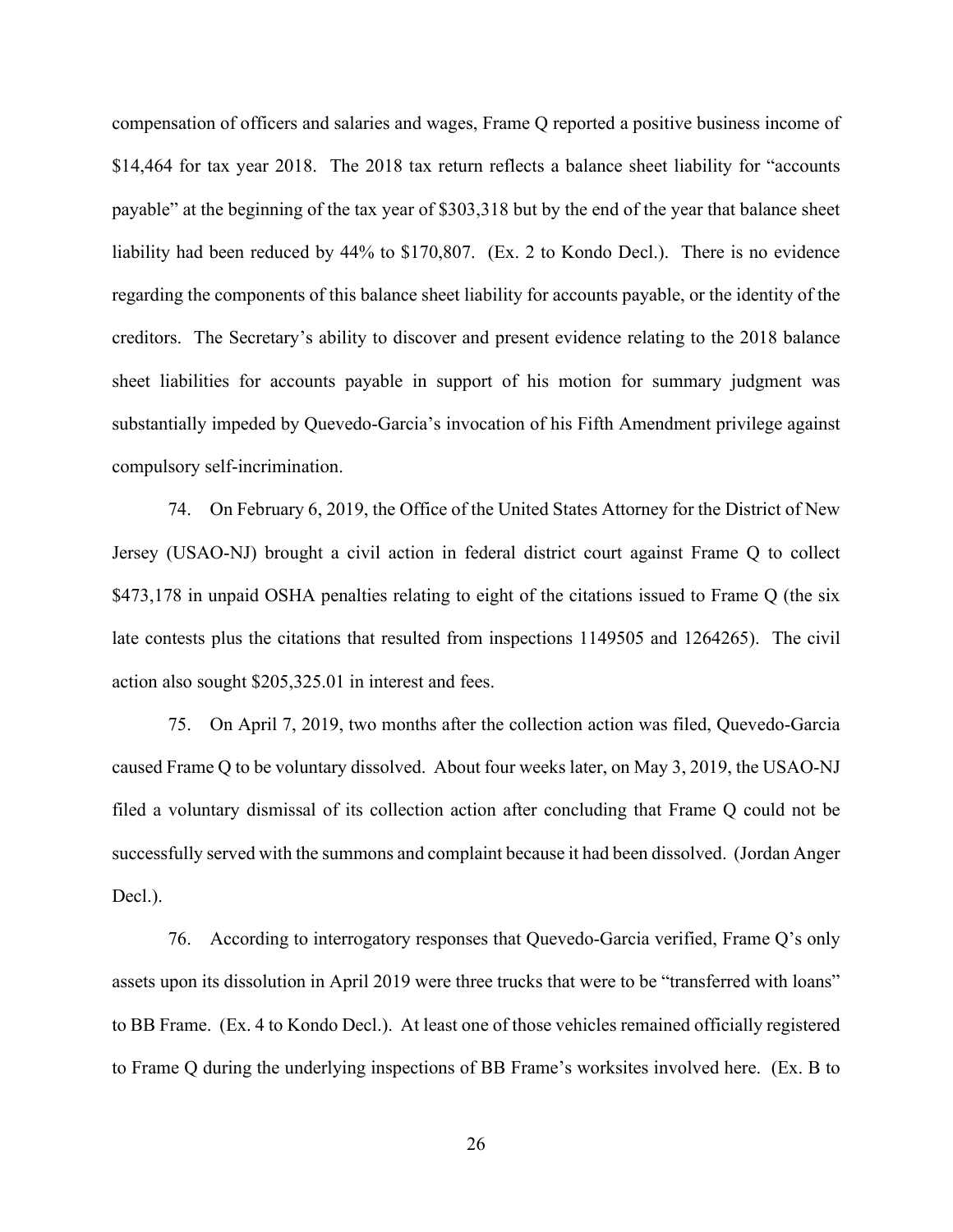compensation of officers and salaries and wages, Frame Q reported a positive business income of $14,464 for tax year 2018. The 2018 tax return reflects a balance sheet liability for "accounts payable" at the beginning of the tax year of $303,318 but by the end of the year that balance sheet liability had been reduced by 44% to $170,807. (Ex. 2 to Kondo Decl.). There is no evidence regarding the components of this balance sheet liability for accounts payable, or the identity of the creditors. The Secretary's ability to discover and present evidence relating to the 2018 balance sheet liabilities for accounts payable in support of his motion for summary judgment was substantially impeded by Quevedo-Garcia's invocation of his Fifth Amendment privilege against compulsory self-incrimination.

74. On February 6, 2019, the Office of the United States Attorney for the District of New Jersey (USAO-NJ) brought a civil action in federal district court against Frame Q to collect $473,178 in unpaid OSHA penalties relating to eight of the citations issued to Frame Q (the six late contests plus the citations that resulted from inspections 1149505 and 1264265). The civil action also sought $205,325.01 in interest and fees.

75. On April 7, 2019, two months after the collection action was filed, Quevedo-Garcia caused Frame Q to be voluntary dissolved. About four weeks later, on May 3, 2019, the USAO-NJ filed a voluntary dismissal of its collection action after concluding that Frame Q could not be successfully served with the summons and complaint because it had been dissolved. (Jordan Anger Decl.).

76. According to interrogatory responses that Quevedo-Garcia verified, Frame Q's only assets upon its dissolution in April 2019 were three trucks that were to be "transferred with loans" to BB Frame. (Ex. 4 to Kondo Decl.). At least one of those vehicles remained officially registered to Frame Q during the underlying inspections of BB Frame's worksites involved here. (Ex. B to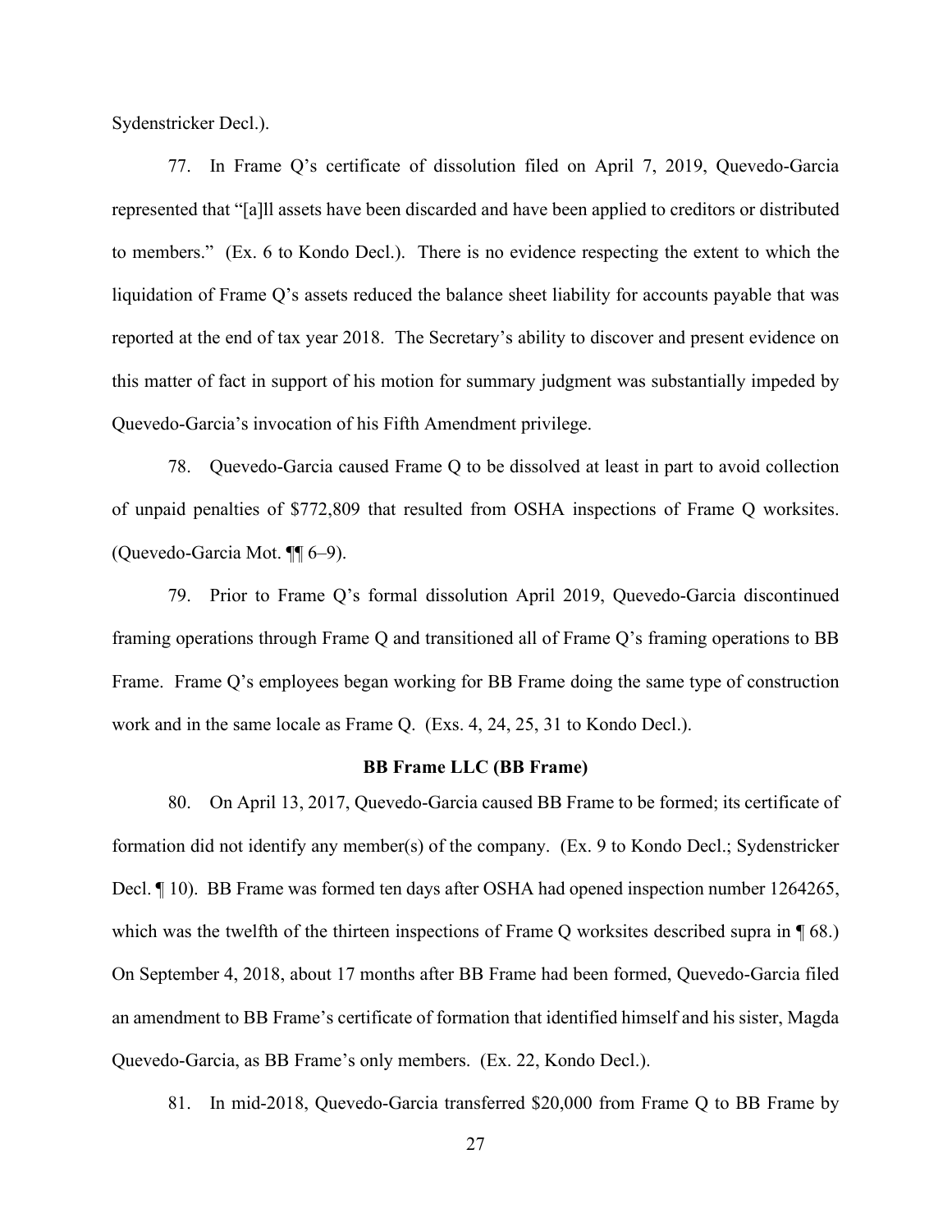Sydenstricker Decl.).

77. In Frame Q's certificate of dissolution filed on April 7, 2019, Quevedo-Garcia represented that "[a]ll assets have been discarded and have been applied to creditors or distributed to members." (Ex. 6 to Kondo Decl.). There is no evidence respecting the extent to which the liquidation of Frame Q's assets reduced the balance sheet liability for accounts payable that was reported at the end of tax year 2018. The Secretary's ability to discover and present evidence on this matter of fact in support of his motion for summary judgment was substantially impeded by Quevedo-Garcia's invocation of his Fifth Amendment privilege.

78. Quevedo-Garcia caused Frame Q to be dissolved at least in part to avoid collection of unpaid penalties of $772,809 that resulted from OSHA inspections of Frame Q worksites. (Quevedo-Garcia Mot. ¶¶ 6–9).

79. Prior to Frame Q's formal dissolution April 2019, Quevedo-Garcia discontinued framing operations through Frame Q and transitioned all of Frame Q's framing operations to BB Frame. Frame Q's employees began working for BB Frame doing the same type of construction work and in the same locale as Frame Q. (Exs. 4, 24, 25, 31 to Kondo Decl.).

### BB Frame LLC (BB Frame)

80. On April 13, 2017, Quevedo-Garcia caused BB Frame to be formed; its certificate of formation did not identify any member(s) of the company. (Ex. 9 to Kondo Decl.; Sydenstricker Decl. ¶ 10). BB Frame was formed ten days after OSHA had opened inspection number 1264265, which was the twelfth of the thirteen inspections of Frame Q worksites described supra in ¶ 68.) On September 4, 2018, about 17 months after BB Frame had been formed, Quevedo-Garcia filed an amendment to BB Frame's certificate of formation that identified himself and his sister, Magda Quevedo-Garcia, as BB Frame's only members. (Ex. 22, Kondo Decl.).

81. In mid-2018, Quevedo-Garcia transferred $20,000 from Frame Q to BB Frame by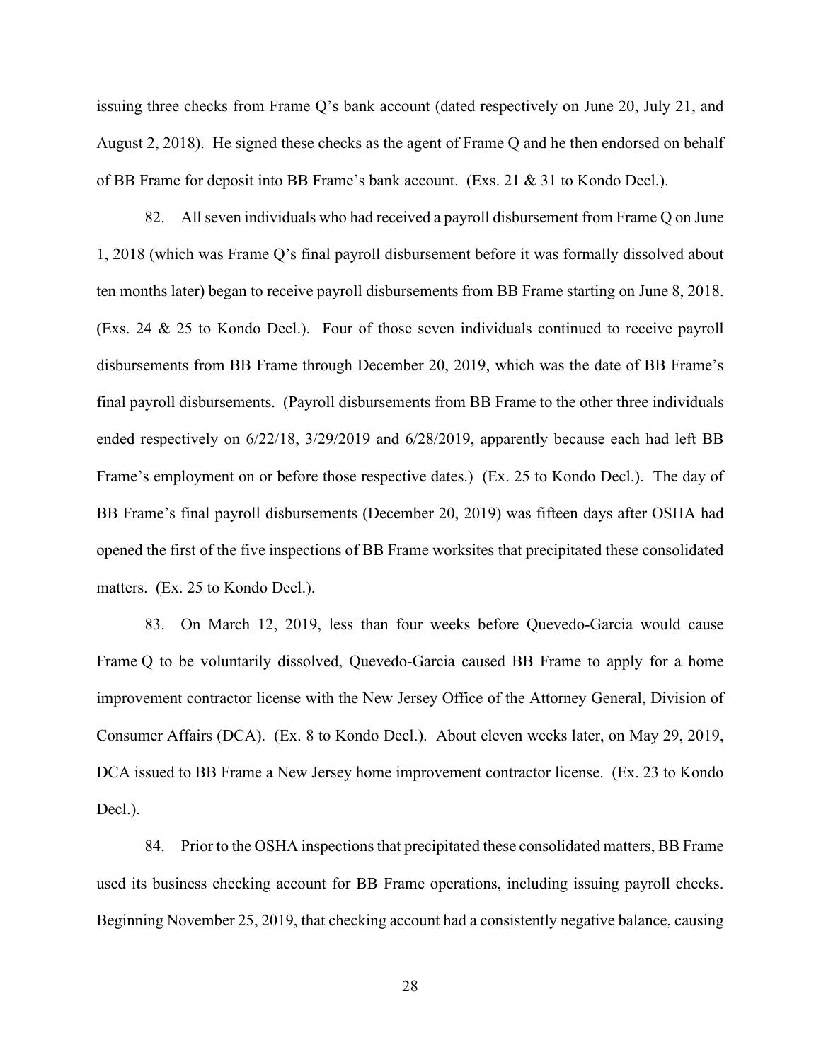issuing three checks from Frame Q's bank account (dated respectively on June 20, July 21, and August 2, 2018). He signed these checks as the agent of Frame Q and he then endorsed on behalf of BB Frame for deposit into BB Frame's bank account. (Exs. 21 & 31 to Kondo Decl.).

82. All seven individuals who had received a payroll disbursement from Frame Q on June 1, 2018 (which was Frame Q's final payroll disbursement before it was formally dissolved about ten months later) began to receive payroll disbursements from BB Frame starting on June 8, 2018. (Exs. 24 & 25 to Kondo Decl.). Four of those seven individuals continued to receive payroll disbursements from BB Frame through December 20, 2019, which was the date of BB Frame's final payroll disbursements. (Payroll disbursements from BB Frame to the other three individuals ended respectively on 6/22/18, 3/29/2019 and 6/28/2019, apparently because each had left BB Frame's employment on or before those respective dates.) (Ex. 25 to Kondo Decl.). The day of BB Frame's final payroll disbursements (December 20, 2019) was fifteen days after OSHA had opened the first of the five inspections of BB Frame worksites that precipitated these consolidated matters. (Ex. 25 to Kondo Decl.).

83. On March 12, 2019, less than four weeks before Quevedo-Garcia would cause Frame Q to be voluntarily dissolved, Quevedo-Garcia caused BB Frame to apply for a home improvement contractor license with the New Jersey Office of the Attorney General, Division of Consumer Affairs (DCA). (Ex. 8 to Kondo Decl.). About eleven weeks later, on May 29, 2019, DCA issued to BB Frame a New Jersey home improvement contractor license. (Ex. 23 to Kondo Decl.).

84. Prior to the OSHA inspections that precipitated these consolidated matters, BB Frame used its business checking account for BB Frame operations, including issuing payroll checks. Beginning November 25, 2019, that checking account had a consistently negative balance, causing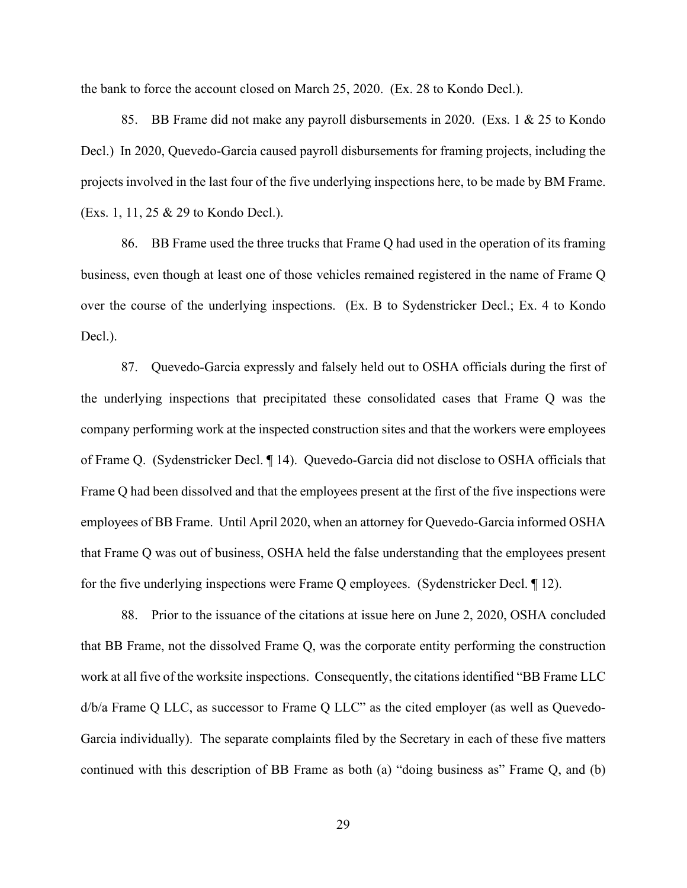the bank to force the account closed on March 25, 2020. (Ex. 28 to Kondo Decl.).

85. BB Frame did not make any payroll disbursements in 2020. (Exs. 1 & 25 to Kondo Decl.) In 2020, Quevedo-Garcia caused payroll disbursements for framing projects, including the projects involved in the last four of the five underlying inspections here, to be made by BM Frame. (Exs. 1, 11, 25 & 29 to Kondo Decl.).

86. BB Frame used the three trucks that Frame Q had used in the operation of its framing business, even though at least one of those vehicles remained registered in the name of Frame Q over the course of the underlying inspections. (Ex. B to Sydenstricker Decl.; Ex. 4 to Kondo Decl.).

87. Quevedo-Garcia expressly and falsely held out to OSHA officials during the first of the underlying inspections that precipitated these consolidated cases that Frame Q was the company performing work at the inspected construction sites and that the workers were employees of Frame Q. (Sydenstricker Decl. ¶ 14). Quevedo-Garcia did not disclose to OSHA officials that Frame Q had been dissolved and that the employees present at the first of the five inspections were employees of BB Frame. Until April 2020, when an attorney for Quevedo-Garcia informed OSHA that Frame Q was out of business, OSHA held the false understanding that the employees present for the five underlying inspections were Frame Q employees. (Sydenstricker Decl. ¶ 12).

88. Prior to the issuance of the citations at issue here on June 2, 2020, OSHA concluded that BB Frame, not the dissolved Frame Q, was the corporate entity performing the construction work at all five of the worksite inspections. Consequently, the citations identified "BB Frame LLC d/b/a Frame Q LLC, as successor to Frame Q LLC" as the cited employer (as well as Quevedo-Garcia individually). The separate complaints filed by the Secretary in each of these five matters continued with this description of BB Frame as both (a) "doing business as" Frame Q, and (b)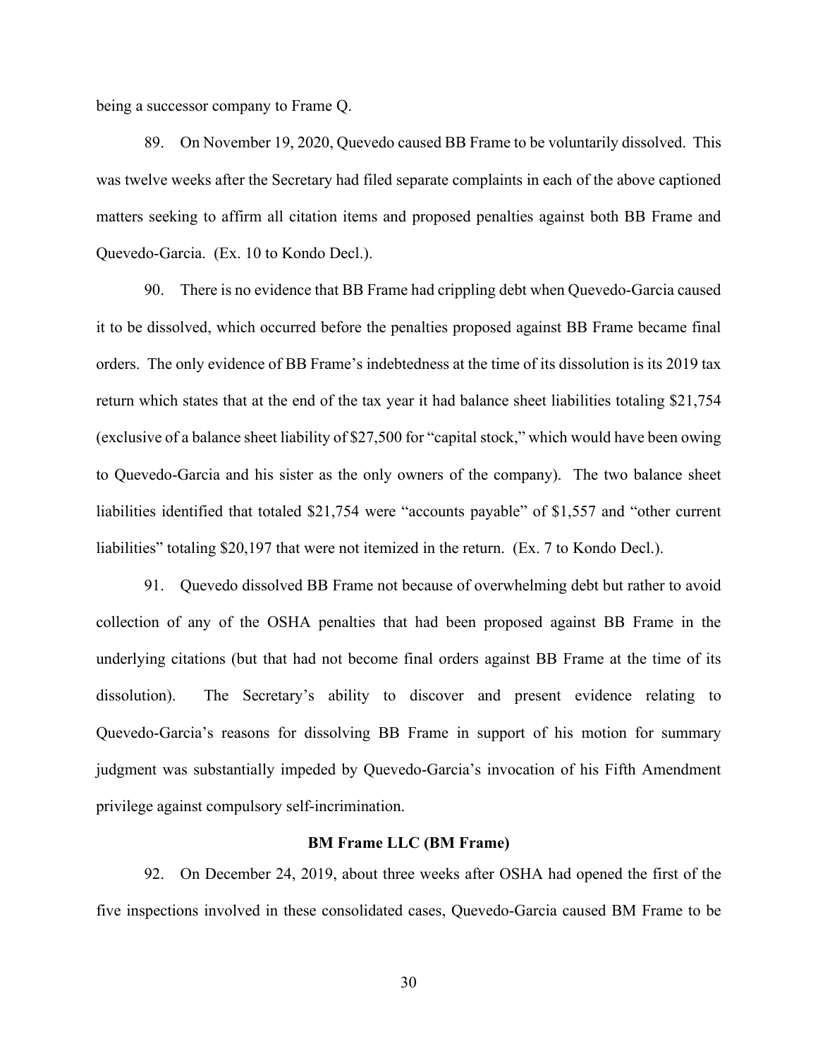being a successor company to Frame Q.

89. On November 19, 2020, Quevedo caused BB Frame to be voluntarily dissolved. This was twelve weeks after the Secretary had filed separate complaints in each of the above captioned matters seeking to affirm all citation items and proposed penalties against both BB Frame and Quevedo-Garcia. (Ex. 10 to Kondo Decl.).

90. There is no evidence that BB Frame had crippling debt when Quevedo-Garcia caused it to be dissolved, which occurred before the penalties proposed against BB Frame became final orders. The only evidence of BB Frame's indebtedness at the time of its dissolution is its 2019 tax return which states that at the end of the tax year it had balance sheet liabilities totaling $21,754 (exclusive of a balance sheet liability of $27,500 for "capital stock," which would have been owing to Quevedo-Garcia and his sister as the only owners of the company). The two balance sheet liabilities identified that totaled $21,754 were "accounts payable" of $1,557 and "other current liabilities" totaling $20,197 that were not itemized in the return. (Ex. 7 to Kondo Decl.).

91. Quevedo dissolved BB Frame not because of overwhelming debt but rather to avoid collection of any of the OSHA penalties that had been proposed against BB Frame in the underlying citations (but that had not become final orders against BB Frame at the time of its dissolution). The Secretary's ability to discover and present evidence relating to Quevedo-Garcia's reasons for dissolving BB Frame in support of his motion for summary judgment was substantially impeded by Quevedo-Garcia's invocation of his Fifth Amendment privilege against compulsory self-incrimination.

**BM Frame LLC (BM Frame)**

92. On December 24, 2019, about three weeks after OSHA had opened the first of the five inspections involved in these consolidated cases, Quevedo-Garcia caused BM Frame to be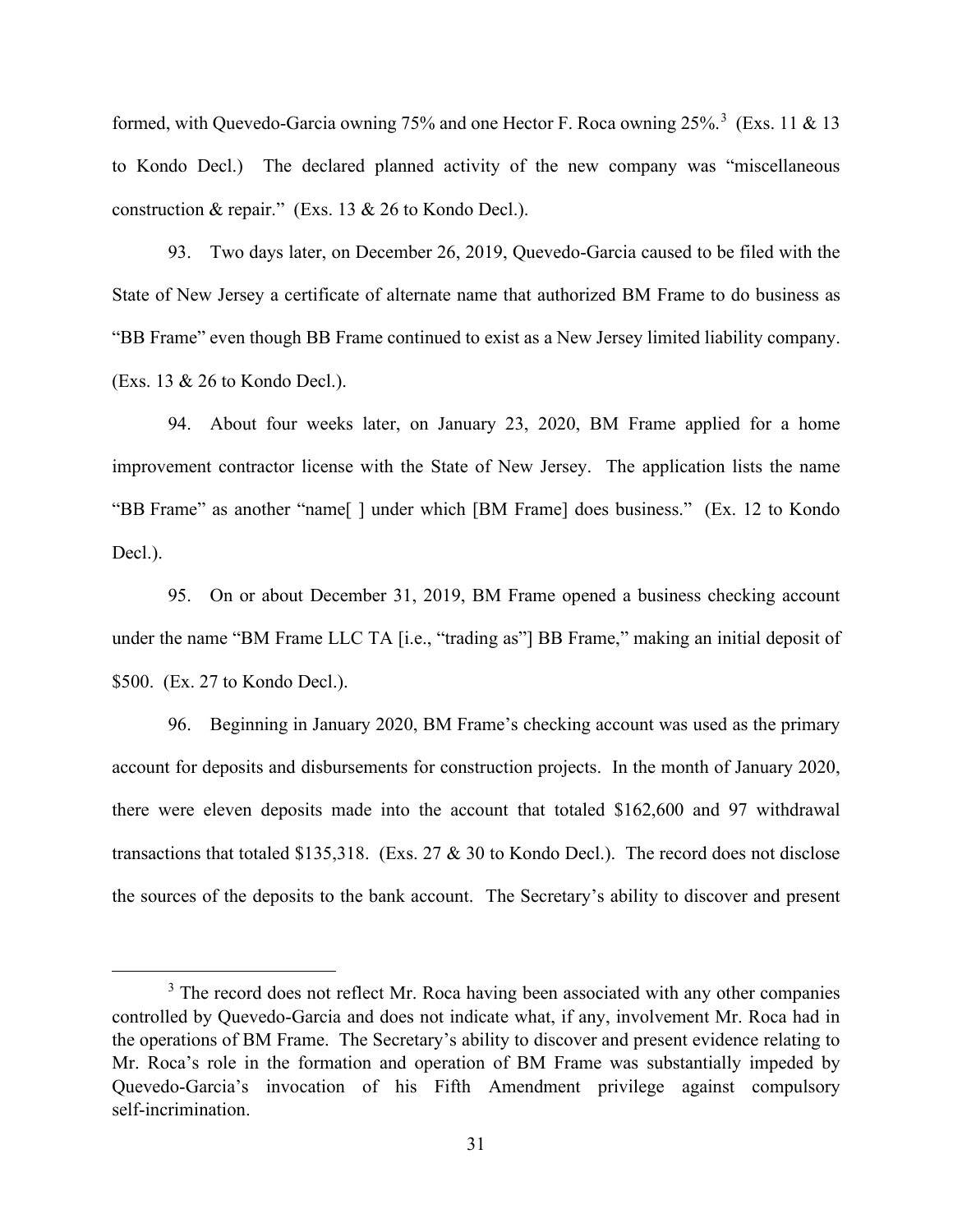formed, with Quevedo-Garcia owning 75% and one Hector F. Roca owning 25%.[3] (Exs. 11 & 13 to Kondo Decl.) The declared planned activity of the new company was "miscellaneous construction & repair." (Exs. 13 & 26 to Kondo Decl.).

93. Two days later, on December 26, 2019, Quevedo-Garcia caused to be filed with the State of New Jersey a certificate of alternate name that authorized BM Frame to do business as "BB Frame" even though BB Frame continued to exist as a New Jersey limited liability company. (Exs. 13 & 26 to Kondo Decl.).

94. About four weeks later, on January 23, 2020, BM Frame applied for a home improvement contractor license with the State of New Jersey. The application lists the name "BB Frame" as another "name[ ] under which [BM Frame] does business." (Ex. 12 to Kondo Decl.).

95. On or about December 31, 2019, BM Frame opened a business checking account under the name "BM Frame LLC TA [i.e., "trading as"] BB Frame," making an initial deposit of $500. (Ex. 27 to Kondo Decl.).

96. Beginning in January 2020, BM Frame's checking account was used as the primary account for deposits and disbursements for construction projects. In the month of January 2020, there were eleven deposits made into the account that totaled $162,600 and 97 withdrawal transactions that totaled $135,318. (Exs. 27 & 30 to Kondo Decl.). The record does not disclose the sources of the deposits to the bank account. The Secretary's ability to discover and present

---

[3] The record does not reflect Mr. Roca having been associated with any other companies controlled by Quevedo-Garcia and does not indicate what, if any, involvement Mr. Roca had in the operations of BM Frame. The Secretary's ability to discover and present evidence relating to Mr. Roca's role in the formation and operation of BM Frame was substantially impeded by Quevedo-Garcia's invocation of his Fifth Amendment privilege against compulsory self-incrimination.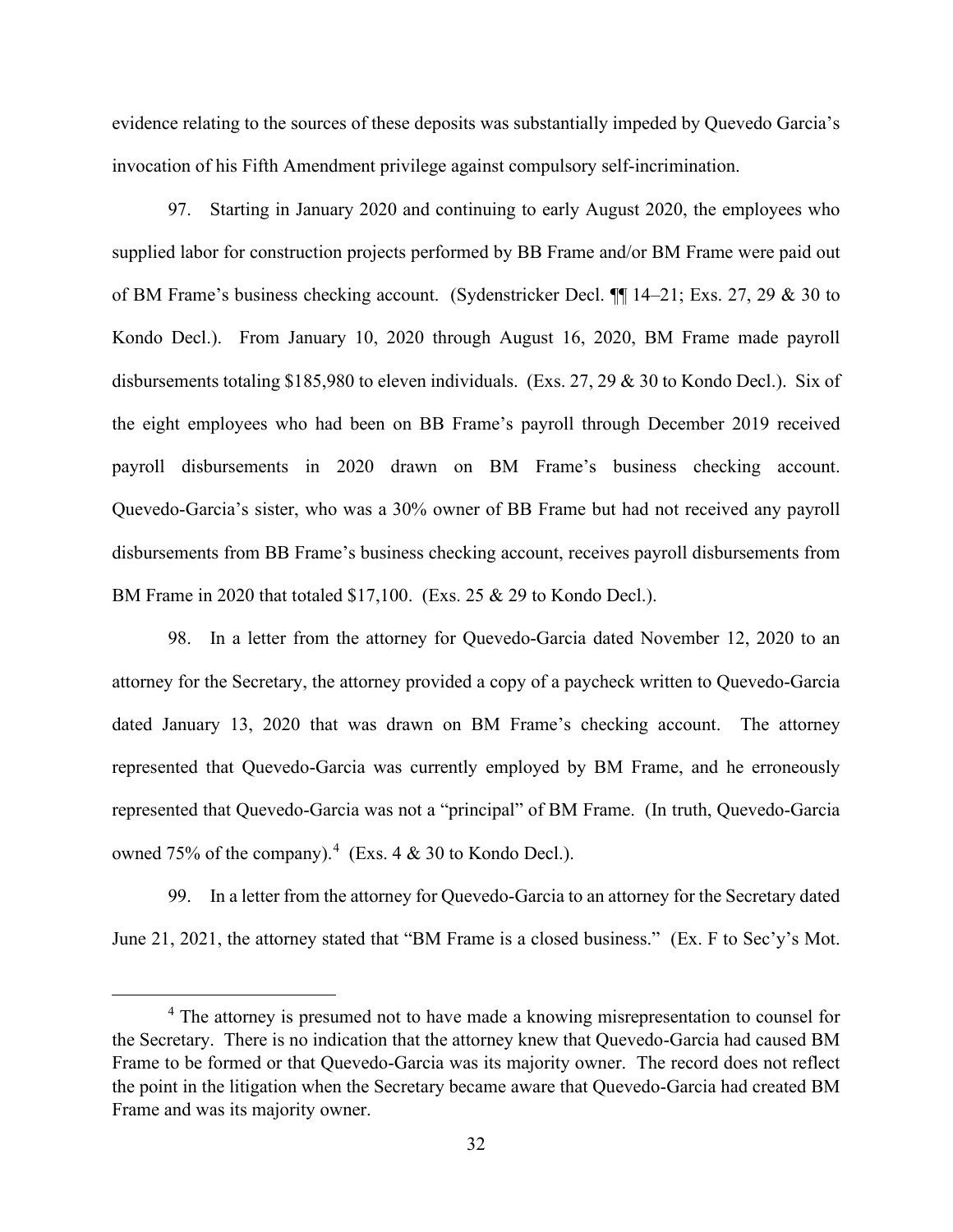evidence relating to the sources of these deposits was substantially impeded by Quevedo Garcia's invocation of his Fifth Amendment privilege against compulsory self-incrimination.

97. Starting in January 2020 and continuing to early August 2020, the employees who supplied labor for construction projects performed by BB Frame and/or BM Frame were paid out of BM Frame's business checking account. (Sydenstricker Decl. ¶¶ 14–21; Exs. 27, 29 & 30 to Kondo Decl.). From January 10, 2020 through August 16, 2020, BM Frame made payroll disbursements totaling $185,980 to eleven individuals. (Exs. 27, 29 & 30 to Kondo Decl.). Six of the eight employees who had been on BB Frame's payroll through December 2019 received payroll disbursements in 2020 drawn on BM Frame's business checking account. Quevedo-Garcia's sister, who was a 30% owner of BB Frame but had not received any payroll disbursements from BB Frame's business checking account, receives payroll disbursements from BM Frame in 2020 that totaled $17,100. (Exs. 25 & 29 to Kondo Decl.).

98. In a letter from the attorney for Quevedo-Garcia dated November 12, 2020 to an attorney for the Secretary, the attorney provided a copy of a paycheck written to Quevedo-Garcia dated January 13, 2020 that was drawn on BM Frame's checking account. The attorney represented that Quevedo-Garcia was currently employed by BM Frame, and he erroneously represented that Quevedo-Garcia was not a "principal" of BM Frame. (In truth, Quevedo-Garcia owned 75% of the company).[4] (Exs. 4 & 30 to Kondo Decl.).

99. In a letter from the attorney for Quevedo-Garcia to an attorney for the Secretary dated June 21, 2021, the attorney stated that "BM Frame is a closed business." (Ex. F to Sec'y's Mot.

[4] The attorney is presumed not to have made a knowing misrepresentation to counsel for the Secretary. There is no indication that the attorney knew that Quevedo-Garcia had caused BM Frame to be formed or that Quevedo-Garcia was its majority owner. The record does not reflect the point in the litigation when the Secretary became aware that Quevedo-Garcia had created BM Frame and was its majority owner.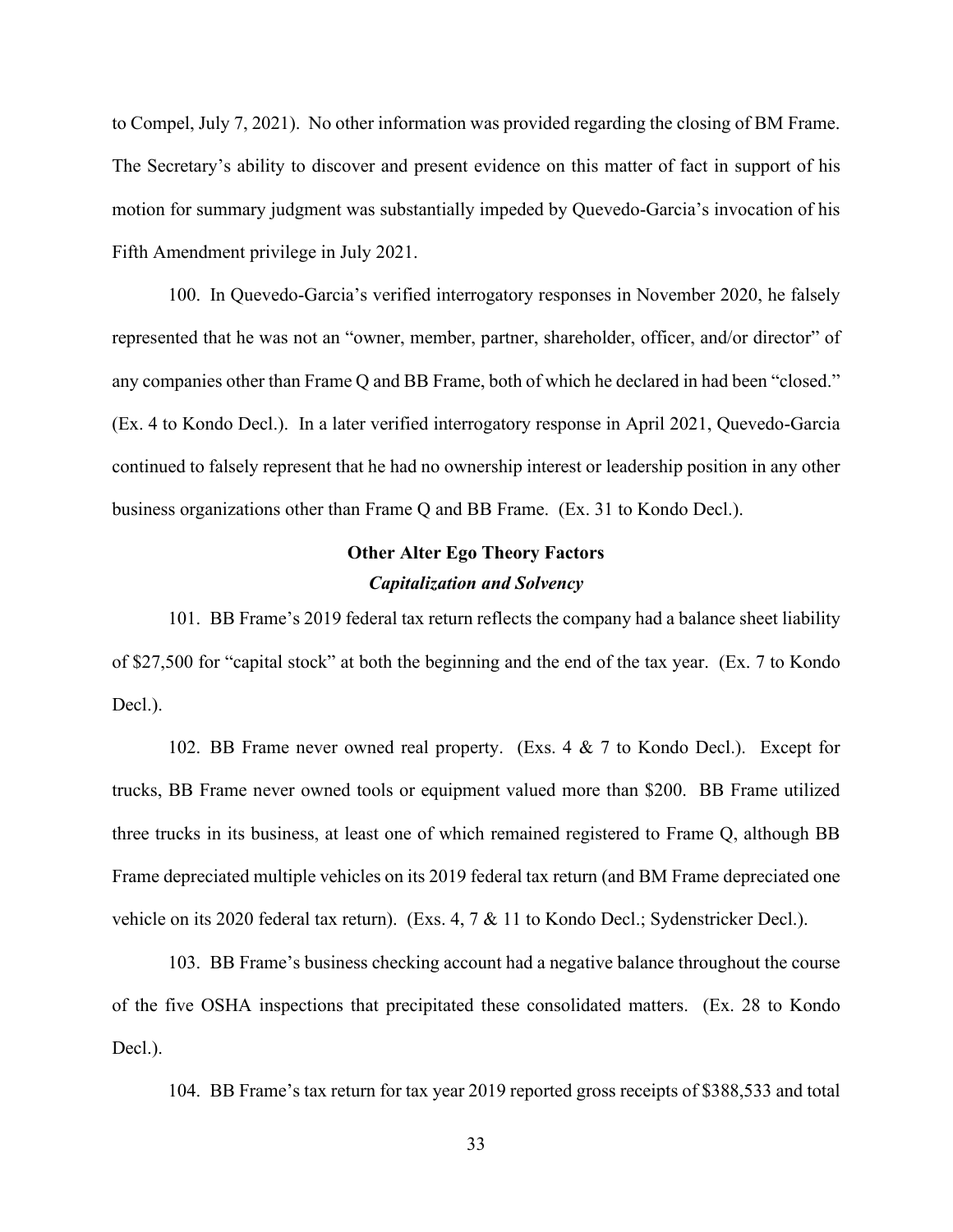to Compel, July 7, 2021). No other information was provided regarding the closing of BM Frame. The Secretary's ability to discover and present evidence on this matter of fact in support of his motion for summary judgment was substantially impeded by Quevedo-Garcia's invocation of his Fifth Amendment privilege in July 2021.

100. In Quevedo-Garcia's verified interrogatory responses in November 2020, he falsely represented that he was not an "owner, member, partner, shareholder, officer, and/or director" of any companies other than Frame Q and BB Frame, both of which he declared in had been "closed." (Ex. 4 to Kondo Decl.). In a later verified interrogatory response in April 2021, Quevedo-Garcia continued to falsely represent that he had no ownership interest or leadership position in any other business organizations other than Frame Q and BB Frame. (Ex. 31 to Kondo Decl.).

**Other Alter Ego Theory Factors**

***Capitalization and Solvency***

101. BB Frame's 2019 federal tax return reflects the company had a balance sheet liability of $27,500 for "capital stock" at both the beginning and the end of the tax year. (Ex. 7 to Kondo Decl.).

102. BB Frame never owned real property. (Exs. 4 & 7 to Kondo Decl.). Except for trucks, BB Frame never owned tools or equipment valued more than $200. BB Frame utilized three trucks in its business, at least one of which remained registered to Frame Q, although BB Frame depreciated multiple vehicles on its 2019 federal tax return (and BM Frame depreciated one vehicle on its 2020 federal tax return). (Exs. 4, 7 & 11 to Kondo Decl.; Sydenstricker Decl.).

103. BB Frame's business checking account had a negative balance throughout the course of the five OSHA inspections that precipitated these consolidated matters. (Ex. 28 to Kondo Decl.).

104. BB Frame's tax return for tax year 2019 reported gross receipts of $388,533 and total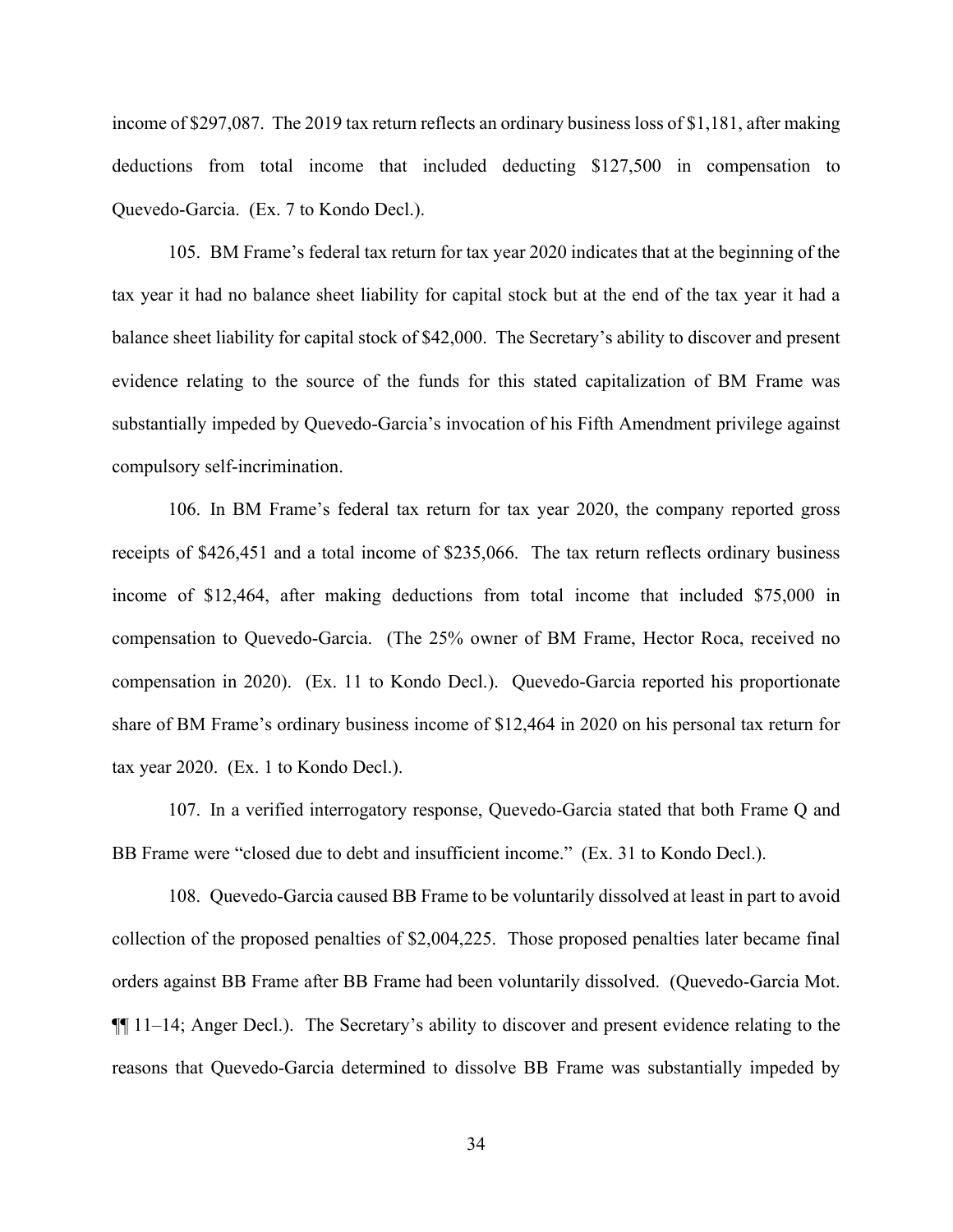income of $297,087. The 2019 tax return reflects an ordinary business loss of $1,181, after making deductions from total income that included deducting $127,500 in compensation to Quevedo-Garcia. (Ex. 7 to Kondo Decl.).

105. BM Frame's federal tax return for tax year 2020 indicates that at the beginning of the tax year it had no balance sheet liability for capital stock but at the end of the tax year it had a balance sheet liability for capital stock of $42,000. The Secretary's ability to discover and present evidence relating to the source of the funds for this stated capitalization of BM Frame was substantially impeded by Quevedo-Garcia's invocation of his Fifth Amendment privilege against compulsory self-incrimination.

106. In BM Frame's federal tax return for tax year 2020, the company reported gross receipts of $426,451 and a total income of $235,066. The tax return reflects ordinary business income of $12,464, after making deductions from total income that included $75,000 in compensation to Quevedo-Garcia. (The 25% owner of BM Frame, Hector Roca, received no compensation in 2020). (Ex. 11 to Kondo Decl.). Quevedo-Garcia reported his proportionate share of BM Frame's ordinary business income of $12,464 in 2020 on his personal tax return for tax year 2020. (Ex. 1 to Kondo Decl.).

107. In a verified interrogatory response, Quevedo-Garcia stated that both Frame Q and BB Frame were "closed due to debt and insufficient income." (Ex. 31 to Kondo Decl.).

108. Quevedo-Garcia caused BB Frame to be voluntarily dissolved at least in part to avoid collection of the proposed penalties of $2,004,225. Those proposed penalties later became final orders against BB Frame after BB Frame had been voluntarily dissolved. (Quevedo-Garcia Mot. ¶¶ 11–14; Anger Decl.). The Secretary's ability to discover and present evidence relating to the reasons that Quevedo-Garcia determined to dissolve BB Frame was substantially impeded by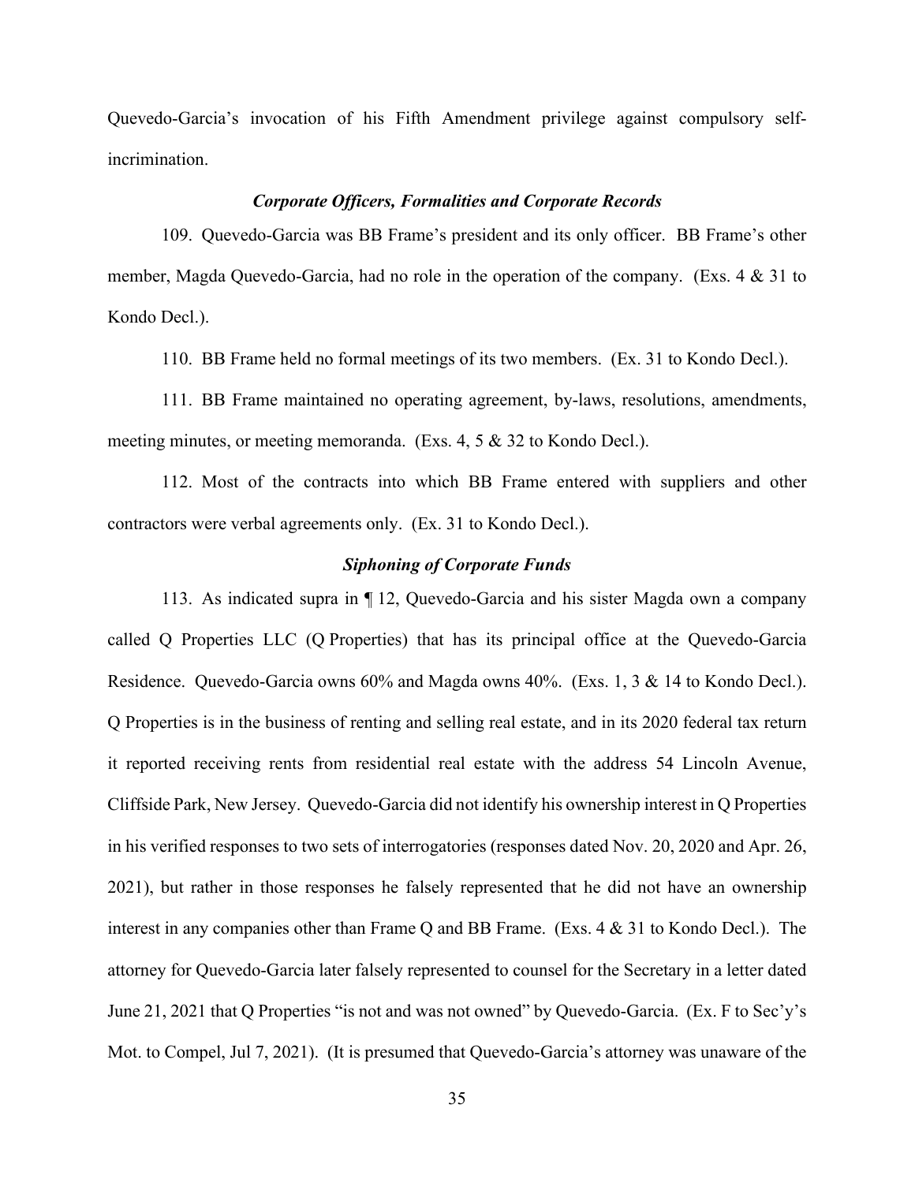Quevedo-Garcia's invocation of his Fifth Amendment privilege against compulsory self-incrimination.

### *Corporate Officers, Formalities and Corporate Records*

109. Quevedo-Garcia was BB Frame's president and its only officer. BB Frame's other member, Magda Quevedo-Garcia, had no role in the operation of the company. (Exs. 4 & 31 to Kondo Decl.).

110. BB Frame held no formal meetings of its two members. (Ex. 31 to Kondo Decl.).

111. BB Frame maintained no operating agreement, by-laws, resolutions, amendments, meeting minutes, or meeting memoranda. (Exs. 4, 5 & 32 to Kondo Decl.).

112. Most of the contracts into which BB Frame entered with suppliers and other contractors were verbal agreements only. (Ex. 31 to Kondo Decl.).

### *Siphoning of Corporate Funds*

113. As indicated supra in ¶ 12, Quevedo-Garcia and his sister Magda own a company called Q Properties LLC (Q Properties) that has its principal office at the Quevedo-Garcia Residence. Quevedo-Garcia owns 60% and Magda owns 40%. (Exs. 1, 3 & 14 to Kondo Decl.). Q Properties is in the business of renting and selling real estate, and in its 2020 federal tax return it reported receiving rents from residential real estate with the address 54 Lincoln Avenue, Cliffside Park, New Jersey. Quevedo-Garcia did not identify his ownership interest in Q Properties in his verified responses to two sets of interrogatories (responses dated Nov. 20, 2020 and Apr. 26, 2021), but rather in those responses he falsely represented that he did not have an ownership interest in any companies other than Frame Q and BB Frame. (Exs. 4 & 31 to Kondo Decl.). The attorney for Quevedo-Garcia later falsely represented to counsel for the Secretary in a letter dated June 21, 2021 that Q Properties "is not and was not owned" by Quevedo-Garcia. (Ex. F to Sec'y's Mot. to Compel, Jul 7, 2021). (It is presumed that Quevedo-Garcia's attorney was unaware of the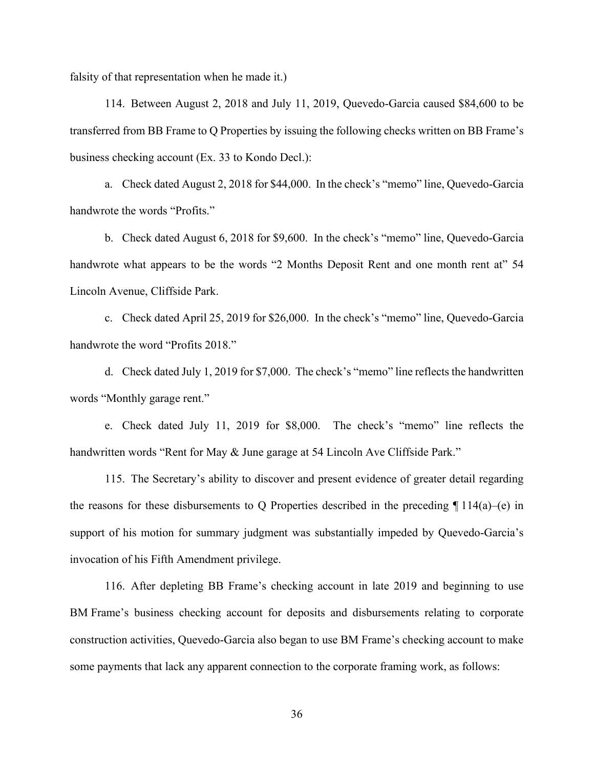falsity of that representation when he made it.)

114. Between August 2, 2018 and July 11, 2019, Quevedo-Garcia caused $84,600 to be transferred from BB Frame to Q Properties by issuing the following checks written on BB Frame's business checking account (Ex. 33 to Kondo Decl.):

a. Check dated August 2, 2018 for $44,000. In the check's "memo" line, Quevedo-Garcia handwrote the words "Profits."

b. Check dated August 6, 2018 for $9,600. In the check's "memo" line, Quevedo-Garcia handwrote what appears to be the words "2 Months Deposit Rent and one month rent at" 54 Lincoln Avenue, Cliffside Park.

c. Check dated April 25, 2019 for $26,000. In the check's "memo" line, Quevedo-Garcia handwrote the word "Profits 2018."

d. Check dated July 1, 2019 for $7,000. The check's "memo" line reflects the handwritten words "Monthly garage rent."

e. Check dated July 11, 2019 for $8,000. The check's "memo" line reflects the handwritten words "Rent for May & June garage at 54 Lincoln Ave Cliffside Park."

115. The Secretary's ability to discover and present evidence of greater detail regarding the reasons for these disbursements to Q Properties described in the preceding ¶ 114(a)–(e) in support of his motion for summary judgment was substantially impeded by Quevedo-Garcia's invocation of his Fifth Amendment privilege.

116. After depleting BB Frame's checking account in late 2019 and beginning to use BM Frame's business checking account for deposits and disbursements relating to corporate construction activities, Quevedo-Garcia also began to use BM Frame's checking account to make some payments that lack any apparent connection to the corporate framing work, as follows: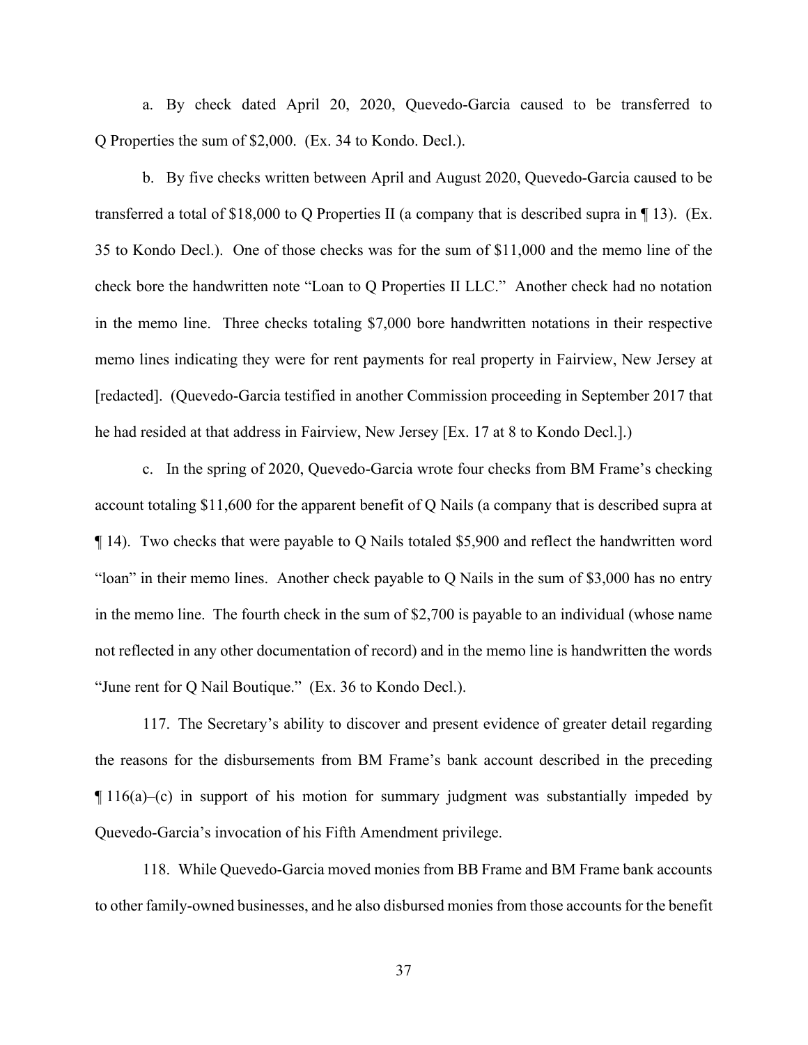a. By check dated April 20, 2020, Quevedo-Garcia caused to be transferred to Q Properties the sum of $2,000. (Ex. 34 to Kondo. Decl.).

b. By five checks written between April and August 2020, Quevedo-Garcia caused to be transferred a total of $18,000 to Q Properties II (a company that is described supra in ¶ 13). (Ex. 35 to Kondo Decl.). One of those checks was for the sum of $11,000 and the memo line of the check bore the handwritten note "Loan to Q Properties II LLC." Another check had no notation in the memo line. Three checks totaling $7,000 bore handwritten notations in their respective memo lines indicating they were for rent payments for real property in Fairview, New Jersey at [redacted]. (Quevedo-Garcia testified in another Commission proceeding in September 2017 that he had resided at that address in Fairview, New Jersey [Ex. 17 at 8 to Kondo Decl.].)

c. In the spring of 2020, Quevedo-Garcia wrote four checks from BM Frame's checking account totaling $11,600 for the apparent benefit of Q Nails (a company that is described supra at ¶ 14). Two checks that were payable to Q Nails totaled $5,900 and reflect the handwritten word "loan" in their memo lines. Another check payable to Q Nails in the sum of $3,000 has no entry in the memo line. The fourth check in the sum of $2,700 is payable to an individual (whose name not reflected in any other documentation of record) and in the memo line is handwritten the words "June rent for Q Nail Boutique." (Ex. 36 to Kondo Decl.).

117. The Secretary's ability to discover and present evidence of greater detail regarding the reasons for the disbursements from BM Frame's bank account described in the preceding ¶ 116(a)–(c) in support of his motion for summary judgment was substantially impeded by Quevedo-Garcia's invocation of his Fifth Amendment privilege.

118. While Quevedo-Garcia moved monies from BB Frame and BM Frame bank accounts to other family-owned businesses, and he also disbursed monies from those accounts for the benefit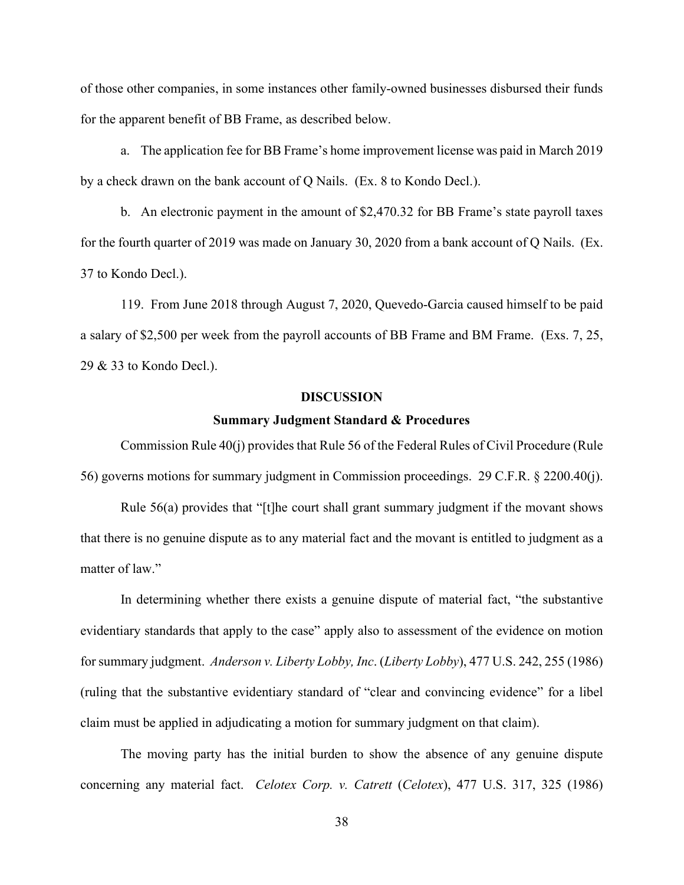of those other companies, in some instances other family-owned businesses disbursed their funds for the apparent benefit of BB Frame, as described below.

a. The application fee for BB Frame's home improvement license was paid in March 2019 by a check drawn on the bank account of Q Nails. (Ex. 8 to Kondo Decl.).

b. An electronic payment in the amount of $2,470.32 for BB Frame's state payroll taxes for the fourth quarter of 2019 was made on January 30, 2020 from a bank account of Q Nails. (Ex. 37 to Kondo Decl.).

119. From June 2018 through August 7, 2020, Quevedo-Garcia caused himself to be paid a salary of $2,500 per week from the payroll accounts of BB Frame and BM Frame. (Exs. 7, 25, 29 & 33 to Kondo Decl.).

## DISCUSSION

### Summary Judgment Standard & Procedures

Commission Rule 40(j) provides that Rule 56 of the Federal Rules of Civil Procedure (Rule 56) governs motions for summary judgment in Commission proceedings. 29 C.F.R. § 2200.40(j).

Rule 56(a) provides that "[t]he court shall grant summary judgment if the movant shows that there is no genuine dispute as to any material fact and the movant is entitled to judgment as a matter of law."

In determining whether there exists a genuine dispute of material fact, "the substantive evidentiary standards that apply to the case" apply also to assessment of the evidence on motion for summary judgment. *Anderson v. Liberty Lobby, Inc*. (*Liberty Lobby*), 477 U.S. 242, 255 (1986) (ruling that the substantive evidentiary standard of "clear and convincing evidence" for a libel claim must be applied in adjudicating a motion for summary judgment on that claim).

The moving party has the initial burden to show the absence of any genuine dispute concerning any material fact. *Celotex Corp. v. Catrett* (*Celotex*), 477 U.S. 317, 325 (1986)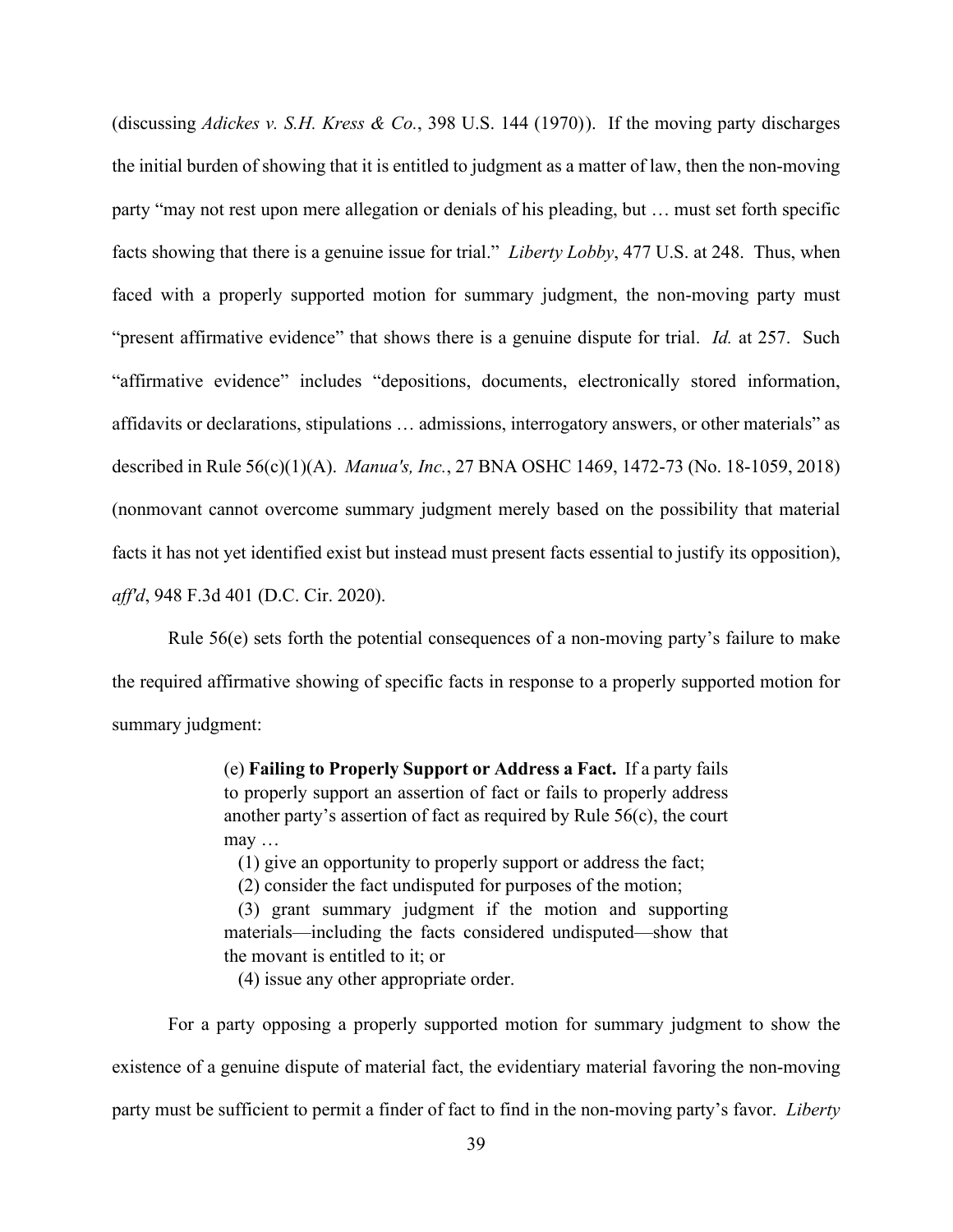(discussing *Adickes v. S.H. Kress & Co.*, 398 U.S. 144 (1970)). If the moving party discharges the initial burden of showing that it is entitled to judgment as a matter of law, then the non-moving party "may not rest upon mere allegation or denials of his pleading, but … must set forth specific facts showing that there is a genuine issue for trial." *Liberty Lobby*, 477 U.S. at 248. Thus, when faced with a properly supported motion for summary judgment, the non-moving party must "present affirmative evidence" that shows there is a genuine dispute for trial. *Id.* at 257. Such "affirmative evidence" includes "depositions, documents, electronically stored information, affidavits or declarations, stipulations … admissions, interrogatory answers, or other materials" as described in Rule 56(c)(1)(A). *Manua's, Inc.*, 27 BNA OSHC 1469, 1472-73 (No. 18-1059, 2018) (nonmovant cannot overcome summary judgment merely based on the possibility that material facts it has not yet identified exist but instead must present facts essential to justify its opposition), *aff'd*, 948 F.3d 401 (D.C. Cir. 2020).

Rule 56(e) sets forth the potential consequences of a non-moving party's failure to make the required affirmative showing of specific facts in response to a properly supported motion for summary judgment:

> (e) **Failing to Properly Support or Address a Fact.** If a party fails to properly support an assertion of fact or fails to properly address another party's assertion of fact as required by Rule 56(c), the court may …
>
> (1) give an opportunity to properly support or address the fact;
>
> (2) consider the fact undisputed for purposes of the motion;
>
> (3) grant summary judgment if the motion and supporting materials—including the facts considered undisputed—show that the movant is entitled to it; or
>
> (4) issue any other appropriate order.

For a party opposing a properly supported motion for summary judgment to show the existence of a genuine dispute of material fact, the evidentiary material favoring the non-moving party must be sufficient to permit a finder of fact to find in the non-moving party's favor. *Liberty*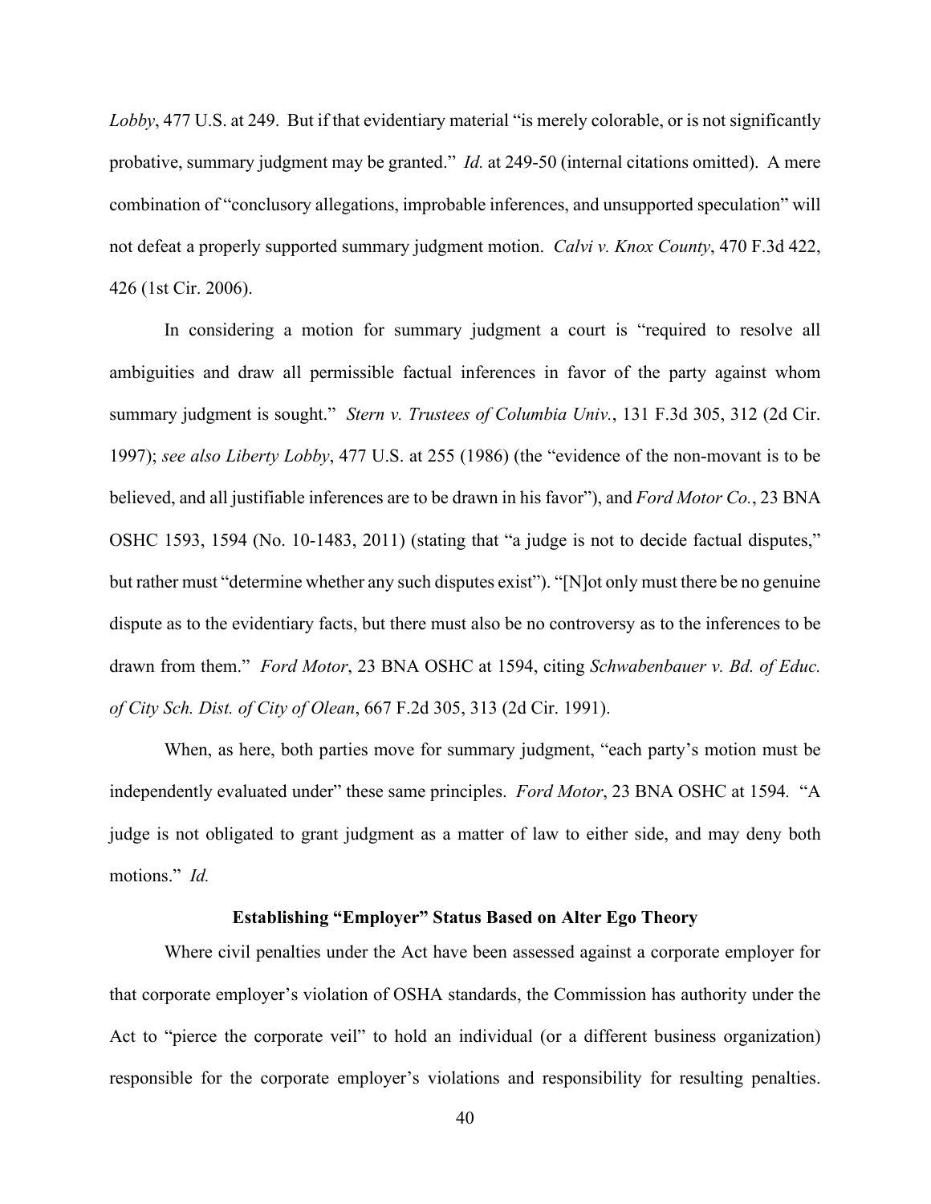*Lobby*, 477 U.S. at 249. But if that evidentiary material "is merely colorable, or is not significantly probative, summary judgment may be granted." *Id.* at 249-50 (internal citations omitted). A mere combination of "conclusory allegations, improbable inferences, and unsupported speculation" will not defeat a properly supported summary judgment motion. *Calvi v. Knox County*, 470 F.3d 422, 426 (1st Cir. 2006).

In considering a motion for summary judgment a court is "required to resolve all ambiguities and draw all permissible factual inferences in favor of the party against whom summary judgment is sought." *Stern v. Trustees of Columbia Univ.*, 131 F.3d 305, 312 (2d Cir. 1997); *see also Liberty Lobby*, 477 U.S. at 255 (1986) (the "evidence of the non-movant is to be believed, and all justifiable inferences are to be drawn in his favor"), and *Ford Motor Co.*, 23 BNA OSHC 1593, 1594 (No. 10-1483, 2011) (stating that "a judge is not to decide factual disputes," but rather must "determine whether any such disputes exist"). "[N]ot only must there be no genuine dispute as to the evidentiary facts, but there must also be no controversy as to the inferences to be drawn from them." *Ford Motor*, 23 BNA OSHC at 1594, citing *Schwabenbauer v. Bd. of Educ. of City Sch. Dist. of City of Olean*, 667 F.2d 305, 313 (2d Cir. 1991).

When, as here, both parties move for summary judgment, "each party's motion must be independently evaluated under" these same principles. *Ford Motor*, 23 BNA OSHC at 1594. "A judge is not obligated to grant judgment as a matter of law to either side, and may deny both motions." *Id.*

### Establishing "Employer" Status Based on Alter Ego Theory

Where civil penalties under the Act have been assessed against a corporate employer for that corporate employer's violation of OSHA standards, the Commission has authority under the Act to "pierce the corporate veil" to hold an individual (or a different business organization) responsible for the corporate employer's violations and responsibility for resulting penalties.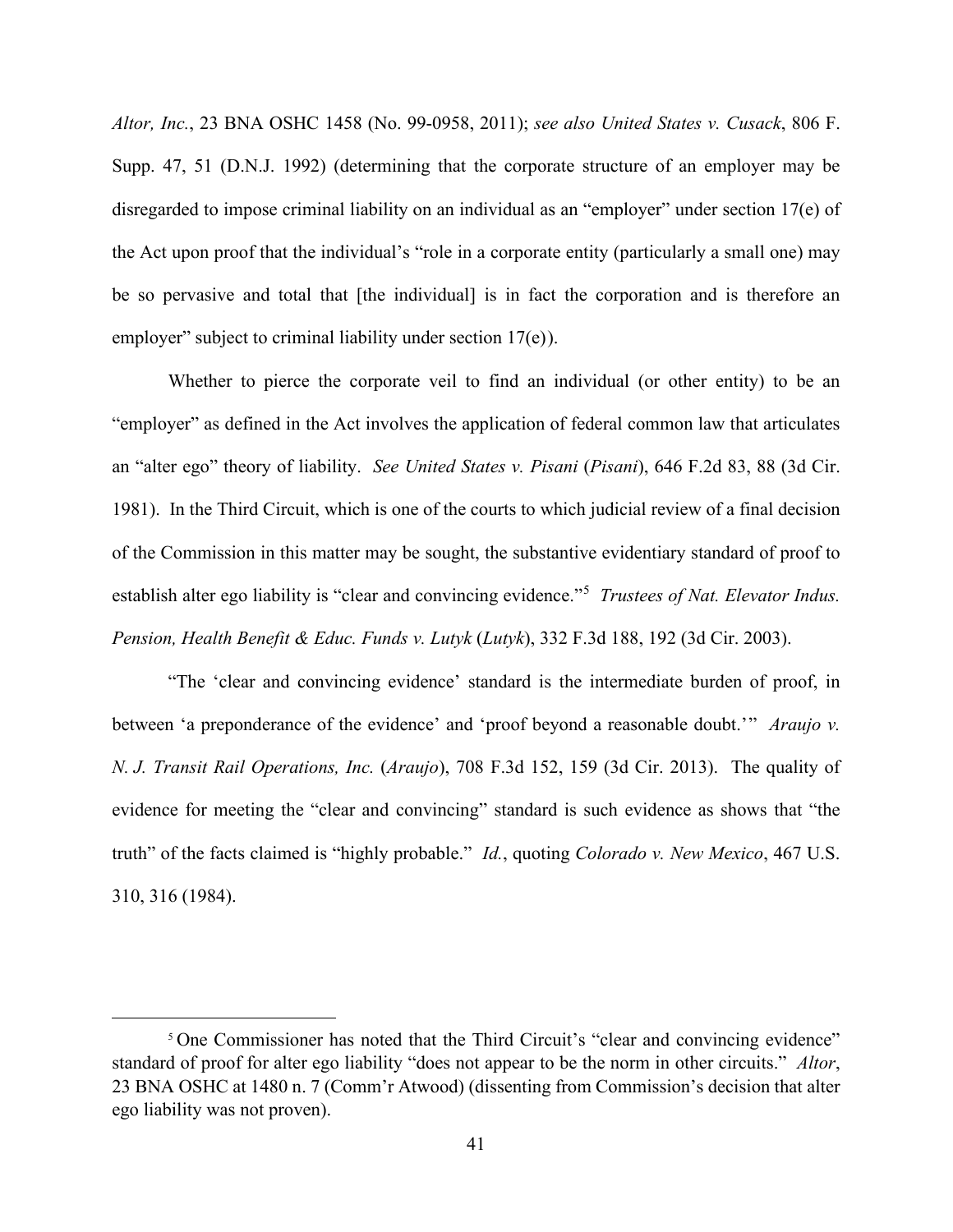*Altor, Inc.*, 23 BNA OSHC 1458 (No. 99-0958, 2011); *see also United States v. Cusack*, 806 F. Supp. 47, 51 (D.N.J. 1992) (determining that the corporate structure of an employer may be disregarded to impose criminal liability on an individual as an "employer" under section 17(e) of the Act upon proof that the individual's "role in a corporate entity (particularly a small one) may be so pervasive and total that [the individual] is in fact the corporation and is therefore an employer" subject to criminal liability under section 17(e)).

Whether to pierce the corporate veil to find an individual (or other entity) to be an "employer" as defined in the Act involves the application of federal common law that articulates an "alter ego" theory of liability. *See United States v. Pisani* (*Pisani*), 646 F.2d 83, 88 (3d Cir. 1981). In the Third Circuit, which is one of the courts to which judicial review of a final decision of the Commission in this matter may be sought, the substantive evidentiary standard of proof to establish alter ego liability is "clear and convincing evidence."[5] *Trustees of Nat. Elevator Indus. Pension, Health Benefit & Educ. Funds v. Lutyk* (*Lutyk*), 332 F.3d 188, 192 (3d Cir. 2003).

"The 'clear and convincing evidence' standard is the intermediate burden of proof, in between 'a preponderance of the evidence' and 'proof beyond a reasonable doubt.'" *Araujo v. N. J. Transit Rail Operations, Inc.* (*Araujo*), 708 F.3d 152, 159 (3d Cir. 2013). The quality of evidence for meeting the "clear and convincing" standard is such evidence as shows that "the truth" of the facts claimed is "highly probable." *Id.*, quoting *Colorado v. New Mexico*, 467 U.S. 310, 316 (1984).

[5] One Commissioner has noted that the Third Circuit's "clear and convincing evidence" standard of proof for alter ego liability "does not appear to be the norm in other circuits." *Altor*, 23 BNA OSHC at 1480 n. 7 (Comm'r Atwood) (dissenting from Commission's decision that alter ego liability was not proven).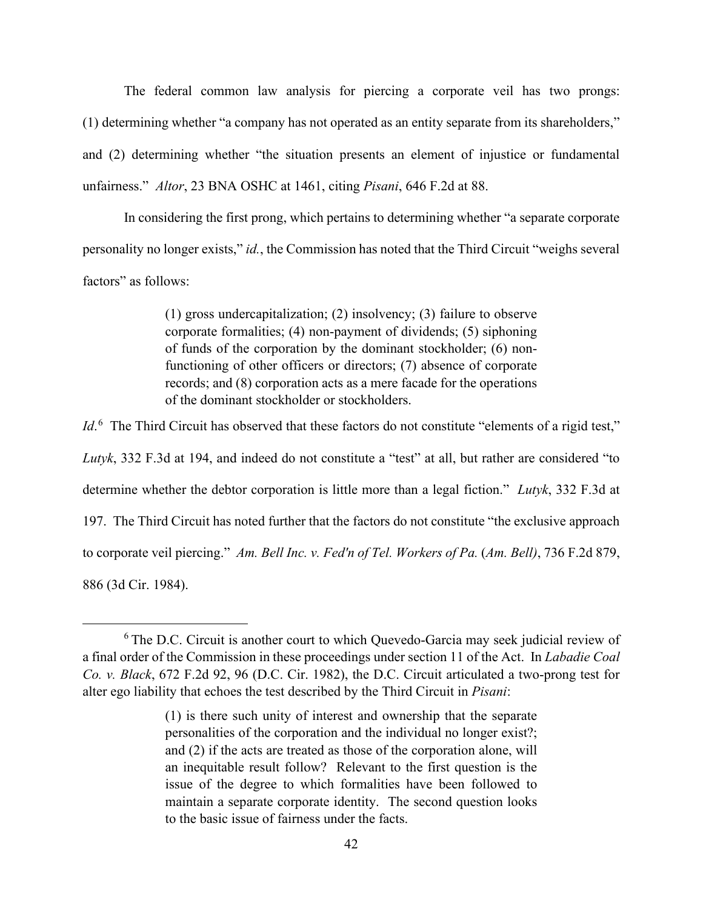The federal common law analysis for piercing a corporate veil has two prongs: (1) determining whether "a company has not operated as an entity separate from its shareholders," and (2) determining whether "the situation presents an element of injustice or fundamental unfairness." *Altor*, 23 BNA OSHC at 1461, citing *Pisani*, 646 F.2d at 88.

In considering the first prong, which pertains to determining whether "a separate corporate personality no longer exists," *id.*, the Commission has noted that the Third Circuit "weighs several factors" as follows:

> (1) gross undercapitalization; (2) insolvency; (3) failure to observe corporate formalities; (4) non-payment of dividends; (5) siphoning of funds of the corporation by the dominant stockholder; (6) non-functioning of other officers or directors; (7) absence of corporate records; and (8) corporation acts as a mere facade for the operations of the dominant stockholder or stockholders.

*Id.*[6] The Third Circuit has observed that these factors do not constitute "elements of a rigid test," *Lutyk*, 332 F.3d at 194, and indeed do not constitute a "test" at all, but rather are considered "to determine whether the debtor corporation is little more than a legal fiction." *Lutyk*, 332 F.3d at 197. The Third Circuit has noted further that the factors do not constitute "the exclusive approach to corporate veil piercing." *Am. Bell Inc. v. Fed'n of Tel. Workers of Pa.* (*Am. Bell)*, 736 F.2d 879, 886 (3d Cir. 1984).

---

[6] The D.C. Circuit is another court to which Quevedo-Garcia may seek judicial review of a final order of the Commission in these proceedings under section 11 of the Act. In *Labadie Coal Co. v. Black*, 672 F.2d 92, 96 (D.C. Cir. 1982), the D.C. Circuit articulated a two-prong test for alter ego liability that echoes the test described by the Third Circuit in *Pisani*:

> (1) is there such unity of interest and ownership that the separate personalities of the corporation and the individual no longer exist?; and (2) if the acts are treated as those of the corporation alone, will an inequitable result follow? Relevant to the first question is the issue of the degree to which formalities have been followed to maintain a separate corporate identity. The second question looks to the basic issue of fairness under the facts.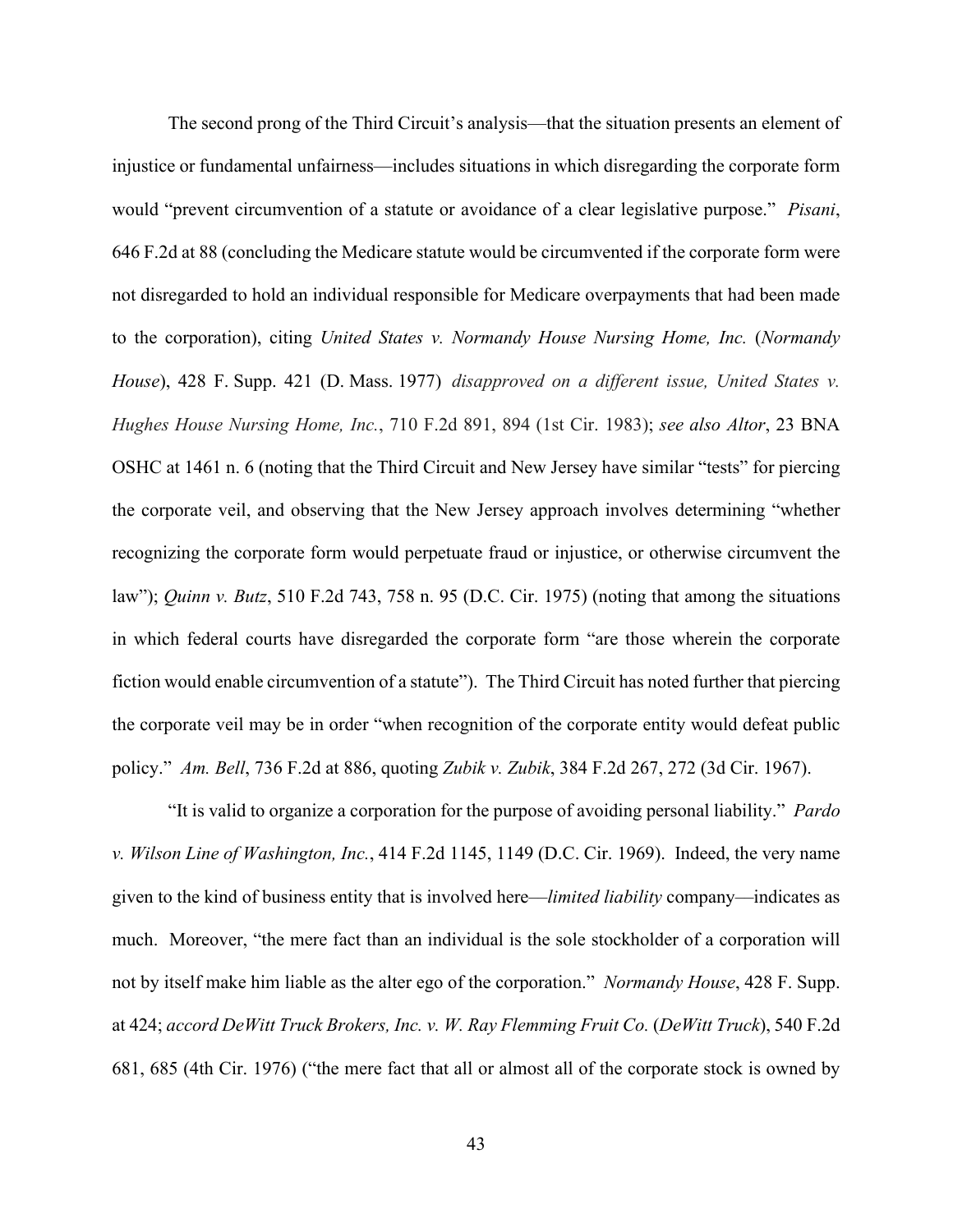The second prong of the Third Circuit's analysis—that the situation presents an element of injustice or fundamental unfairness—includes situations in which disregarding the corporate form would "prevent circumvention of a statute or avoidance of a clear legislative purpose." *Pisani*, 646 F.2d at 88 (concluding the Medicare statute would be circumvented if the corporate form were not disregarded to hold an individual responsible for Medicare overpayments that had been made to the corporation), citing *United States v. Normandy House Nursing Home, Inc.* (*Normandy House*), 428 F. Supp. 421 (D. Mass. 1977) *disapproved on a different issue, United States v. Hughes House Nursing Home, Inc.*, 710 F.2d 891, 894 (1st Cir. 1983); *see also Altor*, 23 BNA OSHC at 1461 n. 6 (noting that the Third Circuit and New Jersey have similar "tests" for piercing the corporate veil, and observing that the New Jersey approach involves determining "whether recognizing the corporate form would perpetuate fraud or injustice, or otherwise circumvent the law"); *Quinn v. Butz*, 510 F.2d 743, 758 n. 95 (D.C. Cir. 1975) (noting that among the situations in which federal courts have disregarded the corporate form "are those wherein the corporate fiction would enable circumvention of a statute"). The Third Circuit has noted further that piercing the corporate veil may be in order "when recognition of the corporate entity would defeat public policy." *Am. Bell*, 736 F.2d at 886, quoting *Zubik v. Zubik*, 384 F.2d 267, 272 (3d Cir. 1967).

"It is valid to organize a corporation for the purpose of avoiding personal liability." *Pardo v. Wilson Line of Washington, Inc.*, 414 F.2d 1145, 1149 (D.C. Cir. 1969). Indeed, the very name given to the kind of business entity that is involved here—*limited liability* company—indicates as much. Moreover, "the mere fact than an individual is the sole stockholder of a corporation will not by itself make him liable as the alter ego of the corporation." *Normandy House*, 428 F. Supp. at 424; *accord DeWitt Truck Brokers, Inc. v. W. Ray Flemming Fruit Co.* (*DeWitt Truck*), 540 F.2d 681, 685 (4th Cir. 1976) ("the mere fact that all or almost all of the corporate stock is owned by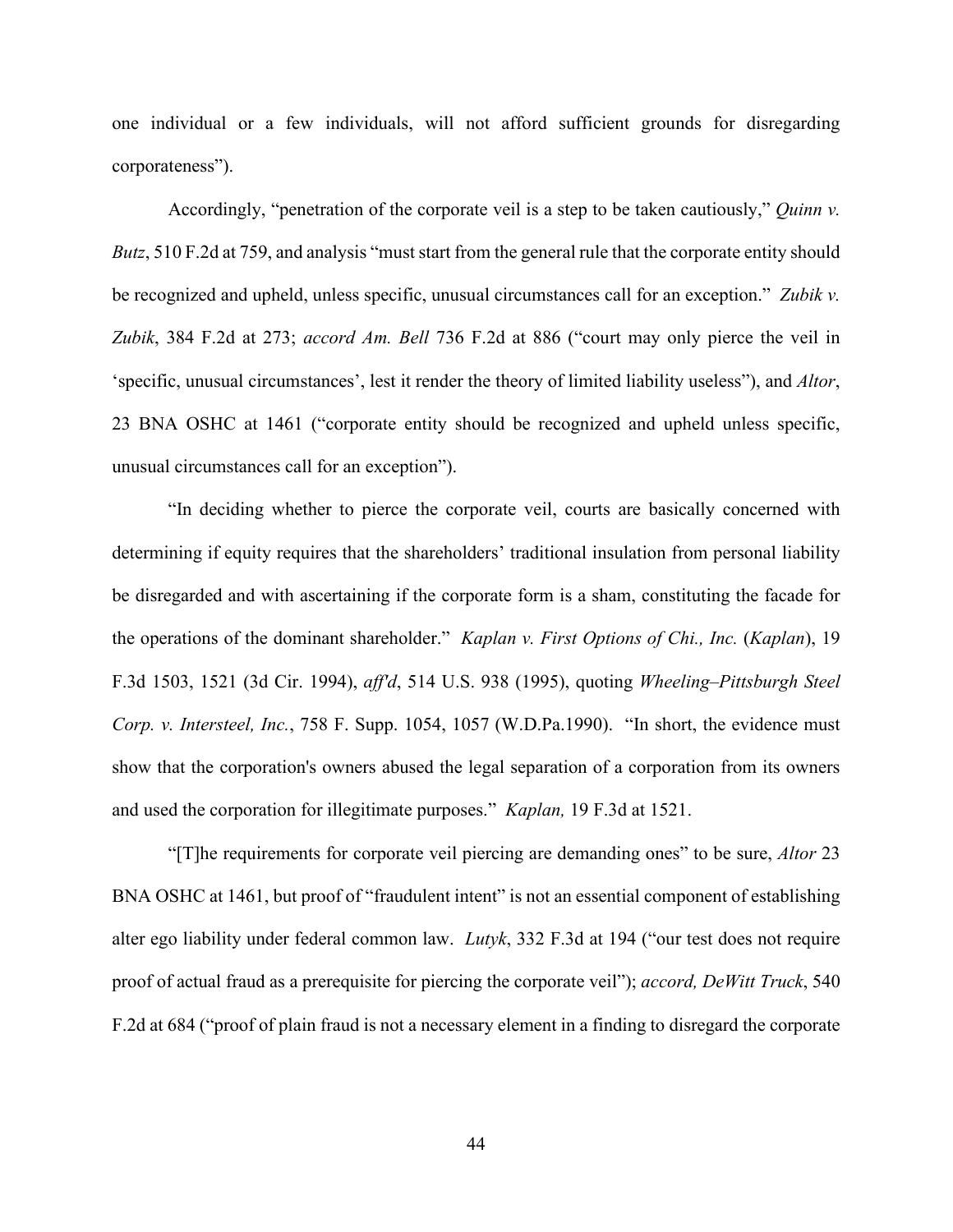one individual or a few individuals, will not afford sufficient grounds for disregarding corporateness”).

Accordingly, “penetration of the corporate veil is a step to be taken cautiously,” *Quinn v. Butz*, 510 F.2d at 759, and analysis “must start from the general rule that the corporate entity should be recognized and upheld, unless specific, unusual circumstances call for an exception.” *Zubik v. Zubik*, 384 F.2d at 273; *accord Am. Bell* 736 F.2d at 886 (“court may only pierce the veil in ‘specific, unusual circumstances’, lest it render the theory of limited liability useless”), and *Altor*, 23 BNA OSHC at 1461 (“corporate entity should be recognized and upheld unless specific, unusual circumstances call for an exception”).

“In deciding whether to pierce the corporate veil, courts are basically concerned with determining if equity requires that the shareholders’ traditional insulation from personal liability be disregarded and with ascertaining if the corporate form is a sham, constituting the facade for the operations of the dominant shareholder.” *Kaplan v. First Options of Chi., Inc.* (*Kaplan*), 19 F.3d 1503, 1521 (3d Cir. 1994), *aff'd*, 514 U.S. 938 (1995), quoting *Wheeling–Pittsburgh Steel Corp. v. Intersteel, Inc.*, 758 F. Supp. 1054, 1057 (W.D.Pa.1990). “In short, the evidence must show that the corporation's owners abused the legal separation of a corporation from its owners and used the corporation for illegitimate purposes.” *Kaplan,* 19 F.3d at 1521.

“[T]he requirements for corporate veil piercing are demanding ones” to be sure, *Altor* 23 BNA OSHC at 1461, but proof of “fraudulent intent” is not an essential component of establishing alter ego liability under federal common law. *Lutyk*, 332 F.3d at 194 (“our test does not require proof of actual fraud as a prerequisite for piercing the corporate veil”); *accord, DeWitt Truck*, 540 F.2d at 684 (“proof of plain fraud is not a necessary element in a finding to disregard the corporate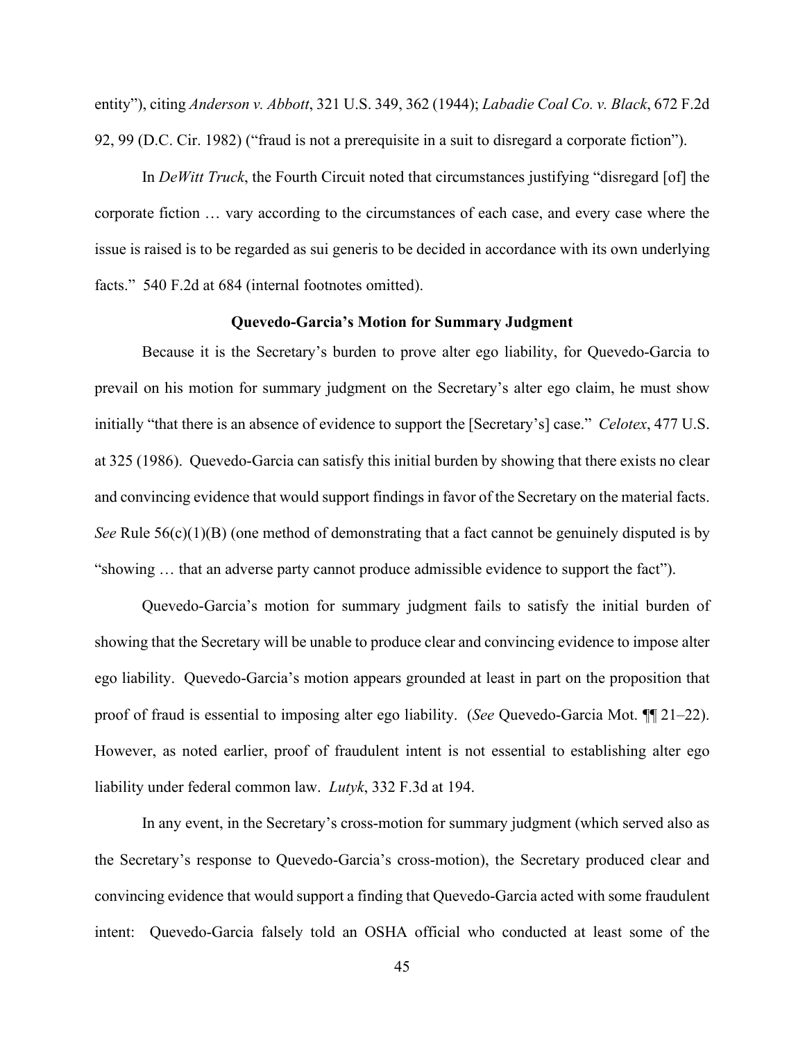entity"), citing *Anderson v. Abbott*, 321 U.S. 349, 362 (1944); *Labadie Coal Co. v. Black*, 672 F.2d 92, 99 (D.C. Cir. 1982) ("fraud is not a prerequisite in a suit to disregard a corporate fiction").

In *DeWitt Truck*, the Fourth Circuit noted that circumstances justifying "disregard [of] the corporate fiction … vary according to the circumstances of each case, and every case where the issue is raised is to be regarded as sui generis to be decided in accordance with its own underlying facts." 540 F.2d at 684 (internal footnotes omitted).

**Quevedo-Garcia's Motion for Summary Judgment**

Because it is the Secretary's burden to prove alter ego liability, for Quevedo-Garcia to prevail on his motion for summary judgment on the Secretary's alter ego claim, he must show initially "that there is an absence of evidence to support the [Secretary's] case." *Celotex*, 477 U.S. at 325 (1986). Quevedo-Garcia can satisfy this initial burden by showing that there exists no clear and convincing evidence that would support findings in favor of the Secretary on the material facts. *See* Rule 56(c)(1)(B) (one method of demonstrating that a fact cannot be genuinely disputed is by "showing … that an adverse party cannot produce admissible evidence to support the fact").

Quevedo-Garcia's motion for summary judgment fails to satisfy the initial burden of showing that the Secretary will be unable to produce clear and convincing evidence to impose alter ego liability. Quevedo-Garcia's motion appears grounded at least in part on the proposition that proof of fraud is essential to imposing alter ego liability. (*See* Quevedo-Garcia Mot. ¶¶ 21–22). However, as noted earlier, proof of fraudulent intent is not essential to establishing alter ego liability under federal common law. *Lutyk*, 332 F.3d at 194.

In any event, in the Secretary's cross-motion for summary judgment (which served also as the Secretary's response to Quevedo-Garcia's cross-motion), the Secretary produced clear and convincing evidence that would support a finding that Quevedo-Garcia acted with some fraudulent intent: Quevedo-Garcia falsely told an OSHA official who conducted at least some of the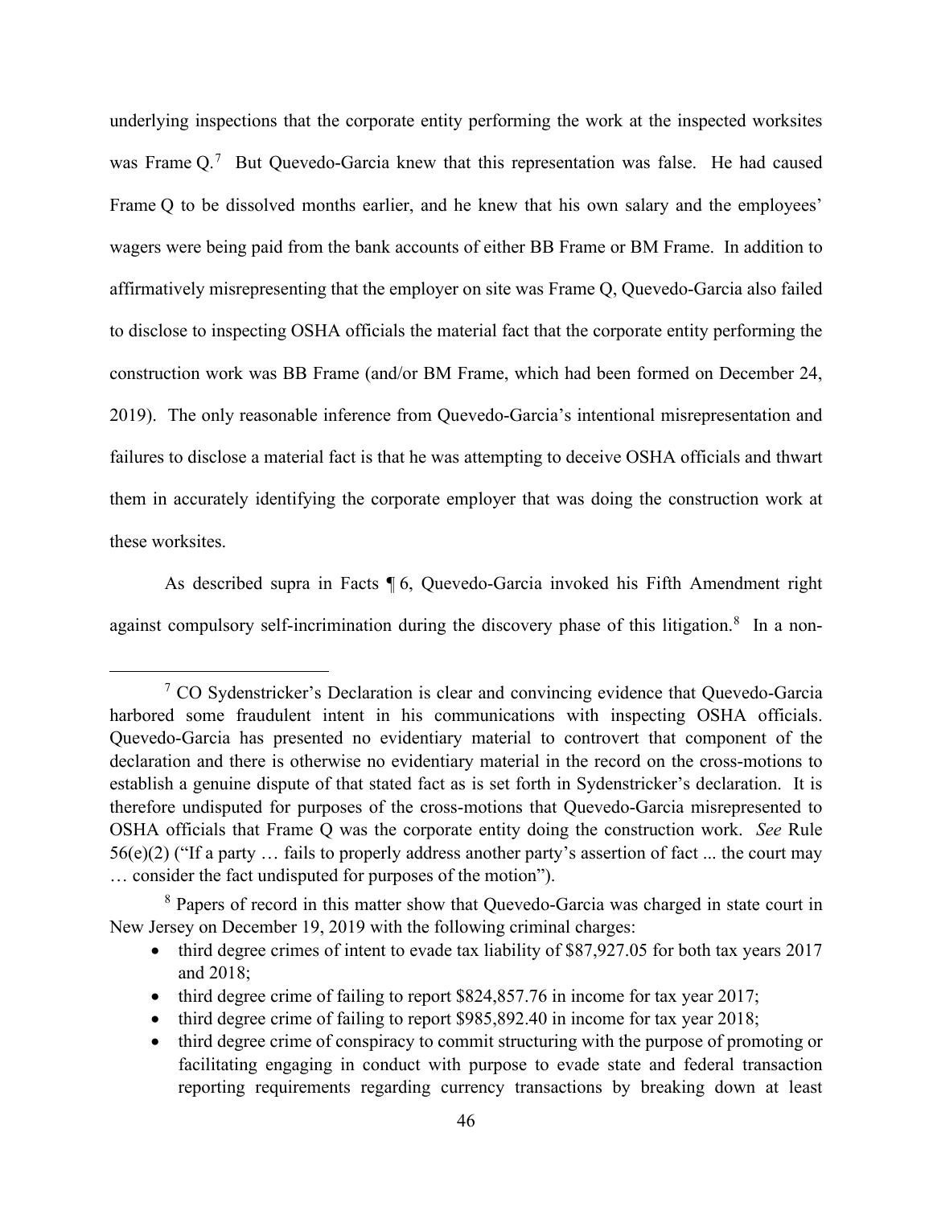underlying inspections that the corporate entity performing the work at the inspected worksites was Frame Q.[7] But Quevedo-Garcia knew that this representation was false. He had caused Frame Q to be dissolved months earlier, and he knew that his own salary and the employees' wagers were being paid from the bank accounts of either BB Frame or BM Frame. In addition to affirmatively misrepresenting that the employer on site was Frame Q, Quevedo-Garcia also failed to disclose to inspecting OSHA officials the material fact that the corporate entity performing the construction work was BB Frame (and/or BM Frame, which had been formed on December 24, 2019). The only reasonable inference from Quevedo-Garcia's intentional misrepresentation and failures to disclose a material fact is that he was attempting to deceive OSHA officials and thwart them in accurately identifying the corporate employer that was doing the construction work at these worksites.

As described supra in Facts ¶ 6, Quevedo-Garcia invoked his Fifth Amendment right against compulsory self-incrimination during the discovery phase of this litigation.[8] In a non-

---

[7] CO Sydenstricker's Declaration is clear and convincing evidence that Quevedo-Garcia harbored some fraudulent intent in his communications with inspecting OSHA officials. Quevedo-Garcia has presented no evidentiary material to controvert that component of the declaration and there is otherwise no evidentiary material in the record on the cross-motions to establish a genuine dispute of that stated fact as is set forth in Sydenstricker's declaration. It is therefore undisputed for purposes of the cross-motions that Quevedo-Garcia misrepresented to OSHA officials that Frame Q was the corporate entity doing the construction work. *See* Rule 56(e)(2) ("If a party … fails to properly address another party's assertion of fact ... the court may … consider the fact undisputed for purposes of the motion").

[8] Papers of record in this matter show that Quevedo-Garcia was charged in state court in New Jersey on December 19, 2019 with the following criminal charges:

- third degree crimes of intent to evade tax liability of $87,927.05 for both tax years 2017 and 2018;
- third degree crime of failing to report $824,857.76 in income for tax year 2017;
- third degree crime of failing to report $985,892.40 in income for tax year 2018;
- third degree crime of conspiracy to commit structuring with the purpose of promoting or facilitating engaging in conduct with purpose to evade state and federal transaction reporting requirements regarding currency transactions by breaking down at least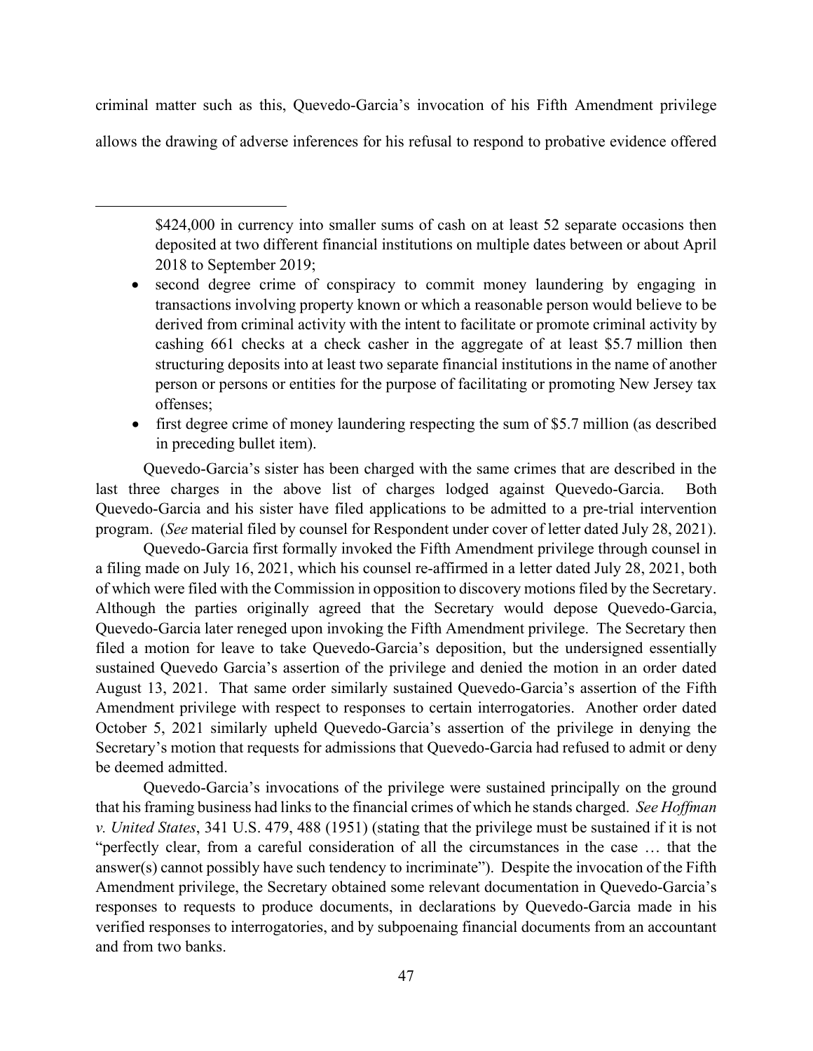criminal matter such as this, Quevedo-Garcia's invocation of his Fifth Amendment privilege allows the drawing of adverse inferences for his refusal to respond to probative evidence offered

---

$424,000 in currency into smaller sums of cash on at least 52 separate occasions then deposited at two different financial institutions on multiple dates between or about April 2018 to September 2019;

- second degree crime of conspiracy to commit money laundering by engaging in transactions involving property known or which a reasonable person would believe to be derived from criminal activity with the intent to facilitate or promote criminal activity by cashing 661 checks at a check casher in the aggregate of at least $5.7 million then structuring deposits into at least two separate financial institutions in the name of another person or persons or entities for the purpose of facilitating or promoting New Jersey tax offenses;
- first degree crime of money laundering respecting the sum of $5.7 million (as described in preceding bullet item).

Quevedo-Garcia's sister has been charged with the same crimes that are described in the last three charges in the above list of charges lodged against Quevedo-Garcia. Both Quevedo-Garcia and his sister have filed applications to be admitted to a pre-trial intervention program. (*See* material filed by counsel for Respondent under cover of letter dated July 28, 2021).

Quevedo-Garcia first formally invoked the Fifth Amendment privilege through counsel in a filing made on July 16, 2021, which his counsel re-affirmed in a letter dated July 28, 2021, both of which were filed with the Commission in opposition to discovery motions filed by the Secretary. Although the parties originally agreed that the Secretary would depose Quevedo-Garcia, Quevedo-Garcia later reneged upon invoking the Fifth Amendment privilege. The Secretary then filed a motion for leave to take Quevedo-Garcia's deposition, but the undersigned essentially sustained Quevedo Garcia's assertion of the privilege and denied the motion in an order dated August 13, 2021. That same order similarly sustained Quevedo-Garcia's assertion of the Fifth Amendment privilege with respect to responses to certain interrogatories. Another order dated October 5, 2021 similarly upheld Quevedo-Garcia's assertion of the privilege in denying the Secretary's motion that requests for admissions that Quevedo-Garcia had refused to admit or deny be deemed admitted.

Quevedo-Garcia's invocations of the privilege were sustained principally on the ground that his framing business had links to the financial crimes of which he stands charged. *See Hoffman v. United States*, 341 U.S. 479, 488 (1951) (stating that the privilege must be sustained if it is not "perfectly clear, from a careful consideration of all the circumstances in the case … that the answer(s) cannot possibly have such tendency to incriminate"). Despite the invocation of the Fifth Amendment privilege, the Secretary obtained some relevant documentation in Quevedo-Garcia's responses to requests to produce documents, in declarations by Quevedo-Garcia made in his verified responses to interrogatories, and by subpoenaing financial documents from an accountant and from two banks.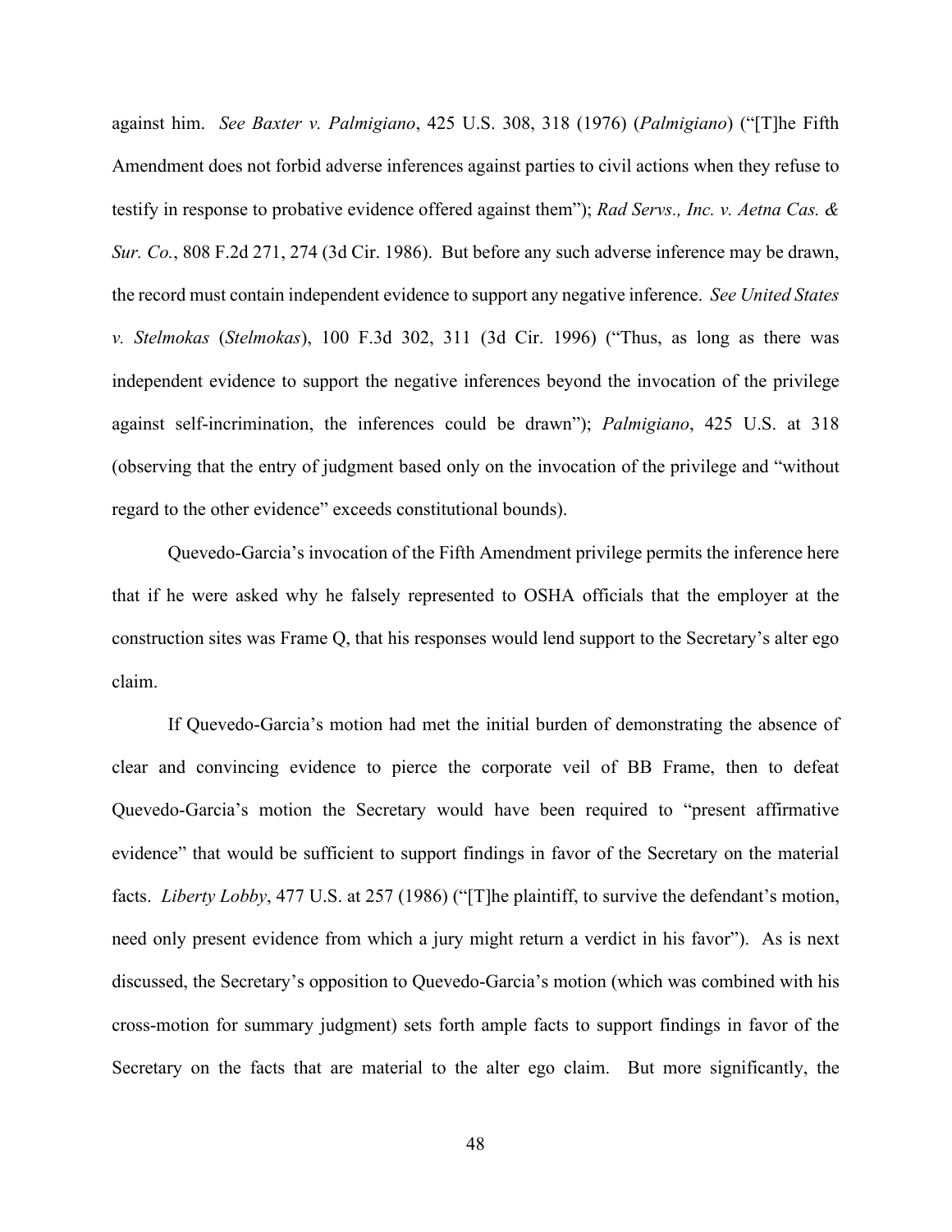against him. *See Baxter v. Palmigiano*, 425 U.S. 308, 318 (1976) (*Palmigiano*) ("[T]he Fifth Amendment does not forbid adverse inferences against parties to civil actions when they refuse to testify in response to probative evidence offered against them"); *Rad Servs., Inc. v. Aetna Cas. & Sur. Co.*, 808 F.2d 271, 274 (3d Cir. 1986). But before any such adverse inference may be drawn, the record must contain independent evidence to support any negative inference. *See United States v. Stelmokas* (*Stelmokas*), 100 F.3d 302, 311 (3d Cir. 1996) ("Thus, as long as there was independent evidence to support the negative inferences beyond the invocation of the privilege against self-incrimination, the inferences could be drawn"); *Palmigiano*, 425 U.S. at 318 (observing that the entry of judgment based only on the invocation of the privilege and "without regard to the other evidence" exceeds constitutional bounds).

Quevedo-Garcia's invocation of the Fifth Amendment privilege permits the inference here that if he were asked why he falsely represented to OSHA officials that the employer at the construction sites was Frame Q, that his responses would lend support to the Secretary's alter ego claim.

If Quevedo-Garcia's motion had met the initial burden of demonstrating the absence of clear and convincing evidence to pierce the corporate veil of BB Frame, then to defeat Quevedo-Garcia's motion the Secretary would have been required to "present affirmative evidence" that would be sufficient to support findings in favor of the Secretary on the material facts. *Liberty Lobby*, 477 U.S. at 257 (1986) ("[T]he plaintiff, to survive the defendant's motion, need only present evidence from which a jury might return a verdict in his favor"). As is next discussed, the Secretary's opposition to Quevedo-Garcia's motion (which was combined with his cross-motion for summary judgment) sets forth ample facts to support findings in favor of the Secretary on the facts that are material to the alter ego claim. But more significantly, the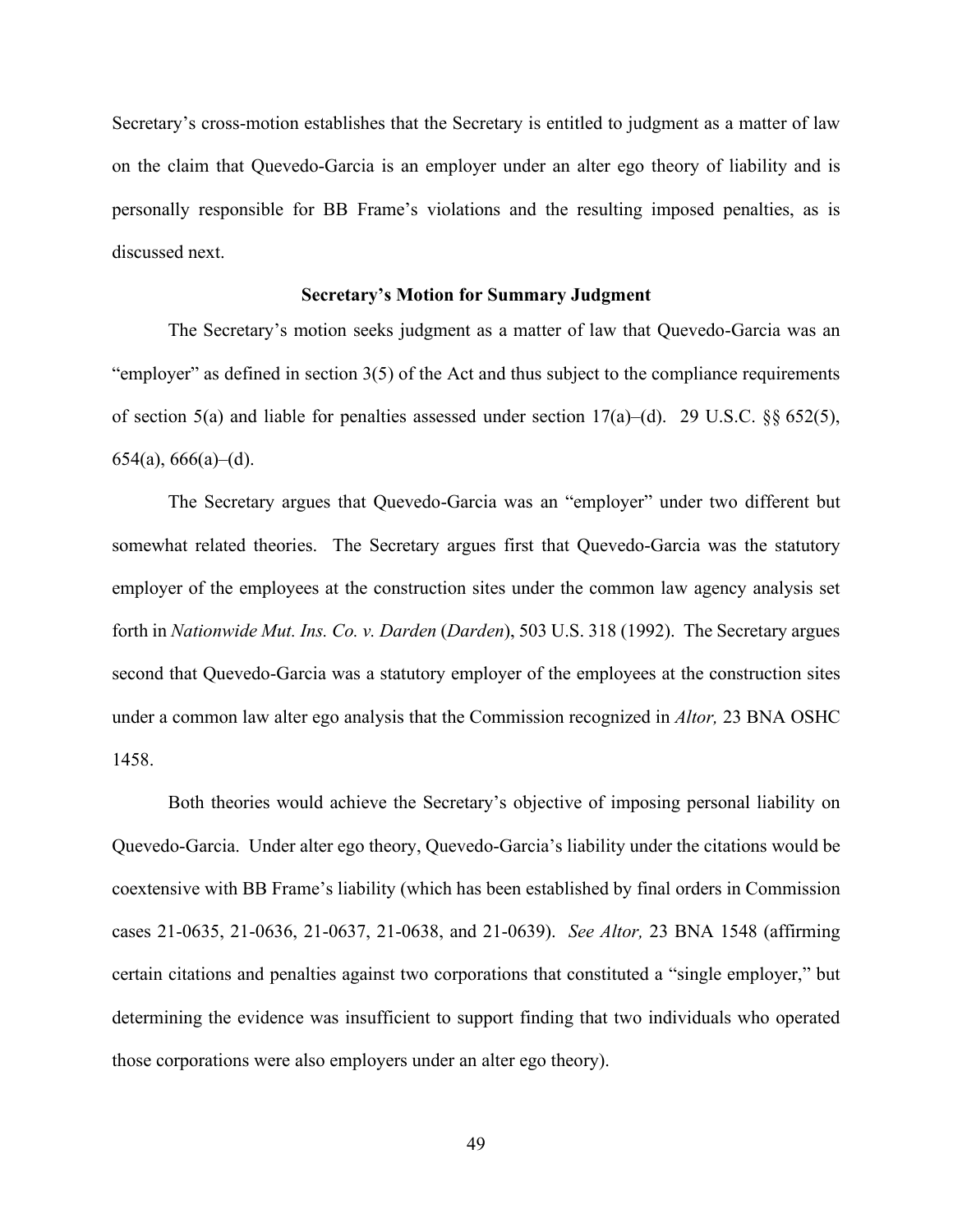Secretary's cross-motion establishes that the Secretary is entitled to judgment as a matter of law on the claim that Quevedo-Garcia is an employer under an alter ego theory of liability and is personally responsible for BB Frame's violations and the resulting imposed penalties, as is discussed next.

**Secretary's Motion for Summary Judgment**

The Secretary's motion seeks judgment as a matter of law that Quevedo-Garcia was an "employer" as defined in section 3(5) of the Act and thus subject to the compliance requirements of section 5(a) and liable for penalties assessed under section 17(a)–(d). 29 U.S.C. §§ 652(5), 654(a), 666(a)–(d).

The Secretary argues that Quevedo-Garcia was an "employer" under two different but somewhat related theories. The Secretary argues first that Quevedo-Garcia was the statutory employer of the employees at the construction sites under the common law agency analysis set forth in *Nationwide Mut. Ins. Co. v. Darden* (*Darden*), 503 U.S. 318 (1992). The Secretary argues second that Quevedo-Garcia was a statutory employer of the employees at the construction sites under a common law alter ego analysis that the Commission recognized in *Altor,* 23 BNA OSHC 1458.

Both theories would achieve the Secretary's objective of imposing personal liability on Quevedo-Garcia. Under alter ego theory, Quevedo-Garcia's liability under the citations would be coextensive with BB Frame's liability (which has been established by final orders in Commission cases 21-0635, 21-0636, 21-0637, 21-0638, and 21-0639). *See Altor,* 23 BNA 1548 (affirming certain citations and penalties against two corporations that constituted a "single employer," but determining the evidence was insufficient to support finding that two individuals who operated those corporations were also employers under an alter ego theory).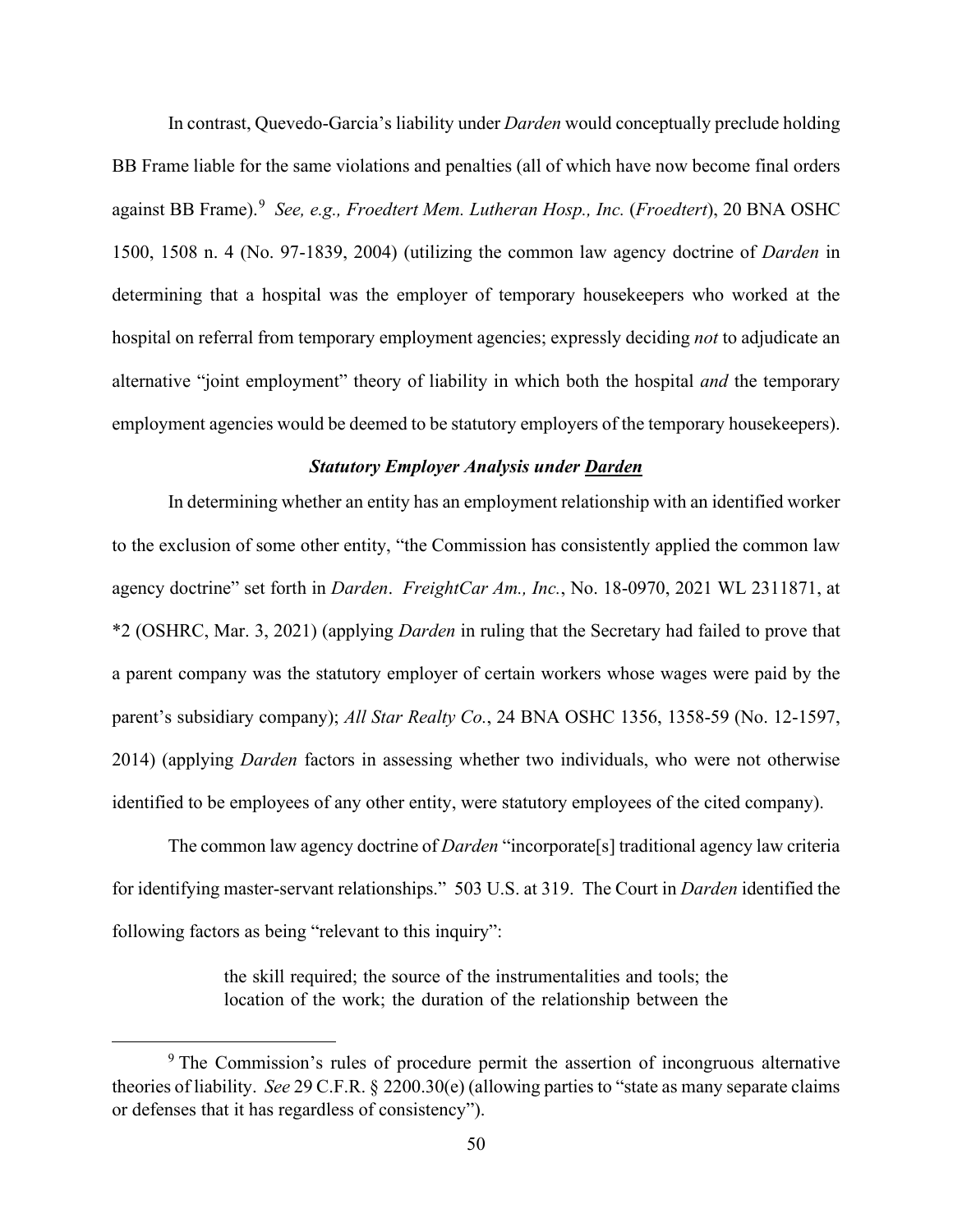In contrast, Quevedo-Garcia's liability under *Darden* would conceptually preclude holding BB Frame liable for the same violations and penalties (all of which have now become final orders against BB Frame).[9] *See, e.g., Froedtert Mem. Lutheran Hosp., Inc.* (*Froedtert*), 20 BNA OSHC 1500, 1508 n. 4 (No. 97-1839, 2004) (utilizing the common law agency doctrine of *Darden* in determining that a hospital was the employer of temporary housekeepers who worked at the hospital on referral from temporary employment agencies; expressly deciding *not* to adjudicate an alternative "joint employment" theory of liability in which both the hospital *and* the temporary employment agencies would be deemed to be statutory employers of the temporary housekeepers).

### ***Statutory Employer Analysis under <u>Darden</u>***

In determining whether an entity has an employment relationship with an identified worker to the exclusion of some other entity, "the Commission has consistently applied the common law agency doctrine" set forth in *Darden*. *FreightCar Am., Inc.*, No. 18-0970, 2021 WL 2311871, at *2 (OSHRC, Mar. 3, 2021) (applying *Darden* in ruling that the Secretary had failed to prove that a parent company was the statutory employer of certain workers whose wages were paid by the parent's subsidiary company); *All Star Realty Co.*, 24 BNA OSHC 1356, 1358-59 (No. 12-1597, 2014) (applying *Darden* factors in assessing whether two individuals, who were not otherwise identified to be employees of any other entity, were statutory employees of the cited company).

The common law agency doctrine of *Darden* "incorporate[s] traditional agency law criteria for identifying master-servant relationships." 503 U.S. at 319. The Court in *Darden* identified the following factors as being "relevant to this inquiry":

> the skill required; the source of the instrumentalities and tools; the location of the work; the duration of the relationship between the

[9] The Commission's rules of procedure permit the assertion of incongruous alternative theories of liability. *See* 29 C.F.R. § 2200.30(e) (allowing parties to "state as many separate claims or defenses that it has regardless of consistency").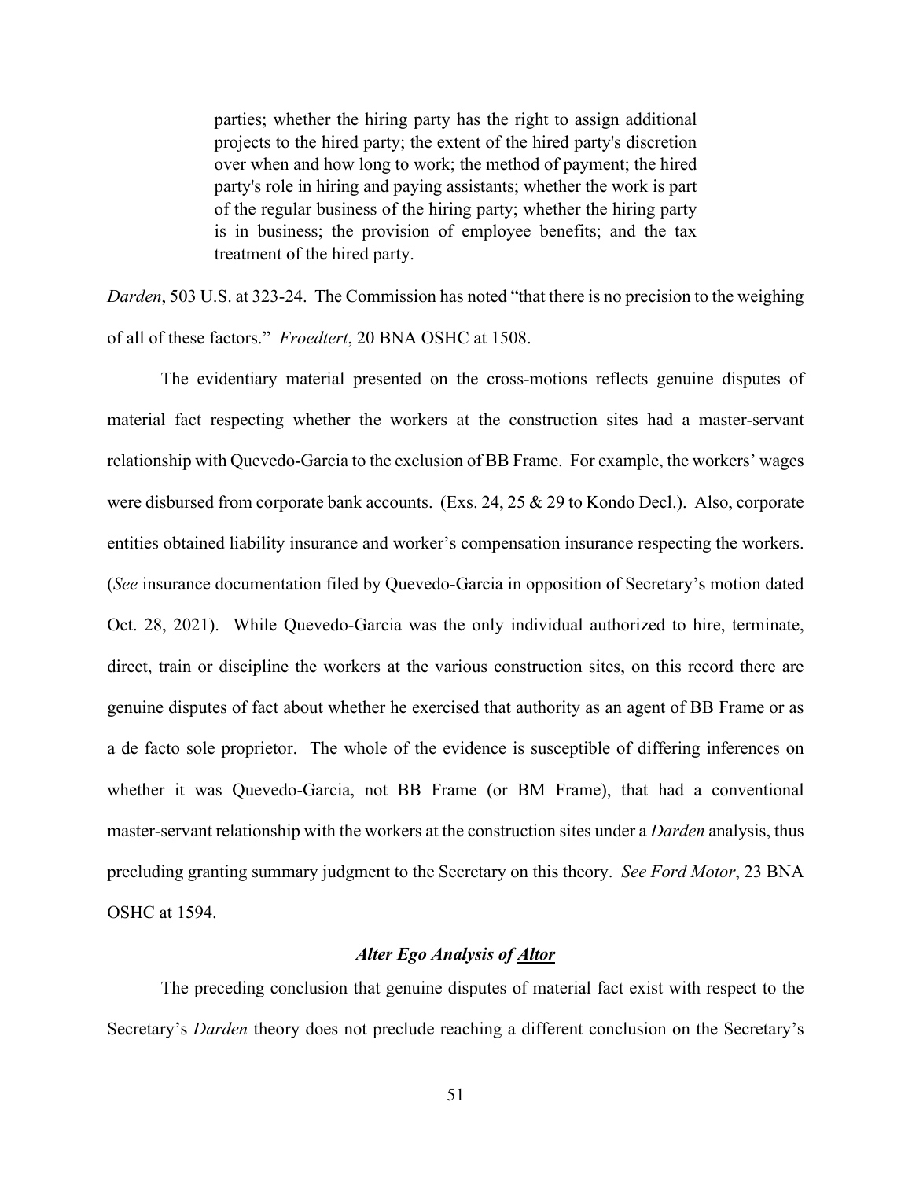> parties; whether the hiring party has the right to assign additional projects to the hired party; the extent of the hired party's discretion over when and how long to work; the method of payment; the hired party's role in hiring and paying assistants; whether the work is part of the regular business of the hiring party; whether the hiring party is in business; the provision of employee benefits; and the tax treatment of the hired party.

*Darden*, 503 U.S. at 323-24. The Commission has noted "that there is no precision to the weighing of all of these factors." *Froedtert*, 20 BNA OSHC at 1508.

The evidentiary material presented on the cross-motions reflects genuine disputes of material fact respecting whether the workers at the construction sites had a master-servant relationship with Quevedo-Garcia to the exclusion of BB Frame. For example, the workers' wages were disbursed from corporate bank accounts. (Exs. 24, 25 & 29 to Kondo Decl.). Also, corporate entities obtained liability insurance and worker's compensation insurance respecting the workers. (*See* insurance documentation filed by Quevedo-Garcia in opposition of Secretary's motion dated Oct. 28, 2021). While Quevedo-Garcia was the only individual authorized to hire, terminate, direct, train or discipline the workers at the various construction sites, on this record there are genuine disputes of fact about whether he exercised that authority as an agent of BB Frame or as a de facto sole proprietor. The whole of the evidence is susceptible of differing inferences on whether it was Quevedo-Garcia, not BB Frame (or BM Frame), that had a conventional master-servant relationship with the workers at the construction sites under a *Darden* analysis, thus precluding granting summary judgment to the Secretary on this theory. *See Ford Motor*, 23 BNA OSHC at 1594.

### ***Alter Ego Analysis of <u>Altor</u>***

The preceding conclusion that genuine disputes of material fact exist with respect to the Secretary's *Darden* theory does not preclude reaching a different conclusion on the Secretary's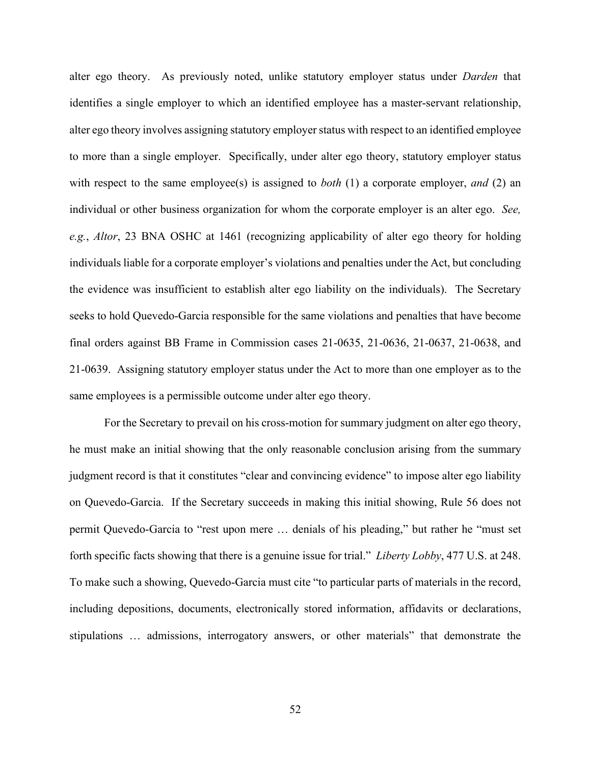alter ego theory. As previously noted, unlike statutory employer status under *Darden* that identifies a single employer to which an identified employee has a master-servant relationship, alter ego theory involves assigning statutory employer status with respect to an identified employee to more than a single employer. Specifically, under alter ego theory, statutory employer status with respect to the same employee(s) is assigned to *both* (1) a corporate employer, *and* (2) an individual or other business organization for whom the corporate employer is an alter ego. *See, e.g.*, *Altor*, 23 BNA OSHC at 1461 (recognizing applicability of alter ego theory for holding individuals liable for a corporate employer's violations and penalties under the Act, but concluding the evidence was insufficient to establish alter ego liability on the individuals). The Secretary seeks to hold Quevedo-Garcia responsible for the same violations and penalties that have become final orders against BB Frame in Commission cases 21-0635, 21-0636, 21-0637, 21-0638, and 21-0639. Assigning statutory employer status under the Act to more than one employer as to the same employees is a permissible outcome under alter ego theory.

For the Secretary to prevail on his cross-motion for summary judgment on alter ego theory, he must make an initial showing that the only reasonable conclusion arising from the summary judgment record is that it constitutes "clear and convincing evidence" to impose alter ego liability on Quevedo-Garcia. If the Secretary succeeds in making this initial showing, Rule 56 does not permit Quevedo-Garcia to "rest upon mere … denials of his pleading," but rather he "must set forth specific facts showing that there is a genuine issue for trial." *Liberty Lobby*, 477 U.S. at 248. To make such a showing, Quevedo-Garcia must cite "to particular parts of materials in the record, including depositions, documents, electronically stored information, affidavits or declarations, stipulations … admissions, interrogatory answers, or other materials" that demonstrate the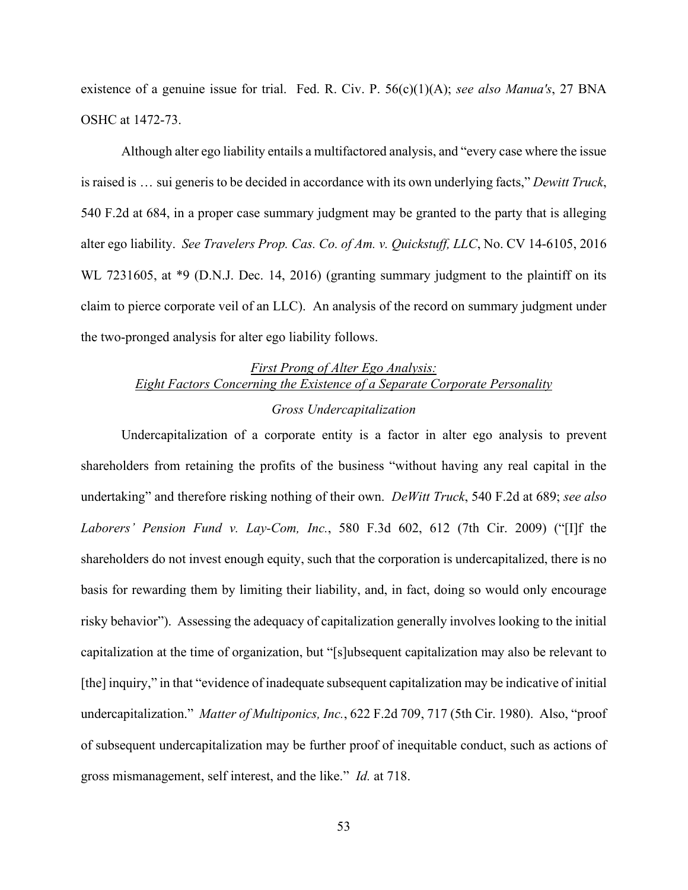existence of a genuine issue for trial. Fed. R. Civ. P. 56(c)(1)(A); *see also Manua's*, 27 BNA OSHC at 1472-73.

Although alter ego liability entails a multifactored analysis, and "every case where the issue is raised is … sui generis to be decided in accordance with its own underlying facts," *Dewitt Truck*, 540 F.2d at 684, in a proper case summary judgment may be granted to the party that is alleging alter ego liability. *See Travelers Prop. Cas. Co. of Am. v. Quickstuff, LLC*, No. CV 14-6105, 2016 WL 7231605, at *9 (D.N.J. Dec. 14, 2016) (granting summary judgment to the plaintiff on its claim to pierce corporate veil of an LLC). An analysis of the record on summary judgment under the two-pronged analysis for alter ego liability follows.

### *First Prong of Alter Ego Analysis: Eight Factors Concerning the Existence of a Separate Corporate Personality*

#### *Gross Undercapitalization*

Undercapitalization of a corporate entity is a factor in alter ego analysis to prevent shareholders from retaining the profits of the business "without having any real capital in the undertaking" and therefore risking nothing of their own. *DeWitt Truck*, 540 F.2d at 689; *see also Laborers' Pension Fund v. Lay-Com, Inc.*, 580 F.3d 602, 612 (7th Cir. 2009) ("[I]f the shareholders do not invest enough equity, such that the corporation is undercapitalized, there is no basis for rewarding them by limiting their liability, and, in fact, doing so would only encourage risky behavior"). Assessing the adequacy of capitalization generally involves looking to the initial capitalization at the time of organization, but "[s]ubsequent capitalization may also be relevant to [the] inquiry," in that "evidence of inadequate subsequent capitalization may be indicative of initial undercapitalization." *Matter of Multiponics, Inc.*, 622 F.2d 709, 717 (5th Cir. 1980). Also, "proof of subsequent undercapitalization may be further proof of inequitable conduct, such as actions of gross mismanagement, self interest, and the like." *Id.* at 718.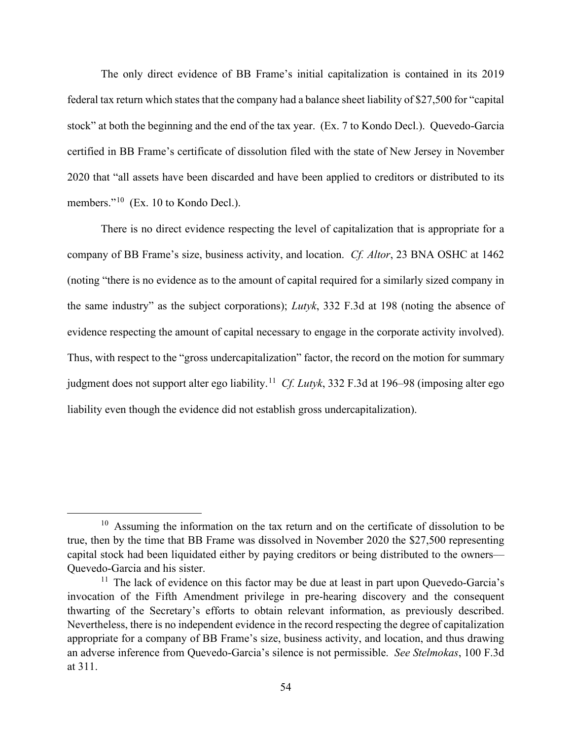The only direct evidence of BB Frame's initial capitalization is contained in its 2019 federal tax return which states that the company had a balance sheet liability of $27,500 for "capital stock" at both the beginning and the end of the tax year. (Ex. 7 to Kondo Decl.). Quevedo-Garcia certified in BB Frame's certificate of dissolution filed with the state of New Jersey in November 2020 that "all assets have been discarded and have been applied to creditors or distributed to its members."[10] (Ex. 10 to Kondo Decl.).

There is no direct evidence respecting the level of capitalization that is appropriate for a company of BB Frame's size, business activity, and location. *Cf. Altor*, 23 BNA OSHC at 1462 (noting "there is no evidence as to the amount of capital required for a similarly sized company in the same industry" as the subject corporations); *Lutyk*, 332 F.3d at 198 (noting the absence of evidence respecting the amount of capital necessary to engage in the corporate activity involved). Thus, with respect to the "gross undercapitalization" factor, the record on the motion for summary judgment does not support alter ego liability.[11] *Cf. Lutyk*, 332 F.3d at 196–98 (imposing alter ego liability even though the evidence did not establish gross undercapitalization).

---

[10] Assuming the information on the tax return and on the certificate of dissolution to be true, then by the time that BB Frame was dissolved in November 2020 the $27,500 representing capital stock had been liquidated either by paying creditors or being distributed to the owners—Quevedo-Garcia and his sister.

[11] The lack of evidence on this factor may be due at least in part upon Quevedo-Garcia's invocation of the Fifth Amendment privilege in pre-hearing discovery and the consequent thwarting of the Secretary's efforts to obtain relevant information, as previously described. Nevertheless, there is no independent evidence in the record respecting the degree of capitalization appropriate for a company of BB Frame's size, business activity, and location, and thus drawing an adverse inference from Quevedo-Garcia's silence is not permissible. *See Stelmokas*, 100 F.3d at 311.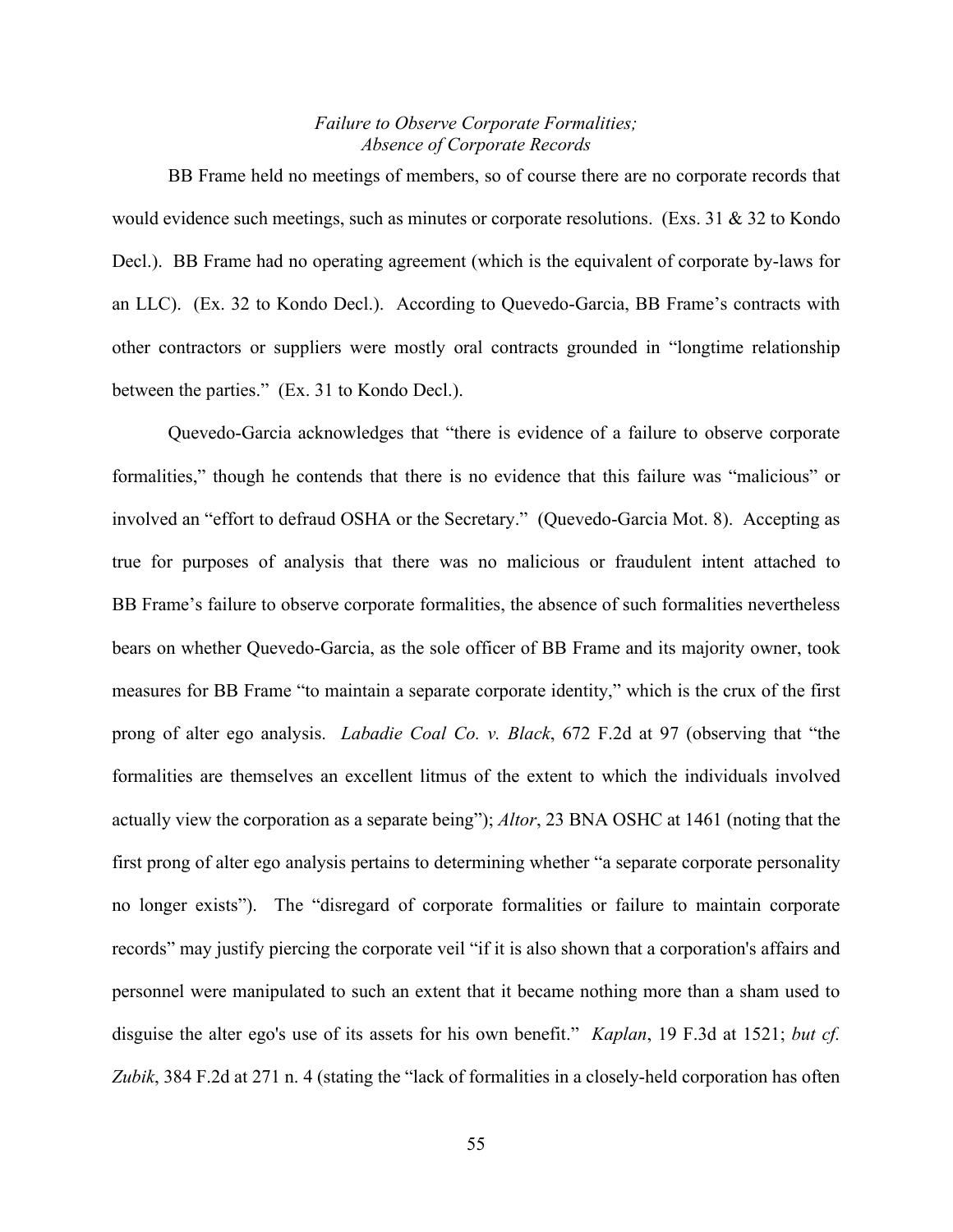*Failure to Observe Corporate Formalities; Absence of Corporate Records*

BB Frame held no meetings of members, so of course there are no corporate records that would evidence such meetings, such as minutes or corporate resolutions. (Exs. 31 & 32 to Kondo Decl.). BB Frame had no operating agreement (which is the equivalent of corporate by-laws for an LLC). (Ex. 32 to Kondo Decl.). According to Quevedo-Garcia, BB Frame's contracts with other contractors or suppliers were mostly oral contracts grounded in "longtime relationship between the parties." (Ex. 31 to Kondo Decl.).

Quevedo-Garcia acknowledges that "there is evidence of a failure to observe corporate formalities," though he contends that there is no evidence that this failure was "malicious" or involved an "effort to defraud OSHA or the Secretary." (Quevedo-Garcia Mot. 8). Accepting as true for purposes of analysis that there was no malicious or fraudulent intent attached to BB Frame's failure to observe corporate formalities, the absence of such formalities nevertheless bears on whether Quevedo-Garcia, as the sole officer of BB Frame and its majority owner, took measures for BB Frame "to maintain a separate corporate identity," which is the crux of the first prong of alter ego analysis. *Labadie Coal Co. v. Black*, 672 F.2d at 97 (observing that "the formalities are themselves an excellent litmus of the extent to which the individuals involved actually view the corporation as a separate being"); *Altor*, 23 BNA OSHC at 1461 (noting that the first prong of alter ego analysis pertains to determining whether "a separate corporate personality no longer exists"). The "disregard of corporate formalities or failure to maintain corporate records" may justify piercing the corporate veil "if it is also shown that a corporation's affairs and personnel were manipulated to such an extent that it became nothing more than a sham used to disguise the alter ego's use of its assets for his own benefit." *Kaplan*, 19 F.3d at 1521; *but cf. Zubik*, 384 F.2d at 271 n. 4 (stating the "lack of formalities in a closely-held corporation has often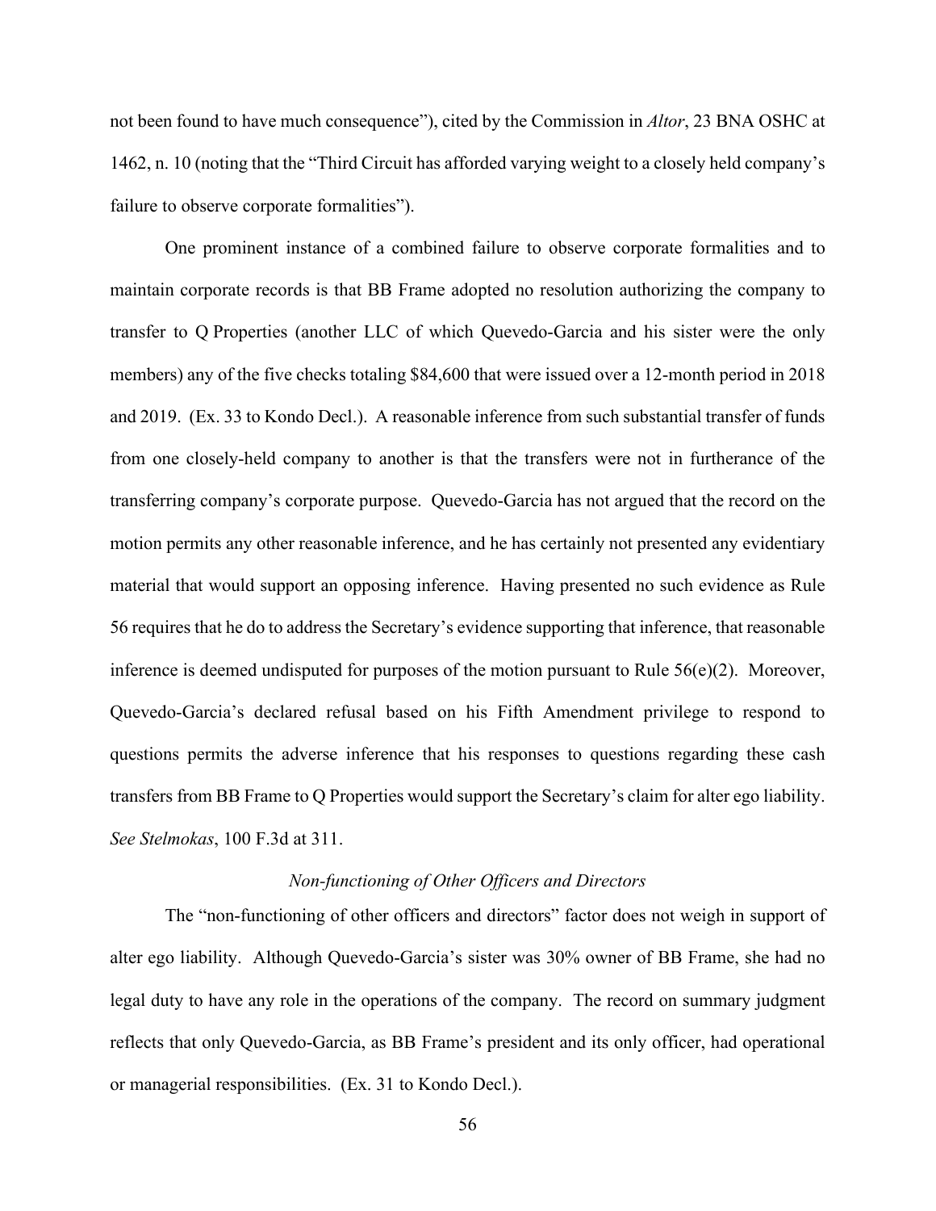not been found to have much consequence"), cited by the Commission in *Altor*, 23 BNA OSHC at 1462, n. 10 (noting that the "Third Circuit has afforded varying weight to a closely held company's failure to observe corporate formalities").

One prominent instance of a combined failure to observe corporate formalities and to maintain corporate records is that BB Frame adopted no resolution authorizing the company to transfer to Q Properties (another LLC of which Quevedo-Garcia and his sister were the only members) any of the five checks totaling $84,600 that were issued over a 12-month period in 2018 and 2019. (Ex. 33 to Kondo Decl.). A reasonable inference from such substantial transfer of funds from one closely-held company to another is that the transfers were not in furtherance of the transferring company's corporate purpose. Quevedo-Garcia has not argued that the record on the motion permits any other reasonable inference, and he has certainly not presented any evidentiary material that would support an opposing inference. Having presented no such evidence as Rule 56 requires that he do to address the Secretary's evidence supporting that inference, that reasonable inference is deemed undisputed for purposes of the motion pursuant to Rule 56(e)(2). Moreover, Quevedo-Garcia's declared refusal based on his Fifth Amendment privilege to respond to questions permits the adverse inference that his responses to questions regarding these cash transfers from BB Frame to Q Properties would support the Secretary's claim for alter ego liability. *See Stelmokas*, 100 F.3d at 311.

*Non-functioning of Other Officers and Directors*

The "non-functioning of other officers and directors" factor does not weigh in support of alter ego liability. Although Quevedo-Garcia's sister was 30% owner of BB Frame, she had no legal duty to have any role in the operations of the company. The record on summary judgment reflects that only Quevedo-Garcia, as BB Frame's president and its only officer, had operational or managerial responsibilities. (Ex. 31 to Kondo Decl.).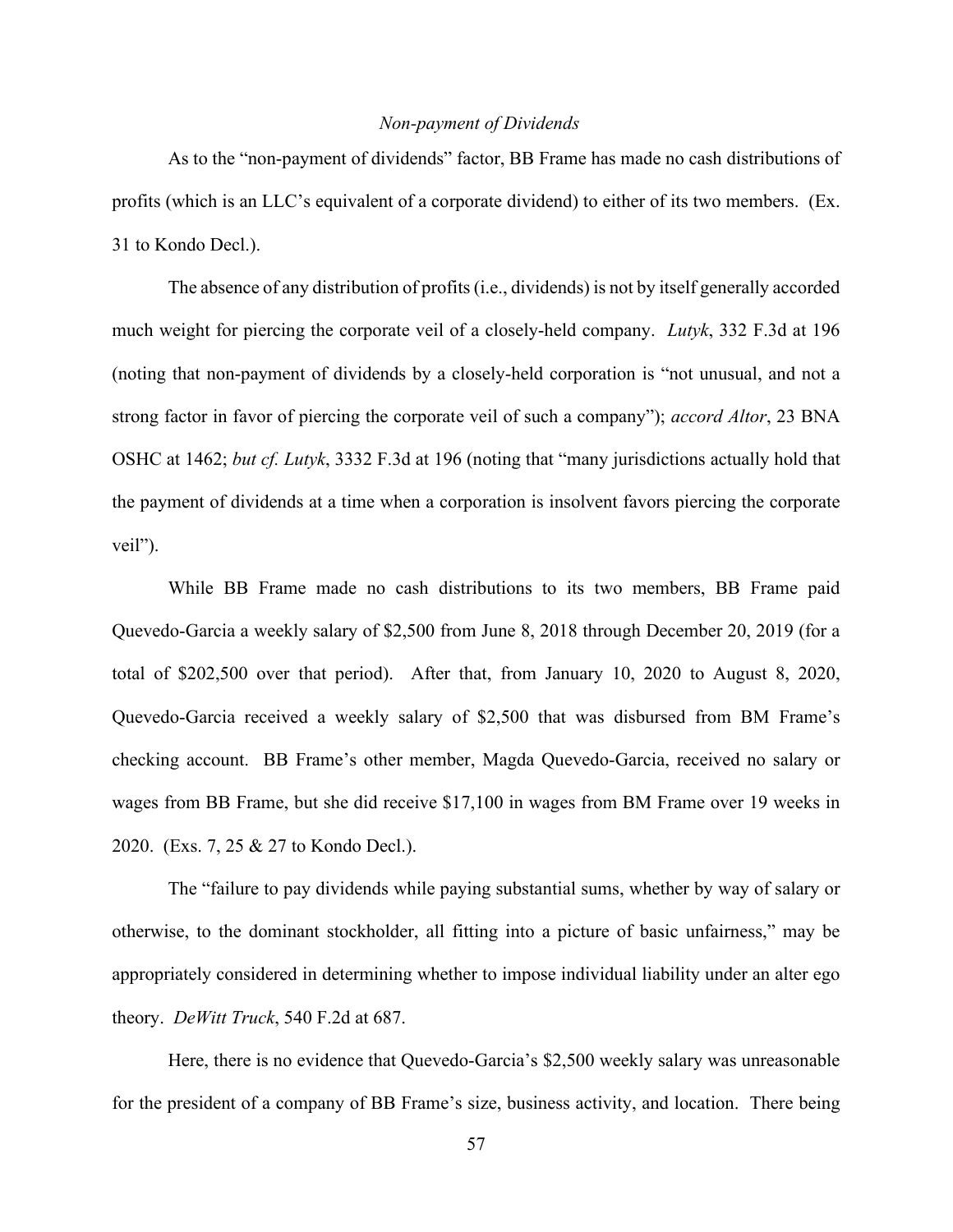*Non-payment of Dividends*

As to the "non-payment of dividends" factor, BB Frame has made no cash distributions of profits (which is an LLC's equivalent of a corporate dividend) to either of its two members. (Ex. 31 to Kondo Decl.).

The absence of any distribution of profits (i.e., dividends) is not by itself generally accorded much weight for piercing the corporate veil of a closely-held company. *Lutyk*, 332 F.3d at 196 (noting that non-payment of dividends by a closely-held corporation is "not unusual, and not a strong factor in favor of piercing the corporate veil of such a company"); *accord Altor*, 23 BNA OSHC at 1462; *but cf. Lutyk*, 3332 F.3d at 196 (noting that "many jurisdictions actually hold that the payment of dividends at a time when a corporation is insolvent favors piercing the corporate veil").

While BB Frame made no cash distributions to its two members, BB Frame paid Quevedo-Garcia a weekly salary of $2,500 from June 8, 2018 through December 20, 2019 (for a total of $202,500 over that period). After that, from January 10, 2020 to August 8, 2020, Quevedo-Garcia received a weekly salary of $2,500 that was disbursed from BM Frame's checking account. BB Frame's other member, Magda Quevedo-Garcia, received no salary or wages from BB Frame, but she did receive $17,100 in wages from BM Frame over 19 weeks in 2020. (Exs. 7, 25 & 27 to Kondo Decl.).

The "failure to pay dividends while paying substantial sums, whether by way of salary or otherwise, to the dominant stockholder, all fitting into a picture of basic unfairness," may be appropriately considered in determining whether to impose individual liability under an alter ego theory. *DeWitt Truck*, 540 F.2d at 687.

Here, there is no evidence that Quevedo-Garcia's $2,500 weekly salary was unreasonable for the president of a company of BB Frame's size, business activity, and location. There being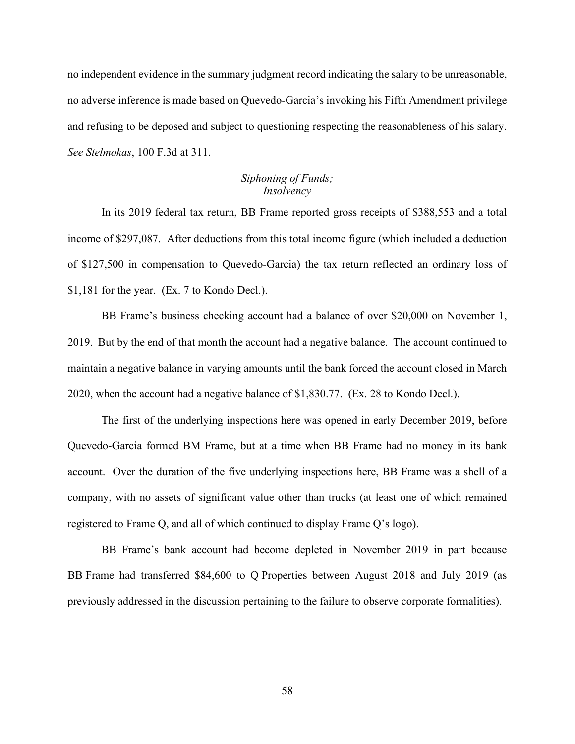no independent evidence in the summary judgment record indicating the salary to be unreasonable, no adverse inference is made based on Quevedo-Garcia's invoking his Fifth Amendment privilege and refusing to be deposed and subject to questioning respecting the reasonableness of his salary. *See Stelmokas*, 100 F.3d at 311.

*Siphoning of Funds;*
*Insolvency*

In its 2019 federal tax return, BB Frame reported gross receipts of $388,553 and a total income of $297,087. After deductions from this total income figure (which included a deduction of $127,500 in compensation to Quevedo-Garcia) the tax return reflected an ordinary loss of $1,181 for the year. (Ex. 7 to Kondo Decl.).

BB Frame's business checking account had a balance of over $20,000 on November 1, 2019. But by the end of that month the account had a negative balance. The account continued to maintain a negative balance in varying amounts until the bank forced the account closed in March 2020, when the account had a negative balance of $1,830.77. (Ex. 28 to Kondo Decl.).

The first of the underlying inspections here was opened in early December 2019, before Quevedo-Garcia formed BM Frame, but at a time when BB Frame had no money in its bank account. Over the duration of the five underlying inspections here, BB Frame was a shell of a company, with no assets of significant value other than trucks (at least one of which remained registered to Frame Q, and all of which continued to display Frame Q's logo).

BB Frame's bank account had become depleted in November 2019 in part because BB Frame had transferred $84,600 to Q Properties between August 2018 and July 2019 (as previously addressed in the discussion pertaining to the failure to observe corporate formalities).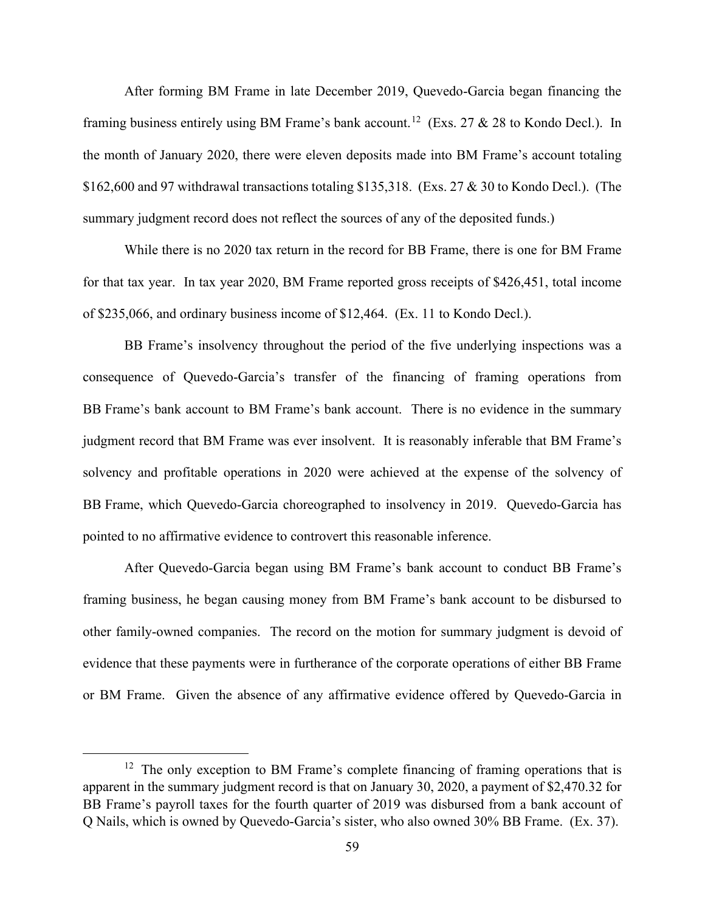After forming BM Frame in late December 2019, Quevedo-Garcia began financing the framing business entirely using BM Frame's bank account.[12] (Exs. 27 & 28 to Kondo Decl.). In the month of January 2020, there were eleven deposits made into BM Frame's account totaling \$162,600 and 97 withdrawal transactions totaling \$135,318. (Exs. 27 & 30 to Kondo Decl.). (The summary judgment record does not reflect the sources of any of the deposited funds.)

While there is no 2020 tax return in the record for BB Frame, there is one for BM Frame for that tax year. In tax year 2020, BM Frame reported gross receipts of \$426,451, total income of \$235,066, and ordinary business income of \$12,464. (Ex. 11 to Kondo Decl.).

BB Frame's insolvency throughout the period of the five underlying inspections was a consequence of Quevedo-Garcia's transfer of the financing of framing operations from BB Frame's bank account to BM Frame's bank account. There is no evidence in the summary judgment record that BM Frame was ever insolvent. It is reasonably inferable that BM Frame's solvency and profitable operations in 2020 were achieved at the expense of the solvency of BB Frame, which Quevedo-Garcia choreographed to insolvency in 2019. Quevedo-Garcia has pointed to no affirmative evidence to controvert this reasonable inference.

After Quevedo-Garcia began using BM Frame's bank account to conduct BB Frame's framing business, he began causing money from BM Frame's bank account to be disbursed to other family-owned companies. The record on the motion for summary judgment is devoid of evidence that these payments were in furtherance of the corporate operations of either BB Frame or BM Frame. Given the absence of any affirmative evidence offered by Quevedo-Garcia in

[12] The only exception to BM Frame's complete financing of framing operations that is apparent in the summary judgment record is that on January 30, 2020, a payment of \$2,470.32 for BB Frame's payroll taxes for the fourth quarter of 2019 was disbursed from a bank account of Q Nails, which is owned by Quevedo-Garcia's sister, who also owned 30% BB Frame. (Ex. 37).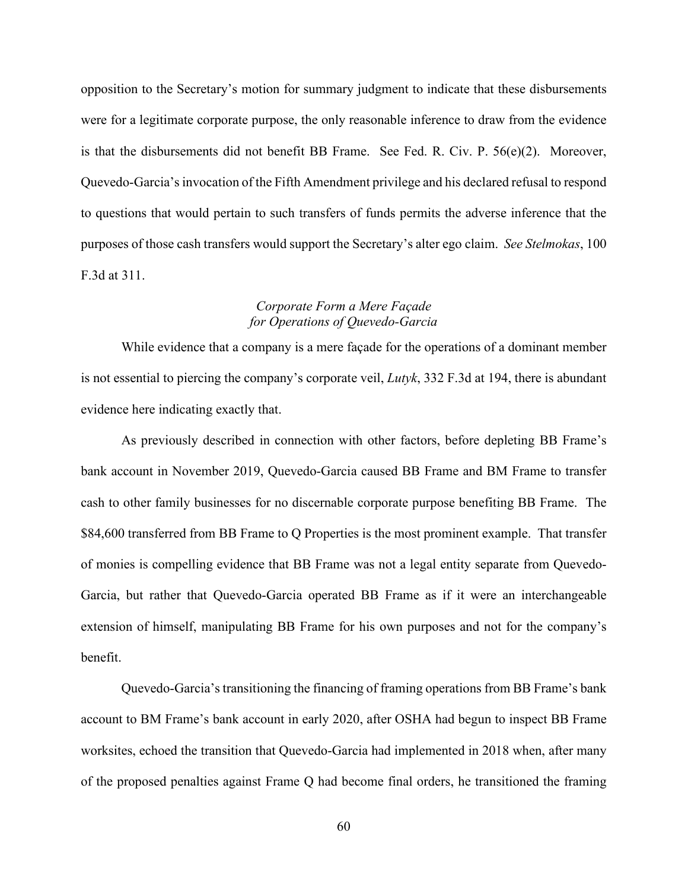opposition to the Secretary's motion for summary judgment to indicate that these disbursements were for a legitimate corporate purpose, the only reasonable inference to draw from the evidence is that the disbursements did not benefit BB Frame. See Fed. R. Civ. P. 56(e)(2). Moreover, Quevedo-Garcia's invocation of the Fifth Amendment privilege and his declared refusal to respond to questions that would pertain to such transfers of funds permits the adverse inference that the purposes of those cash transfers would support the Secretary's alter ego claim. *See Stelmokas*, 100 F.3d at 311.

*Corporate Form a Mere Façade for Operations of Quevedo-Garcia*

While evidence that a company is a mere façade for the operations of a dominant member is not essential to piercing the company's corporate veil, *Lutyk*, 332 F.3d at 194, there is abundant evidence here indicating exactly that.

As previously described in connection with other factors, before depleting BB Frame's bank account in November 2019, Quevedo-Garcia caused BB Frame and BM Frame to transfer cash to other family businesses for no discernable corporate purpose benefiting BB Frame. The $84,600 transferred from BB Frame to Q Properties is the most prominent example. That transfer of monies is compelling evidence that BB Frame was not a legal entity separate from Quevedo-Garcia, but rather that Quevedo-Garcia operated BB Frame as if it were an interchangeable extension of himself, manipulating BB Frame for his own purposes and not for the company's benefit.

Quevedo-Garcia's transitioning the financing of framing operations from BB Frame's bank account to BM Frame's bank account in early 2020, after OSHA had begun to inspect BB Frame worksites, echoed the transition that Quevedo-Garcia had implemented in 2018 when, after many of the proposed penalties against Frame Q had become final orders, he transitioned the framing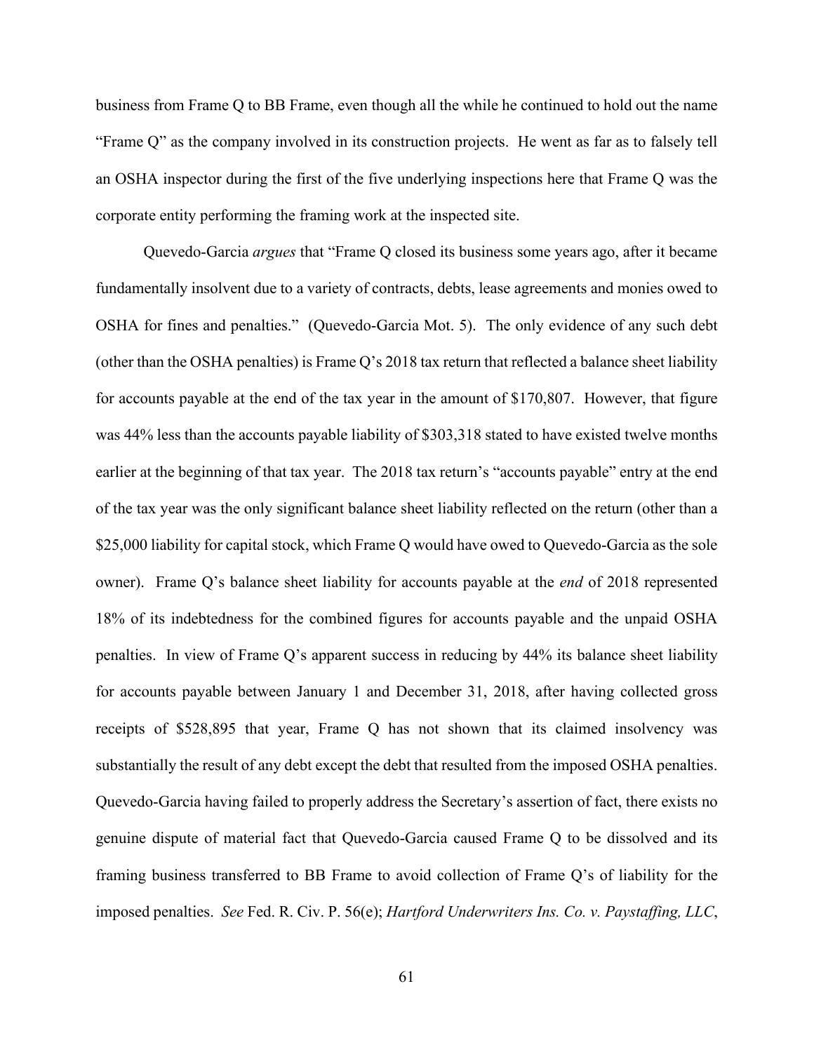business from Frame Q to BB Frame, even though all the while he continued to hold out the name "Frame Q" as the company involved in its construction projects. He went as far as to falsely tell an OSHA inspector during the first of the five underlying inspections here that Frame Q was the corporate entity performing the framing work at the inspected site.

Quevedo-Garcia *argues* that "Frame Q closed its business some years ago, after it became fundamentally insolvent due to a variety of contracts, debts, lease agreements and monies owed to OSHA for fines and penalties." (Quevedo-Garcia Mot. 5). The only evidence of any such debt (other than the OSHA penalties) is Frame Q's 2018 tax return that reflected a balance sheet liability for accounts payable at the end of the tax year in the amount of $170,807. However, that figure was 44% less than the accounts payable liability of $303,318 stated to have existed twelve months earlier at the beginning of that tax year. The 2018 tax return's "accounts payable" entry at the end of the tax year was the only significant balance sheet liability reflected on the return (other than a $25,000 liability for capital stock, which Frame Q would have owed to Quevedo-Garcia as the sole owner). Frame Q's balance sheet liability for accounts payable at the *end* of 2018 represented 18% of its indebtedness for the combined figures for accounts payable and the unpaid OSHA penalties. In view of Frame Q's apparent success in reducing by 44% its balance sheet liability for accounts payable between January 1 and December 31, 2018, after having collected gross receipts of $528,895 that year, Frame Q has not shown that its claimed insolvency was substantially the result of any debt except the debt that resulted from the imposed OSHA penalties. Quevedo-Garcia having failed to properly address the Secretary's assertion of fact, there exists no genuine dispute of material fact that Quevedo-Garcia caused Frame Q to be dissolved and its framing business transferred to BB Frame to avoid collection of Frame Q's of liability for the imposed penalties. *See* Fed. R. Civ. P. 56(e); *Hartford Underwriters Ins. Co. v. Paystaffing, LLC*,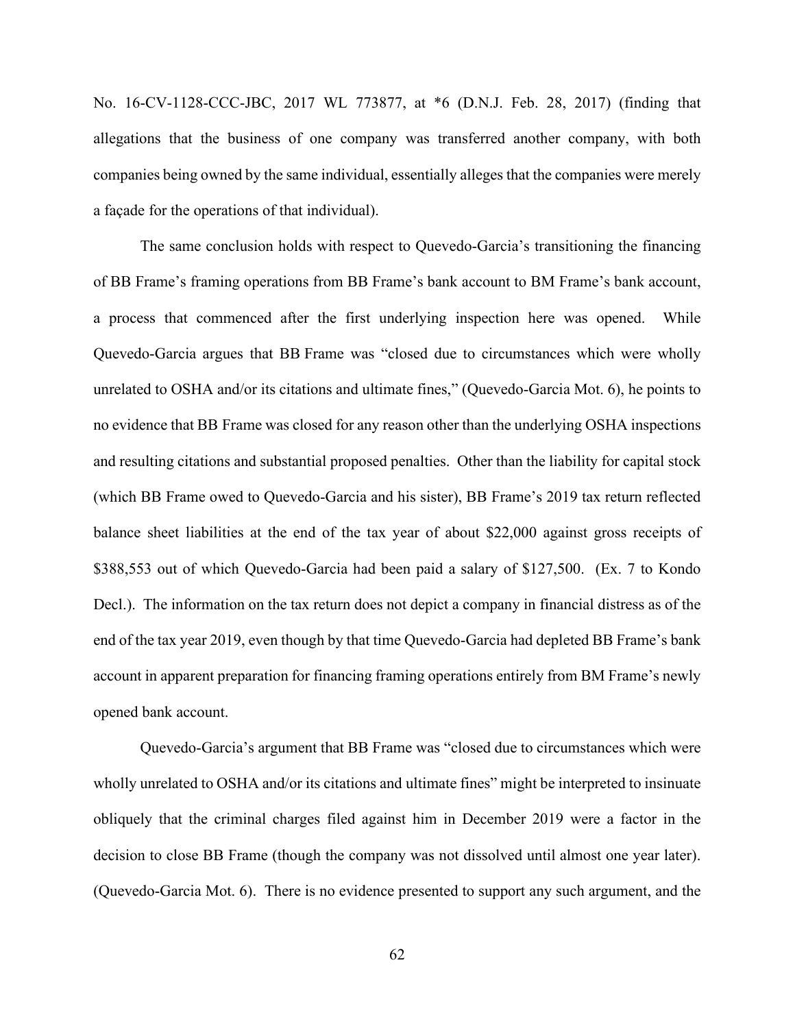No. 16-CV-1128-CCC-JBC, 2017 WL 773877, at *6 (D.N.J. Feb. 28, 2017) (finding that allegations that the business of one company was transferred another company, with both companies being owned by the same individual, essentially alleges that the companies were merely a façade for the operations of that individual).

The same conclusion holds with respect to Quevedo-Garcia's transitioning the financing of BB Frame's framing operations from BB Frame's bank account to BM Frame's bank account, a process that commenced after the first underlying inspection here was opened. While Quevedo-Garcia argues that BB Frame was "closed due to circumstances which were wholly unrelated to OSHA and/or its citations and ultimate fines," (Quevedo-Garcia Mot. 6), he points to no evidence that BB Frame was closed for any reason other than the underlying OSHA inspections and resulting citations and substantial proposed penalties. Other than the liability for capital stock (which BB Frame owed to Quevedo-Garcia and his sister), BB Frame's 2019 tax return reflected balance sheet liabilities at the end of the tax year of about $22,000 against gross receipts of $388,553 out of which Quevedo-Garcia had been paid a salary of $127,500. (Ex. 7 to Kondo Decl.). The information on the tax return does not depict a company in financial distress as of the end of the tax year 2019, even though by that time Quevedo-Garcia had depleted BB Frame's bank account in apparent preparation for financing framing operations entirely from BM Frame's newly opened bank account.

Quevedo-Garcia's argument that BB Frame was "closed due to circumstances which were wholly unrelated to OSHA and/or its citations and ultimate fines" might be interpreted to insinuate obliquely that the criminal charges filed against him in December 2019 were a factor in the decision to close BB Frame (though the company was not dissolved until almost one year later). (Quevedo-Garcia Mot. 6). There is no evidence presented to support any such argument, and the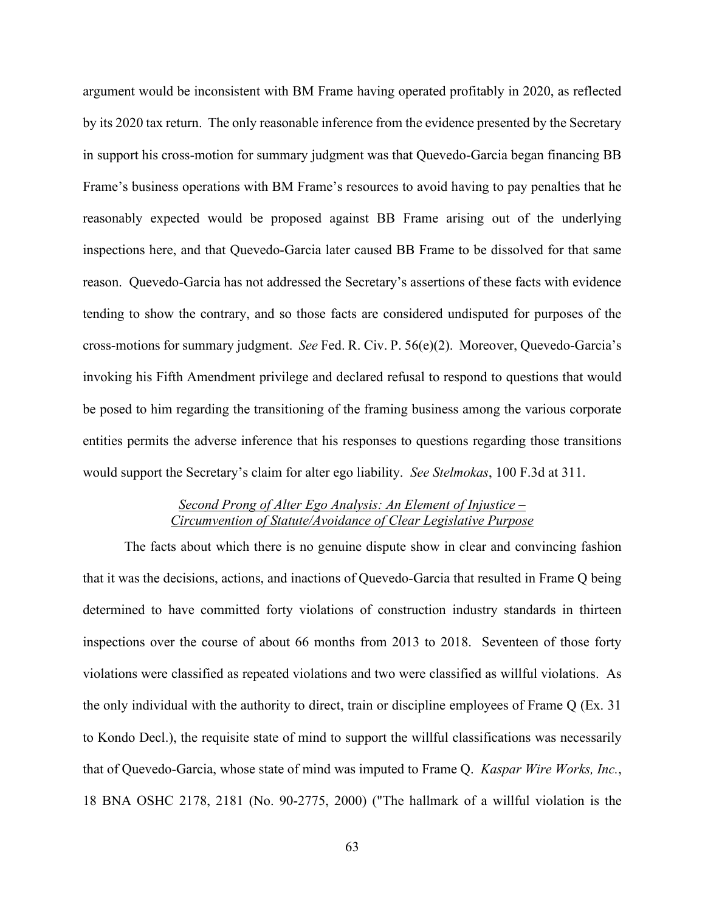argument would be inconsistent with BM Frame having operated profitably in 2020, as reflected by its 2020 tax return. The only reasonable inference from the evidence presented by the Secretary in support his cross-motion for summary judgment was that Quevedo-Garcia began financing BB Frame's business operations with BM Frame's resources to avoid having to pay penalties that he reasonably expected would be proposed against BB Frame arising out of the underlying inspections here, and that Quevedo-Garcia later caused BB Frame to be dissolved for that same reason. Quevedo-Garcia has not addressed the Secretary's assertions of these facts with evidence tending to show the contrary, and so those facts are considered undisputed for purposes of the cross-motions for summary judgment. *See* Fed. R. Civ. P. 56(e)(2). Moreover, Quevedo-Garcia's invoking his Fifth Amendment privilege and declared refusal to respond to questions that would be posed to him regarding the transitioning of the framing business among the various corporate entities permits the adverse inference that his responses to questions regarding those transitions would support the Secretary's claim for alter ego liability. *See Stelmokas*, 100 F.3d at 311.

<u>Second Prong of Alter Ego Analysis: An Element of Injustice – Circumvention of Statute/Avoidance of Clear Legislative Purpose</u>

The facts about which there is no genuine dispute show in clear and convincing fashion that it was the decisions, actions, and inactions of Quevedo-Garcia that resulted in Frame Q being determined to have committed forty violations of construction industry standards in thirteen inspections over the course of about 66 months from 2013 to 2018. Seventeen of those forty violations were classified as repeated violations and two were classified as willful violations. As the only individual with the authority to direct, train or discipline employees of Frame Q (Ex. 31 to Kondo Decl.), the requisite state of mind to support the willful classifications was necessarily that of Quevedo-Garcia, whose state of mind was imputed to Frame Q. *Kaspar Wire Works, Inc.*, 18 BNA OSHC 2178, 2181 (No. 90-2775, 2000) ("The hallmark of a willful violation is the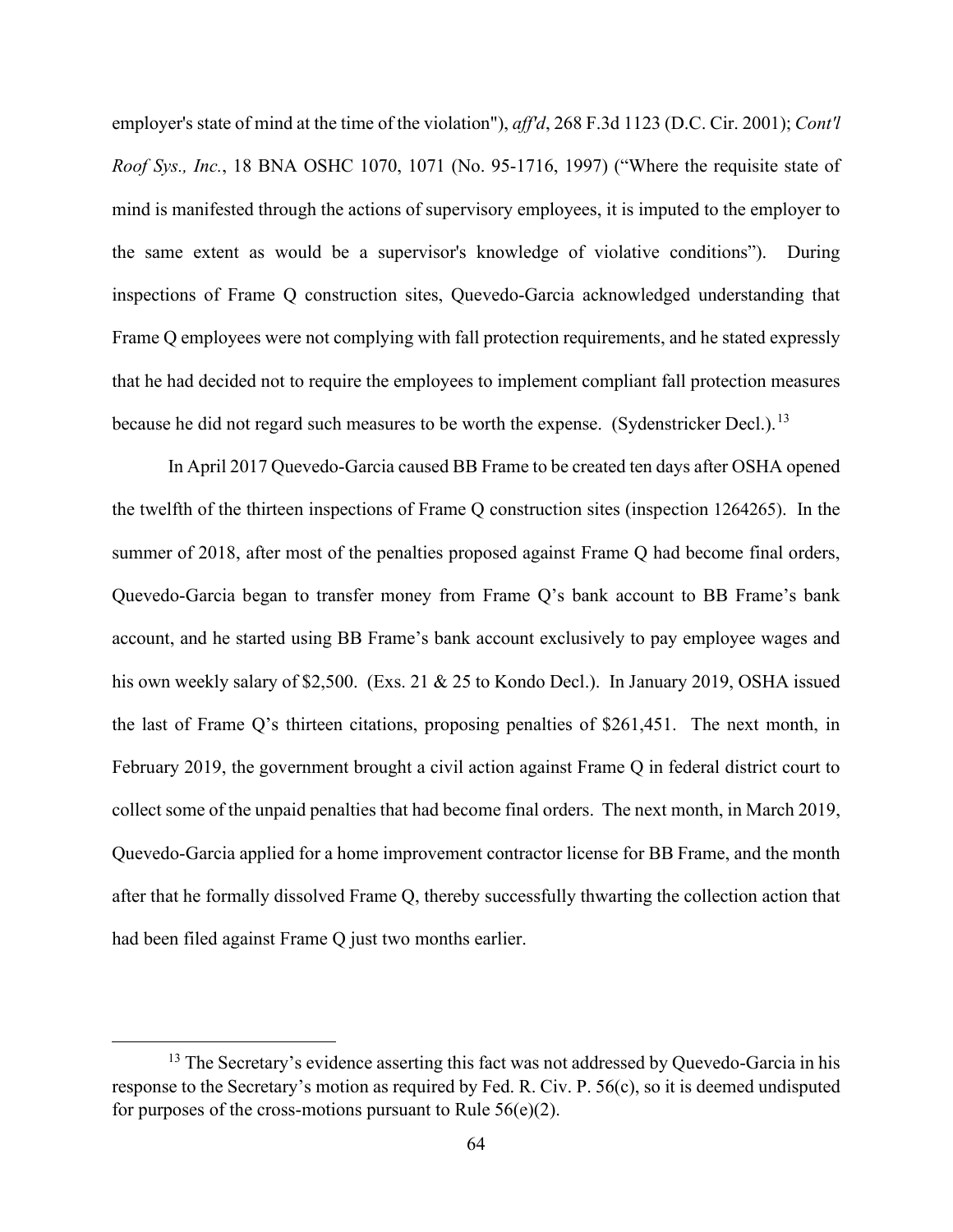employer's state of mind at the time of the violation"), *aff'd*, 268 F.3d 1123 (D.C. Cir. 2001); *Cont'l Roof Sys., Inc.*, 18 BNA OSHC 1070, 1071 (No. 95-1716, 1997) ("Where the requisite state of mind is manifested through the actions of supervisory employees, it is imputed to the employer to the same extent as would be a supervisor's knowledge of violative conditions"). During inspections of Frame Q construction sites, Quevedo-Garcia acknowledged understanding that Frame Q employees were not complying with fall protection requirements, and he stated expressly that he had decided not to require the employees to implement compliant fall protection measures because he did not regard such measures to be worth the expense. (Sydenstricker Decl.).[13]

In April 2017 Quevedo-Garcia caused BB Frame to be created ten days after OSHA opened the twelfth of the thirteen inspections of Frame Q construction sites (inspection 1264265). In the summer of 2018, after most of the penalties proposed against Frame Q had become final orders, Quevedo-Garcia began to transfer money from Frame Q's bank account to BB Frame's bank account, and he started using BB Frame's bank account exclusively to pay employee wages and his own weekly salary of $2,500. (Exs. 21 & 25 to Kondo Decl.). In January 2019, OSHA issued the last of Frame Q's thirteen citations, proposing penalties of $261,451. The next month, in February 2019, the government brought a civil action against Frame Q in federal district court to collect some of the unpaid penalties that had become final orders. The next month, in March 2019, Quevedo-Garcia applied for a home improvement contractor license for BB Frame, and the month after that he formally dissolved Frame Q, thereby successfully thwarting the collection action that had been filed against Frame Q just two months earlier.

---

[13] The Secretary's evidence asserting this fact was not addressed by Quevedo-Garcia in his response to the Secretary's motion as required by Fed. R. Civ. P. 56(c), so it is deemed undisputed for purposes of the cross-motions pursuant to Rule 56(e)(2).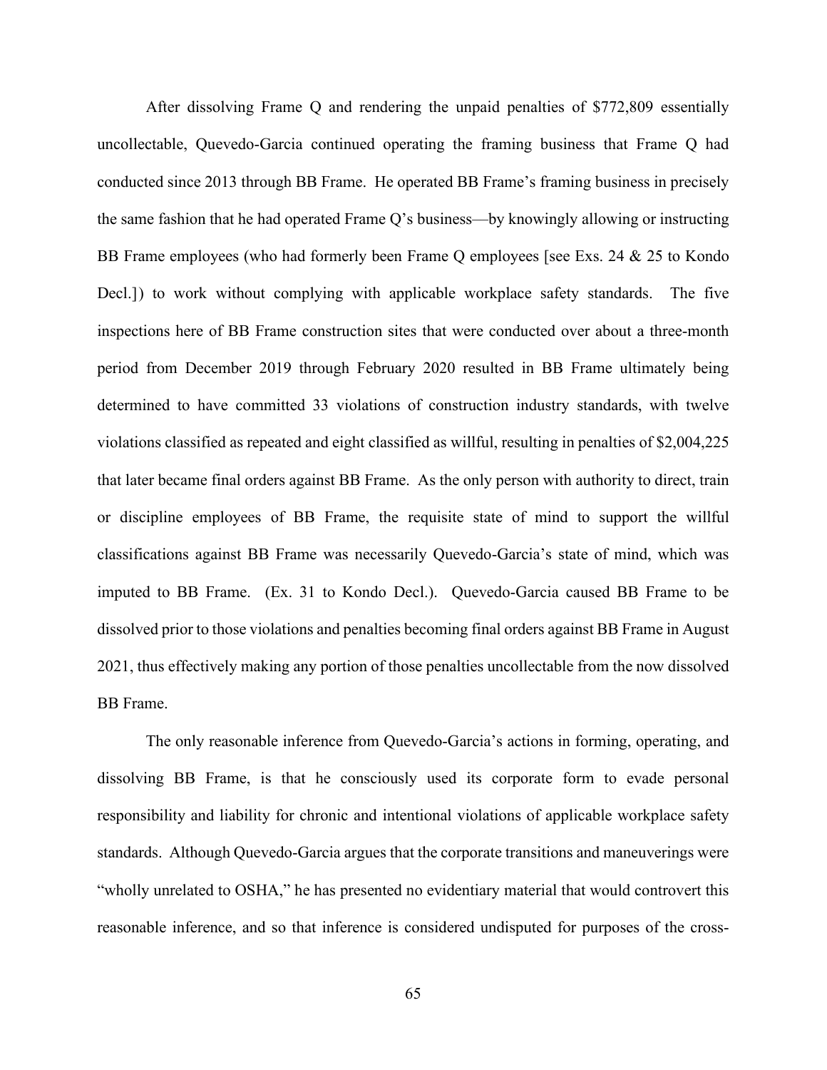After dissolving Frame Q and rendering the unpaid penalties of $772,809 essentially uncollectable, Quevedo-Garcia continued operating the framing business that Frame Q had conducted since 2013 through BB Frame. He operated BB Frame's framing business in precisely the same fashion that he had operated Frame Q's business—by knowingly allowing or instructing BB Frame employees (who had formerly been Frame Q employees [see Exs. 24 & 25 to Kondo Decl.]) to work without complying with applicable workplace safety standards. The five inspections here of BB Frame construction sites that were conducted over about a three-month period from December 2019 through February 2020 resulted in BB Frame ultimately being determined to have committed 33 violations of construction industry standards, with twelve violations classified as repeated and eight classified as willful, resulting in penalties of $2,004,225 that later became final orders against BB Frame. As the only person with authority to direct, train or discipline employees of BB Frame, the requisite state of mind to support the willful classifications against BB Frame was necessarily Quevedo-Garcia's state of mind, which was imputed to BB Frame. (Ex. 31 to Kondo Decl.). Quevedo-Garcia caused BB Frame to be dissolved prior to those violations and penalties becoming final orders against BB Frame in August 2021, thus effectively making any portion of those penalties uncollectable from the now dissolved BB Frame.

The only reasonable inference from Quevedo-Garcia's actions in forming, operating, and dissolving BB Frame, is that he consciously used its corporate form to evade personal responsibility and liability for chronic and intentional violations of applicable workplace safety standards. Although Quevedo-Garcia argues that the corporate transitions and maneuverings were "wholly unrelated to OSHA," he has presented no evidentiary material that would controvert this reasonable inference, and so that inference is considered undisputed for purposes of the cross-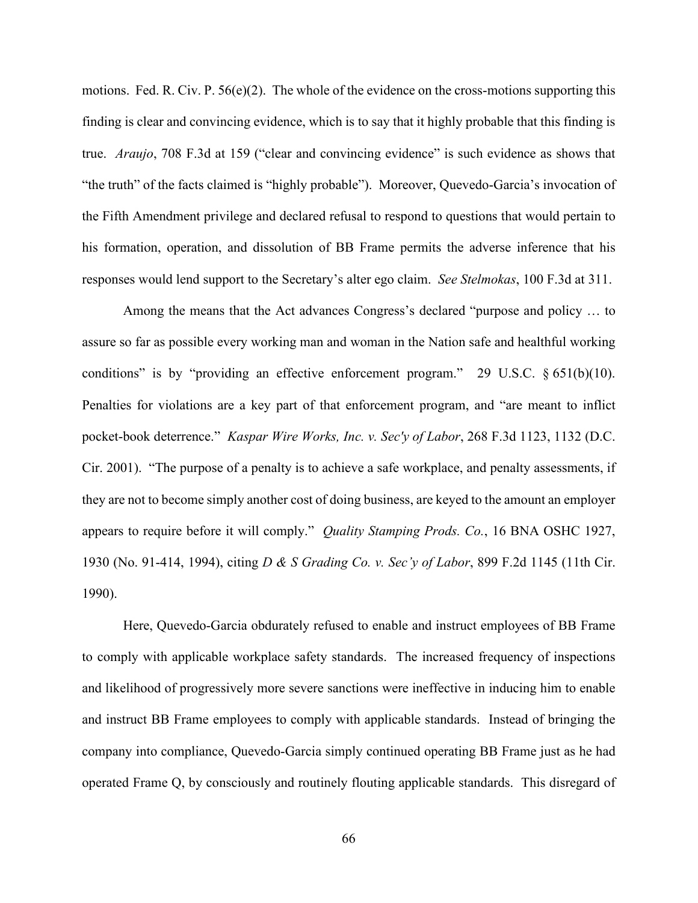motions. Fed. R. Civ. P. 56(e)(2). The whole of the evidence on the cross-motions supporting this finding is clear and convincing evidence, which is to say that it highly probable that this finding is true. *Araujo*, 708 F.3d at 159 ("clear and convincing evidence" is such evidence as shows that "the truth" of the facts claimed is "highly probable"). Moreover, Quevedo-Garcia's invocation of the Fifth Amendment privilege and declared refusal to respond to questions that would pertain to his formation, operation, and dissolution of BB Frame permits the adverse inference that his responses would lend support to the Secretary's alter ego claim. *See Stelmokas*, 100 F.3d at 311.

Among the means that the Act advances Congress's declared "purpose and policy … to assure so far as possible every working man and woman in the Nation safe and healthful working conditions" is by "providing an effective enforcement program." 29 U.S.C. § 651(b)(10). Penalties for violations are a key part of that enforcement program, and "are meant to inflict pocket-book deterrence." *Kaspar Wire Works, Inc. v. Sec'y of Labor*, 268 F.3d 1123, 1132 (D.C. Cir. 2001). "The purpose of a penalty is to achieve a safe workplace, and penalty assessments, if they are not to become simply another cost of doing business, are keyed to the amount an employer appears to require before it will comply." *Quality Stamping Prods. Co.*, 16 BNA OSHC 1927, 1930 (No. 91-414, 1994), citing *D & S Grading Co. v. Sec'y of Labor*, 899 F.2d 1145 (11th Cir. 1990).

Here, Quevedo-Garcia obdurately refused to enable and instruct employees of BB Frame to comply with applicable workplace safety standards. The increased frequency of inspections and likelihood of progressively more severe sanctions were ineffective in inducing him to enable and instruct BB Frame employees to comply with applicable standards. Instead of bringing the company into compliance, Quevedo-Garcia simply continued operating BB Frame just as he had operated Frame Q, by consciously and routinely flouting applicable standards. This disregard of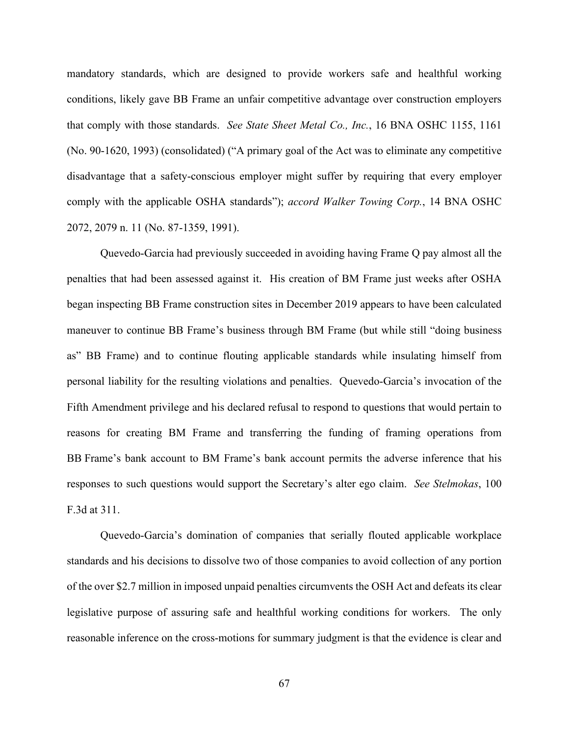mandatory standards, which are designed to provide workers safe and healthful working conditions, likely gave BB Frame an unfair competitive advantage over construction employers that comply with those standards. *See State Sheet Metal Co., Inc.*, 16 BNA OSHC 1155, 1161 (No. 90-1620, 1993) (consolidated) ("A primary goal of the Act was to eliminate any competitive disadvantage that a safety-conscious employer might suffer by requiring that every employer comply with the applicable OSHA standards"); *accord Walker Towing Corp.*, 14 BNA OSHC 2072, 2079 n. 11 (No. 87-1359, 1991).

Quevedo-Garcia had previously succeeded in avoiding having Frame Q pay almost all the penalties that had been assessed against it. His creation of BM Frame just weeks after OSHA began inspecting BB Frame construction sites in December 2019 appears to have been calculated maneuver to continue BB Frame's business through BM Frame (but while still "doing business as" BB Frame) and to continue flouting applicable standards while insulating himself from personal liability for the resulting violations and penalties. Quevedo-Garcia's invocation of the Fifth Amendment privilege and his declared refusal to respond to questions that would pertain to reasons for creating BM Frame and transferring the funding of framing operations from BB Frame's bank account to BM Frame's bank account permits the adverse inference that his responses to such questions would support the Secretary's alter ego claim. *See Stelmokas*, 100 F.3d at 311.

Quevedo-Garcia's domination of companies that serially flouted applicable workplace standards and his decisions to dissolve two of those companies to avoid collection of any portion of the over \$2.7 million in imposed unpaid penalties circumvents the OSH Act and defeats its clear legislative purpose of assuring safe and healthful working conditions for workers. The only reasonable inference on the cross-motions for summary judgment is that the evidence is clear and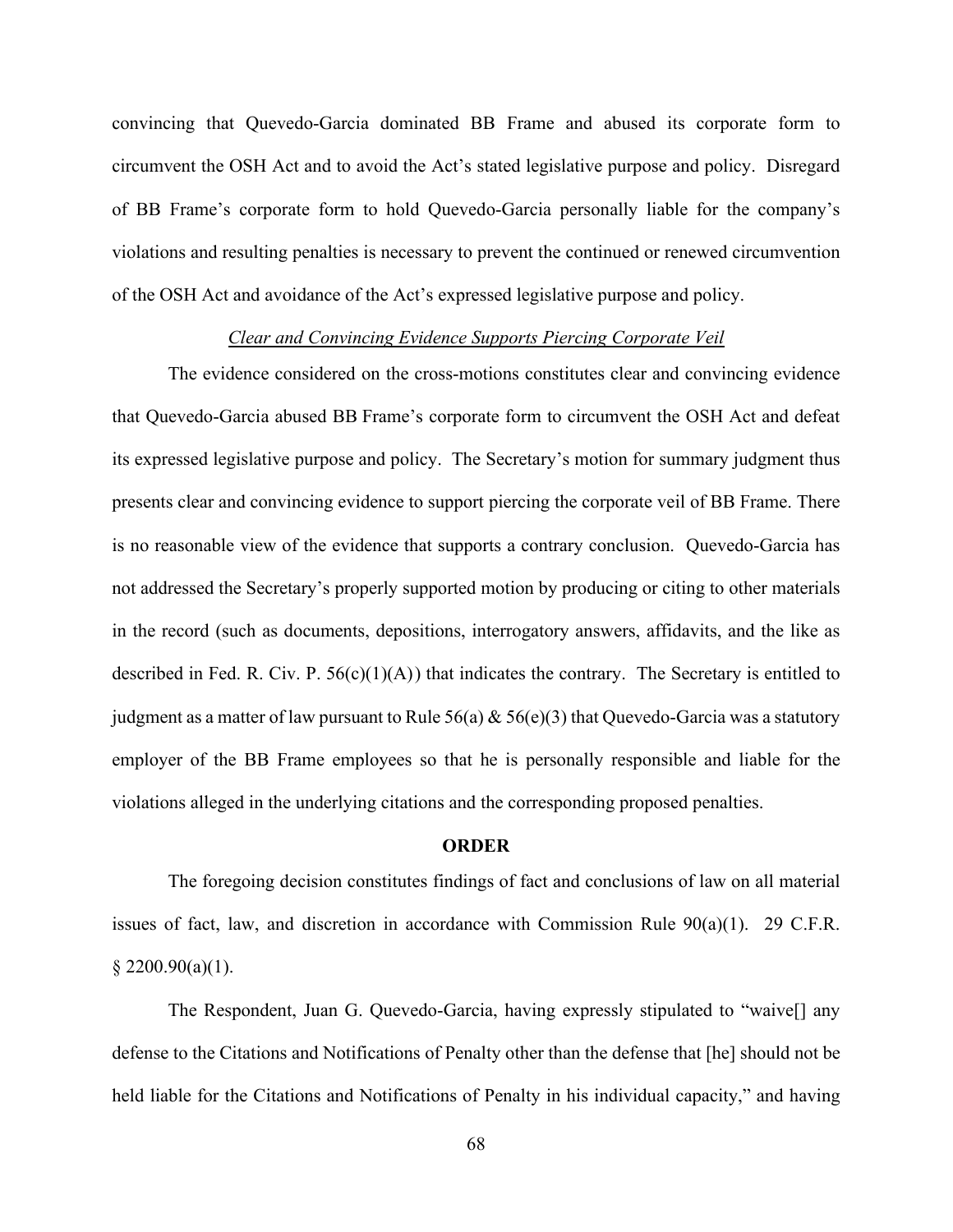convincing that Quevedo-Garcia dominated BB Frame and abused its corporate form to circumvent the OSH Act and to avoid the Act's stated legislative purpose and policy. Disregard of BB Frame's corporate form to hold Quevedo-Garcia personally liable for the company's violations and resulting penalties is necessary to prevent the continued or renewed circumvention of the OSH Act and avoidance of the Act's expressed legislative purpose and policy.

*Clear and Convincing Evidence Supports Piercing Corporate Veil*

The evidence considered on the cross-motions constitutes clear and convincing evidence that Quevedo-Garcia abused BB Frame's corporate form to circumvent the OSH Act and defeat its expressed legislative purpose and policy. The Secretary's motion for summary judgment thus presents clear and convincing evidence to support piercing the corporate veil of BB Frame. There is no reasonable view of the evidence that supports a contrary conclusion. Quevedo-Garcia has not addressed the Secretary's properly supported motion by producing or citing to other materials in the record (such as documents, depositions, interrogatory answers, affidavits, and the like as described in Fed. R. Civ. P. 56(c)(1)(A)) that indicates the contrary. The Secretary is entitled to judgment as a matter of law pursuant to Rule 56(a) & 56(e)(3) that Quevedo-Garcia was a statutory employer of the BB Frame employees so that he is personally responsible and liable for the violations alleged in the underlying citations and the corresponding proposed penalties.

## ORDER

The foregoing decision constitutes findings of fact and conclusions of law on all material issues of fact, law, and discretion in accordance with Commission Rule 90(a)(1). 29 C.F.R. § 2200.90(a)(1).

The Respondent, Juan G. Quevedo-Garcia, having expressly stipulated to "waive[] any defense to the Citations and Notifications of Penalty other than the defense that [he] should not be held liable for the Citations and Notifications of Penalty in his individual capacity," and having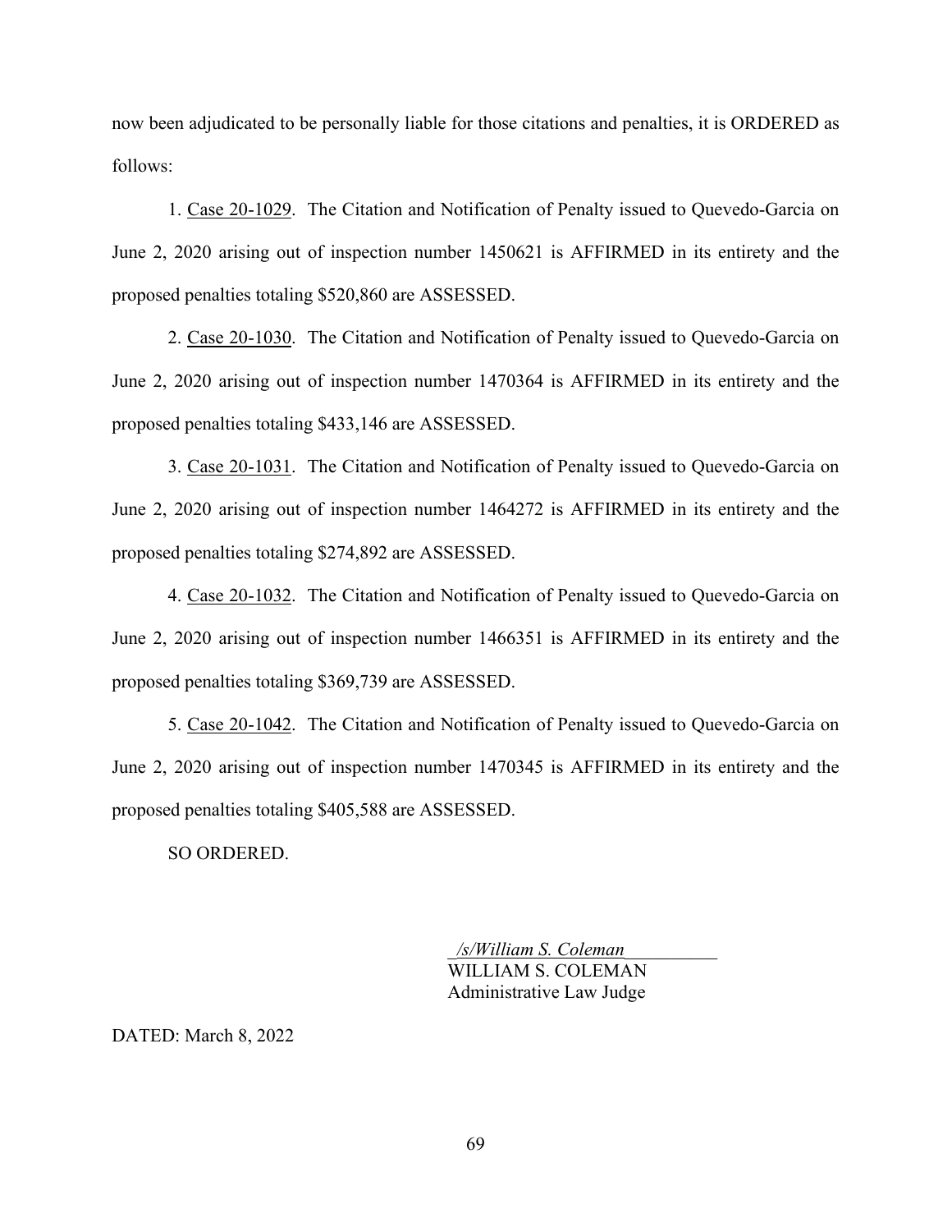now been adjudicated to be personally liable for those citations and penalties, it is ORDERED as follows:

1. Case 20-1029. The Citation and Notification of Penalty issued to Quevedo-Garcia on June 2, 2020 arising out of inspection number 1450621 is AFFIRMED in its entirety and the proposed penalties totaling $520,860 are ASSESSED.

2. Case 20-1030. The Citation and Notification of Penalty issued to Quevedo-Garcia on June 2, 2020 arising out of inspection number 1470364 is AFFIRMED in its entirety and the proposed penalties totaling $433,146 are ASSESSED.

3. Case 20-1031. The Citation and Notification of Penalty issued to Quevedo-Garcia on June 2, 2020 arising out of inspection number 1464272 is AFFIRMED in its entirety and the proposed penalties totaling $274,892 are ASSESSED.

4. Case 20-1032. The Citation and Notification of Penalty issued to Quevedo-Garcia on June 2, 2020 arising out of inspection number 1466351 is AFFIRMED in its entirety and the proposed penalties totaling $369,739 are ASSESSED.

5. Case 20-1042. The Citation and Notification of Penalty issued to Quevedo-Garcia on June 2, 2020 arising out of inspection number 1470345 is AFFIRMED in its entirety and the proposed penalties totaling $405,588 are ASSESSED.

SO ORDERED.

*/s/William S. Coleman*
WILLIAM S. COLEMAN
Administrative Law Judge

DATED: March 8, 2022